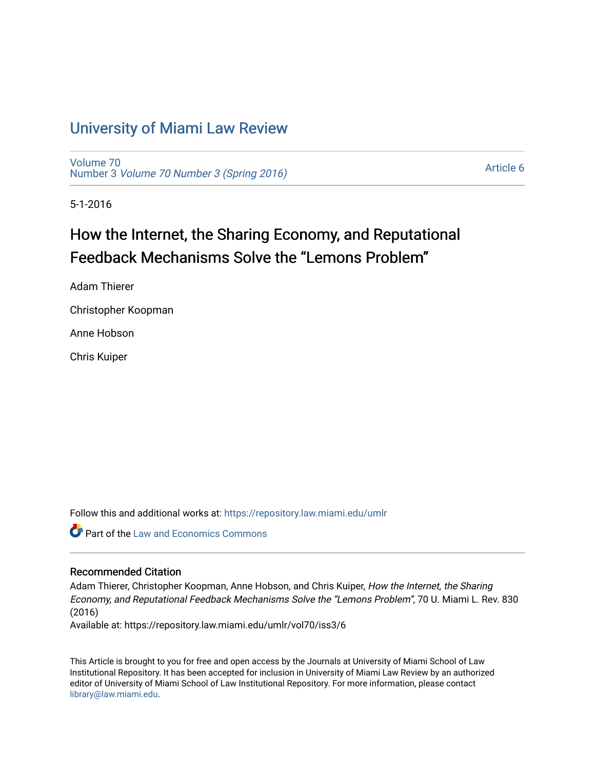# University of Miami Law Review

Volume 70
Number 3 *Volume 70 Number 3 (Spring 2016)*

Article 6

5-1-2016

## How the Internet, the Sharing Economy, and Reputational Feedback Mechanisms Solve the "Lemons Problem"

Adam Thierer

Christopher Koopman

Anne Hobson

Chris Kuiper

Follow this and additional works at: https://repository.law.miami.edu/umlr

Part of the Law and Economics Commons

### Recommended Citation

Adam Thierer, Christopher Koopman, Anne Hobson, and Chris Kuiper, *How the Internet, the Sharing Economy, and Reputational Feedback Mechanisms Solve the "Lemons Problem"*, 70 U. Miami L. Rev. 830 (2016)
Available at: https://repository.law.miami.edu/umlr/vol70/iss3/6

This Article is brought to you for free and open access by the Journals at University of Miami School of Law Institutional Repository. It has been accepted for inclusion in University of Miami Law Review by an authorized editor of University of Miami School of Law Institutional Repository. For more information, please contact library@law.miami.edu.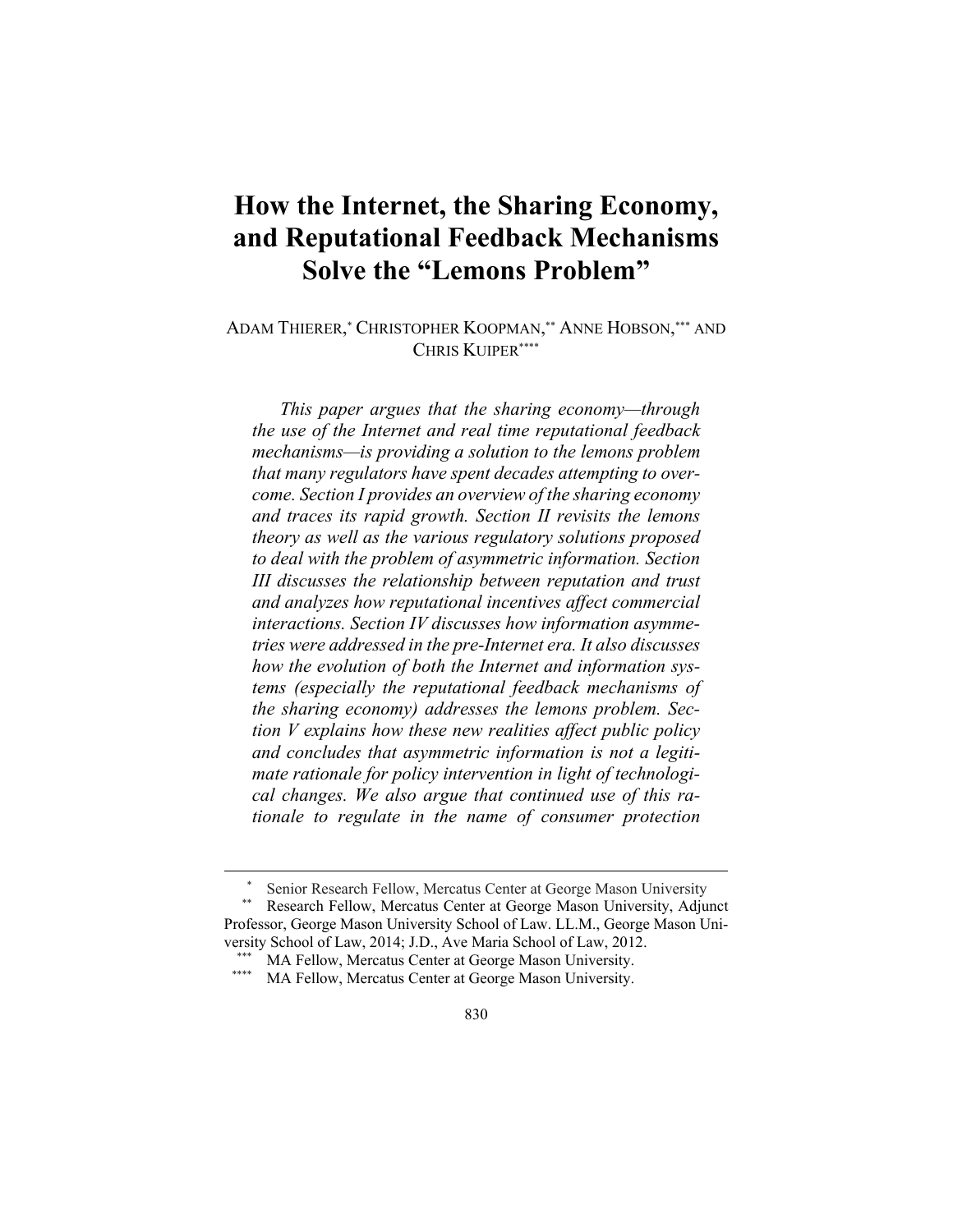# How the Internet, the Sharing Economy, and Reputational Feedback Mechanisms Solve the "Lemons Problem"

ADAM THIERER,[*] CHRISTOPHER KOOPMAN,[**] ANNE HOBSON,[***] AND CHRIS KUIPER[****]

*This paper argues that the sharing economy—through the use of the Internet and real time reputational feedback mechanisms—is providing a solution to the lemons problem that many regulators have spent decades attempting to overcome. Section I provides an overview of the sharing economy and traces its rapid growth. Section II revisits the lemons theory as well as the various regulatory solutions proposed to deal with the problem of asymmetric information. Section III discusses the relationship between reputation and trust and analyzes how reputational incentives affect commercial interactions. Section IV discusses how information asymmetries were addressed in the pre-Internet era. It also discusses how the evolution of both the Internet and information systems (especially the reputational feedback mechanisms of the sharing economy) addresses the lemons problem. Section V explains how these new realities affect public policy and concludes that asymmetric information is not a legitimate rationale for policy intervention in light of technological changes. We also argue that continued use of this rationale to regulate in the name of consumer protection*

---

[*] Senior Research Fellow, Mercatus Center at George Mason University

[**] Research Fellow, Mercatus Center at George Mason University, Adjunct Professor, George Mason University School of Law. LL.M., George Mason University School of Law, 2014; J.D., Ave Maria School of Law, 2012.

[***] MA Fellow, Mercatus Center at George Mason University.

[****] MA Fellow, Mercatus Center at George Mason University.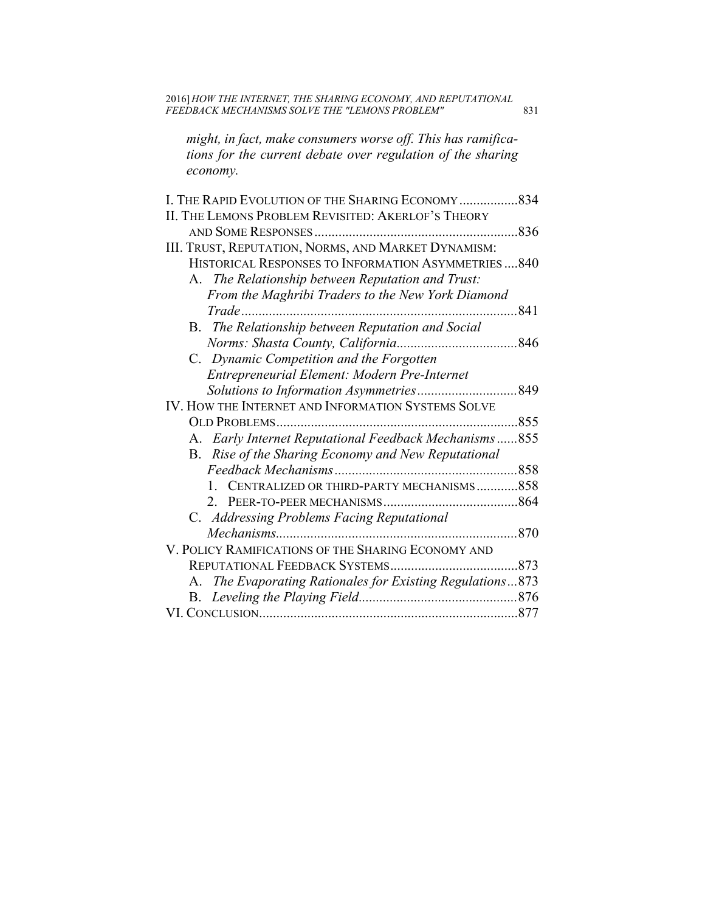*might, in fact, make consumers worse off. This has ramifications for the current debate over regulation of the sharing economy.*

I. The Rapid Evolution of the Sharing Economy .................834
II. The Lemons Problem Revisited: Akerlof's Theory and Some Responses ...........................................................836
III. Trust, Reputation, Norms, and Market Dynamism: Historical Responses to Information Asymmetries ....840
- A. *The Relationship between Reputation and Trust: From the Maghribi Traders to the New York Diamond Trade* ..............................................................................841
- B. *The Relationship between Reputation and Social Norms: Shasta County, California*...................................846
- C. *Dynamic Competition and the Forgotten Entrepreneurial Element: Modern Pre-Internet Solutions to Information Asymmetries*.............................849

IV. How the Internet and Information Systems Solve Old Problems......................................................................855
- A. *Early Internet Reputational Feedback Mechanisms*......855
- B. *Rise of the Sharing Economy and New Reputational Feedback Mechanisms*.....................................................858
  1. Centralized or third-party mechanisms ............858
  2. Peer-to-peer mechanisms.......................................864
- C. *Addressing Problems Facing Reputational Mechanisms*......................................................................870

V. Policy Ramifications of the Sharing Economy and Reputational Feedback Systems.....................................873
- A. *The Evaporating Rationales for Existing Regulations*...873
- B. *Leveling the Playing Field*.............................................876

VI. Conclusion...........................................................................877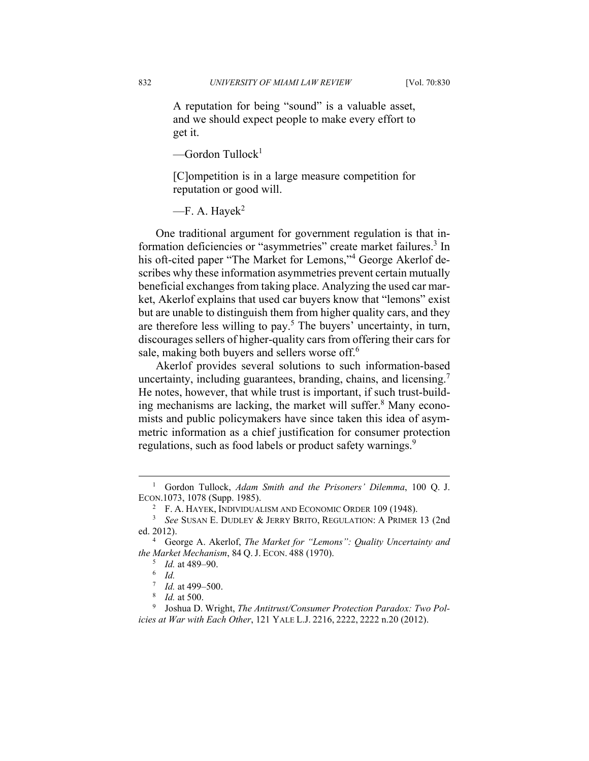> A reputation for being "sound" is a valuable asset, and we should expect people to make every effort to get it.
>
> —Gordon Tullock[1]

> [C]ompetition is in a large measure competition for reputation or good will.
>
> —F. A. Hayek[2]

One traditional argument for government regulation is that information deficiencies or "asymmetries" create market failures.[3] In his oft-cited paper "The Market for Lemons,"[4] George Akerlof describes why these information asymmetries prevent certain mutually beneficial exchanges from taking place. Analyzing the used car market, Akerlof explains that used car buyers know that "lemons" exist but are unable to distinguish them from higher quality cars, and they are therefore less willing to pay.[5] The buyers' uncertainty, in turn, discourages sellers of higher-quality cars from offering their cars for sale, making both buyers and sellers worse off.[6]

Akerlof provides several solutions to such information-based uncertainty, including guarantees, branding, chains, and licensing.[7] He notes, however, that while trust is important, if such trust-building mechanisms are lacking, the market will suffer.[8] Many economists and public policymakers have since taken this idea of asymmetric information as a chief justification for consumer protection regulations, such as food labels or product safety warnings.[9]

---

[1] Gordon Tullock, *Adam Smith and the Prisoners' Dilemma*, 100 Q. J. ECON.1073, 1078 (Supp. 1985).

[2] F. A. HAYEK, INDIVIDUALISM AND ECONOMIC ORDER 109 (1948).

[3] *See* SUSAN E. DUDLEY & JERRY BRITO, REGULATION: A PRIMER 13 (2nd ed. 2012).

[4] George A. Akerlof, *The Market for "Lemons": Quality Uncertainty and the Market Mechanism*, 84 Q. J. ECON. 488 (1970).

[5] *Id.* at 489–90.

[6] *Id.*

[7] *Id.* at 499–500.

[8] *Id.* at 500.

[9] Joshua D. Wright, *The Antitrust/Consumer Protection Paradox: Two Policies at War with Each Other*, 121 YALE L.J. 2216, 2222, 2222 n.20 (2012).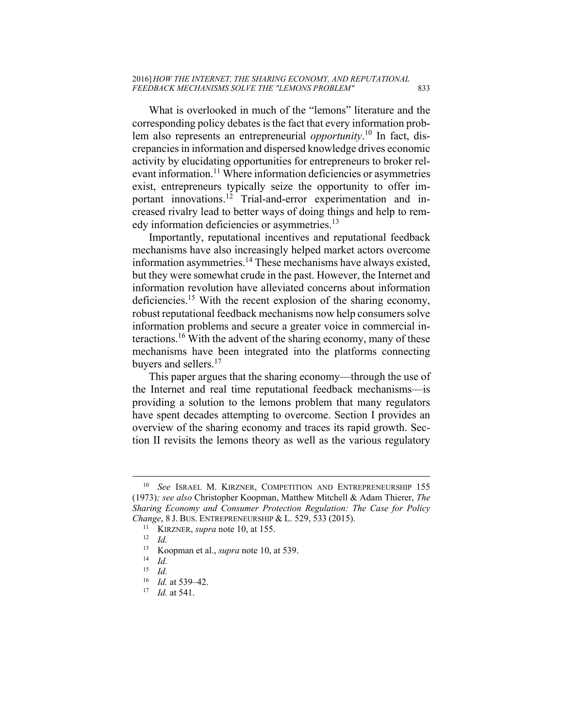What is overlooked in much of the "lemons" literature and the corresponding policy debates is the fact that every information problem also represents an entrepreneurial *opportunity*.[10] In fact, discrepancies in information and dispersed knowledge drives economic activity by elucidating opportunities for entrepreneurs to broker relevant information.[11] Where information deficiencies or asymmetries exist, entrepreneurs typically seize the opportunity to offer important innovations.[12] Trial-and-error experimentation and increased rivalry lead to better ways of doing things and help to remedy information deficiencies or asymmetries.[13]

Importantly, reputational incentives and reputational feedback mechanisms have also increasingly helped market actors overcome information asymmetries.[14] These mechanisms have always existed, but they were somewhat crude in the past. However, the Internet and information revolution have alleviated concerns about information deficiencies.[15] With the recent explosion of the sharing economy, robust reputational feedback mechanisms now help consumers solve information problems and secure a greater voice in commercial interactions.[16] With the advent of the sharing economy, many of these mechanisms have been integrated into the platforms connecting buyers and sellers.[17]

This paper argues that the sharing economy—through the use of the Internet and real time reputational feedback mechanisms—is providing a solution to the lemons problem that many regulators have spent decades attempting to overcome. Section I provides an overview of the sharing economy and traces its rapid growth. Section II revisits the lemons theory as well as the various regulatory

---

[10] *See* ISRAEL M. KIRZNER, COMPETITION AND ENTREPRENEURSHIP 155 (1973)*; see also* Christopher Koopman, Matthew Mitchell & Adam Thierer, *The Sharing Economy and Consumer Protection Regulation: The Case for Policy Change*, 8 J. BUS. ENTREPRENEURSHIP & L. 529, 533 (2015).

[11] KIRZNER, *supra* note 10, at 155.

[12] *Id.*

[13] Koopman et al., *supra* note 10, at 539.

[14] *Id.*

[15] *Id.*

[16] *Id.* at 539–42.

[17] *Id.* at 541.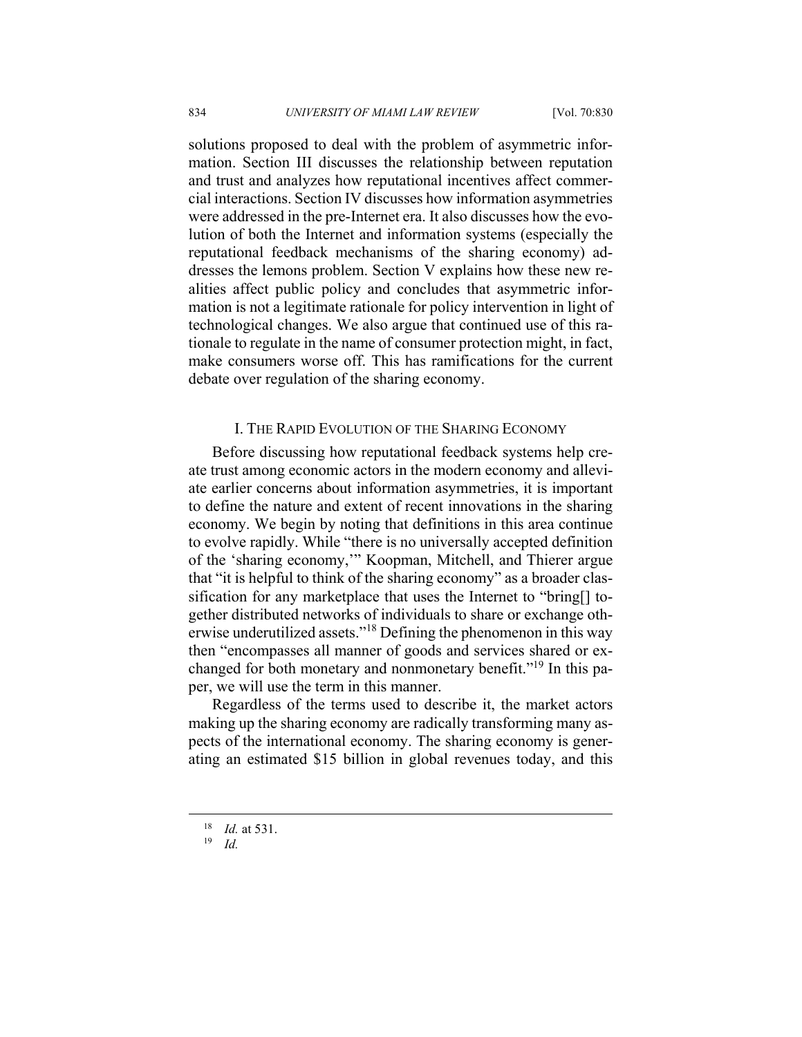solutions proposed to deal with the problem of asymmetric information. Section III discusses the relationship between reputation and trust and analyzes how reputational incentives affect commercial interactions. Section IV discusses how information asymmetries were addressed in the pre-Internet era. It also discusses how the evolution of both the Internet and information systems (especially the reputational feedback mechanisms of the sharing economy) addresses the lemons problem. Section V explains how these new realities affect public policy and concludes that asymmetric information is not a legitimate rationale for policy intervention in light of technological changes. We also argue that continued use of this rationale to regulate in the name of consumer protection might, in fact, make consumers worse off. This has ramifications for the current debate over regulation of the sharing economy.

## I. The Rapid Evolution of the Sharing Economy

Before discussing how reputational feedback systems help create trust among economic actors in the modern economy and alleviate earlier concerns about information asymmetries, it is important to define the nature and extent of recent innovations in the sharing economy. We begin by noting that definitions in this area continue to evolve rapidly. While "there is no universally accepted definition of the 'sharing economy,'" Koopman, Mitchell, and Thierer argue that "it is helpful to think of the sharing economy" as a broader classification for any marketplace that uses the Internet to "bring[] together distributed networks of individuals to share or exchange otherwise underutilized assets."[18] Defining the phenomenon in this way then "encompasses all manner of goods and services shared or exchanged for both monetary and nonmonetary benefit."[19] In this paper, we will use the term in this manner.

Regardless of the terms used to describe it, the market actors making up the sharing economy are radically transforming many aspects of the international economy. The sharing economy is generating an estimated $15 billion in global revenues today, and this

---

[18] *Id.* at 531.

[19] *Id.*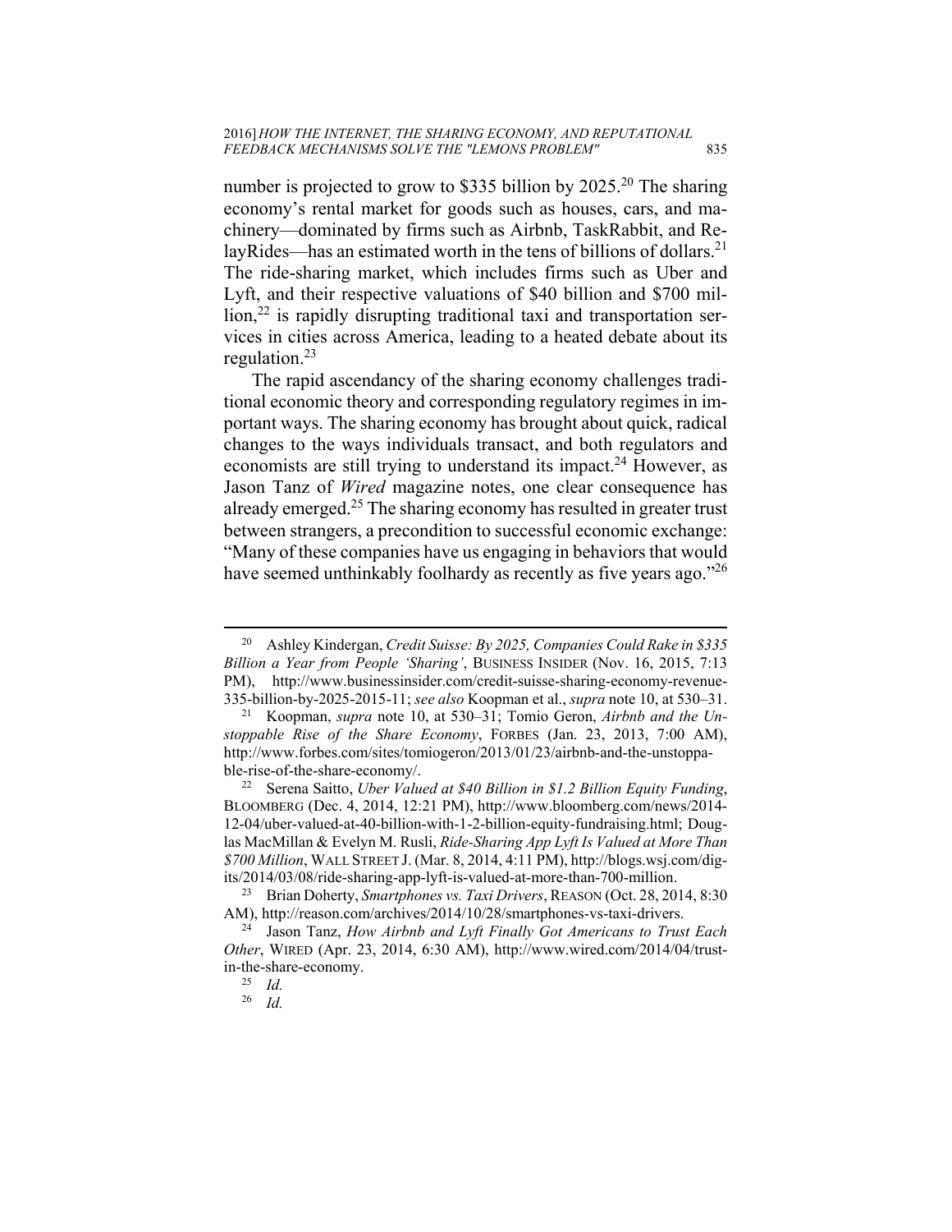number is projected to grow to $335 billion by 2025.[20] The sharing economy's rental market for goods such as houses, cars, and machinery—dominated by firms such as Airbnb, TaskRabbit, and RelayRides—has an estimated worth in the tens of billions of dollars.[21] The ride-sharing market, which includes firms such as Uber and Lyft, and their respective valuations of $40 billion and $700 million,[22] is rapidly disrupting traditional taxi and transportation services in cities across America, leading to a heated debate about its regulation.[23]

The rapid ascendancy of the sharing economy challenges traditional economic theory and corresponding regulatory regimes in important ways. The sharing economy has brought about quick, radical changes to the ways individuals transact, and both regulators and economists are still trying to understand its impact.[24] However, as Jason Tanz of *Wired* magazine notes, one clear consequence has already emerged.[25] The sharing economy has resulted in greater trust between strangers, a precondition to successful economic exchange: "Many of these companies have us engaging in behaviors that would have seemed unthinkably foolhardy as recently as five years ago."[26]

---

[20] Ashley Kindergan, *Credit Suisse: By 2025, Companies Could Rake in $335 Billion a Year from People 'Sharing'*, BUSINESS INSIDER (Nov. 16, 2015, 7:13 PM), http://www.businessinsider.com/credit-suisse-sharing-economy-revenue-335-billion-by-2025-2015-11; *see also* Koopman et al., *supra* note 10, at 530–31.

[21] Koopman, *supra* note 10, at 530–31; Tomio Geron, *Airbnb and the Unstoppable Rise of the Share Economy*, FORBES (Jan. 23, 2013, 7:00 AM), http://www.forbes.com/sites/tomiogeron/2013/01/23/airbnb-and-the-unstoppable-rise-of-the-share-economy/.

[22] Serena Saitto, *Uber Valued at $40 Billion in $1.2 Billion Equity Funding*, BLOOMBERG (Dec. 4, 2014, 12:21 PM), http://www.bloomberg.com/news/2014-12-04/uber-valued-at-40-billion-with-1-2-billion-equity-fundraising.html; Douglas MacMillan & Evelyn M. Rusli, *Ride-Sharing App Lyft Is Valued at More Than $700 Million*, WALL STREET J. (Mar. 8, 2014, 4:11 PM), http://blogs.wsj.com/digits/2014/03/08/ride-sharing-app-lyft-is-valued-at-more-than-700-million.

[23] Brian Doherty, *Smartphones vs. Taxi Drivers*, REASON (Oct. 28, 2014, 8:30 AM), http://reason.com/archives/2014/10/28/smartphones-vs-taxi-drivers.

[24] Jason Tanz, *How Airbnb and Lyft Finally Got Americans to Trust Each Other*, WIRED (Apr. 23, 2014, 6:30 AM), http://www.wired.com/2014/04/trust-in-the-share-economy.

[25] *Id.*

[26] *Id.*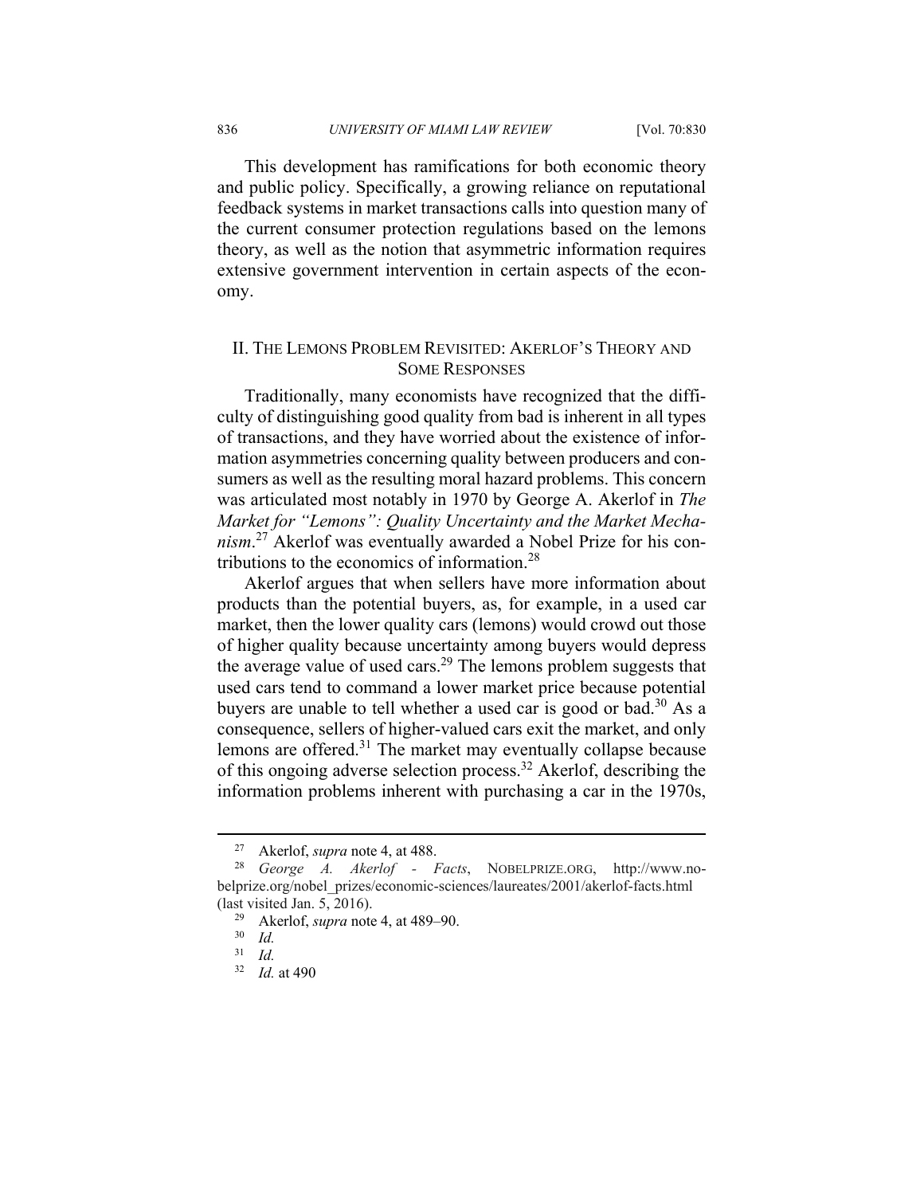This development has ramifications for both economic theory and public policy. Specifically, a growing reliance on reputational feedback systems in market transactions calls into question many of the current consumer protection regulations based on the lemons theory, as well as the notion that asymmetric information requires extensive government intervention in certain aspects of the economy.

## II. The Lemons Problem Revisited: Akerlof's Theory and Some Responses

Traditionally, many economists have recognized that the difficulty of distinguishing good quality from bad is inherent in all types of transactions, and they have worried about the existence of information asymmetries concerning quality between producers and consumers as well as the resulting moral hazard problems. This concern was articulated most notably in 1970 by George A. Akerlof in *The Market for "Lemons": Quality Uncertainty and the Market Mechanism*.[27] Akerlof was eventually awarded a Nobel Prize for his contributions to the economics of information.[28]

Akerlof argues that when sellers have more information about products than the potential buyers, as, for example, in a used car market, then the lower quality cars (lemons) would crowd out those of higher quality because uncertainty among buyers would depress the average value of used cars.[29] The lemons problem suggests that used cars tend to command a lower market price because potential buyers are unable to tell whether a used car is good or bad.[30] As a consequence, sellers of higher-valued cars exit the market, and only lemons are offered.[31] The market may eventually collapse because of this ongoing adverse selection process.[32] Akerlof, describing the information problems inherent with purchasing a car in the 1970s,

---

[27] Akerlof, *supra* note 4, at 488.

[28] *George A. Akerlof - Facts*, NOBELPRIZE.ORG, http://www.nobelprize.org/nobel_prizes/economic-sciences/laureates/2001/akerlof-facts.html (last visited Jan. 5, 2016).

[29] Akerlof, *supra* note 4, at 489–90.

[30] *Id.*

[31] *Id.*

[32] *Id.* at 490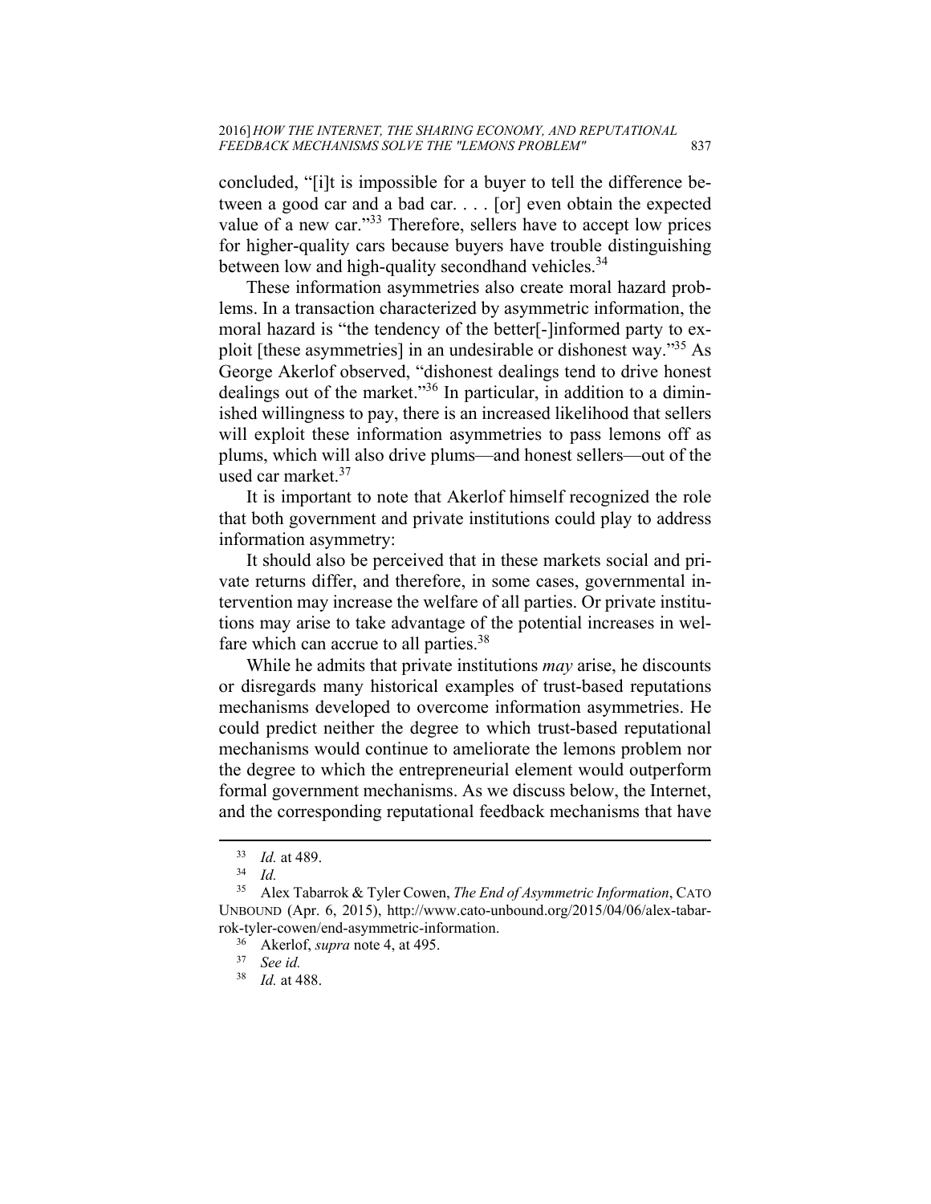concluded, "[i]t is impossible for a buyer to tell the difference between a good car and a bad car. . . . [or] even obtain the expected value of a new car."[33] Therefore, sellers have to accept low prices for higher-quality cars because buyers have trouble distinguishing between low and high-quality secondhand vehicles.[34]

These information asymmetries also create moral hazard problems. In a transaction characterized by asymmetric information, the moral hazard is "the tendency of the better[-]informed party to exploit [these asymmetries] in an undesirable or dishonest way."[35] As George Akerlof observed, "dishonest dealings tend to drive honest dealings out of the market."[36] In particular, in addition to a diminished willingness to pay, there is an increased likelihood that sellers will exploit these information asymmetries to pass lemons off as plums, which will also drive plums—and honest sellers—out of the used car market.[37]

It is important to note that Akerlof himself recognized the role that both government and private institutions could play to address information asymmetry:

> It should also be perceived that in these markets social and private returns differ, and therefore, in some cases, governmental intervention may increase the welfare of all parties. Or private institutions may arise to take advantage of the potential increases in welfare which can accrue to all parties.[38]

While he admits that private institutions *may* arise, he discounts or disregards many historical examples of trust-based reputations mechanisms developed to overcome information asymmetries. He could predict neither the degree to which trust-based reputational mechanisms would continue to ameliorate the lemons problem nor the degree to which the entrepreneurial element would outperform formal government mechanisms. As we discuss below, the Internet, and the corresponding reputational feedback mechanisms that have

---

[33] *Id.* at 489.

[34] *Id.*

[35] Alex Tabarrok & Tyler Cowen, *The End of Asymmetric Information*, CATO UNBOUND (Apr. 6, 2015), http://www.cato-unbound.org/2015/04/06/alex-tabarrok-tyler-cowen/end-asymmetric-information.

[36] Akerlof, *supra* note 4, at 495.

[37] *See id.*

[38] *Id.* at 488.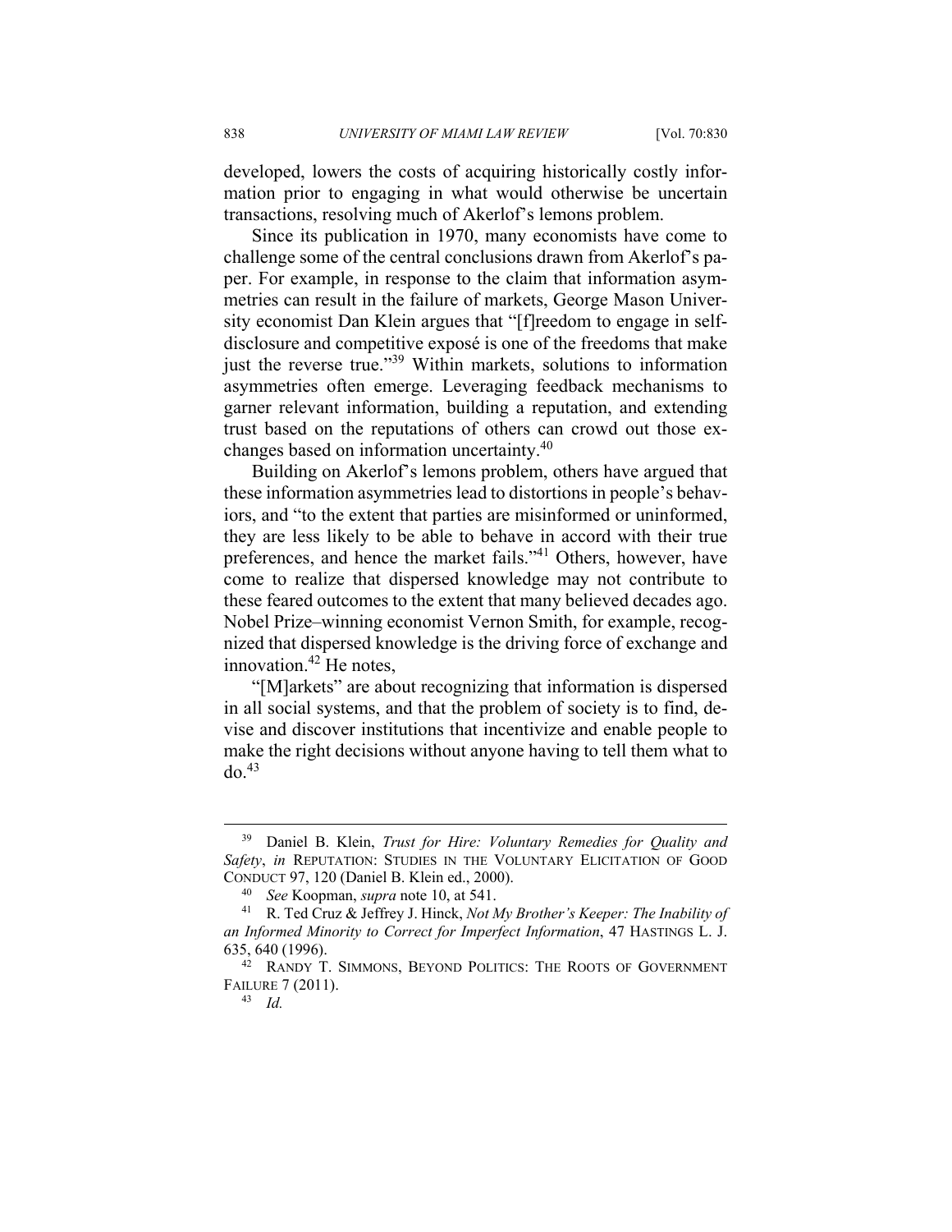developed, lowers the costs of acquiring historically costly information prior to engaging in what would otherwise be uncertain transactions, resolving much of Akerlof's lemons problem.

Since its publication in 1970, many economists have come to challenge some of the central conclusions drawn from Akerlof's paper. For example, in response to the claim that information asymmetries can result in the failure of markets, George Mason University economist Dan Klein argues that "[f]reedom to engage in self-disclosure and competitive exposé is one of the freedoms that make just the reverse true."[39] Within markets, solutions to information asymmetries often emerge. Leveraging feedback mechanisms to garner relevant information, building a reputation, and extending trust based on the reputations of others can crowd out those exchanges based on information uncertainty.[40]

Building on Akerlof's lemons problem, others have argued that these information asymmetries lead to distortions in people's behaviors, and "to the extent that parties are misinformed or uninformed, they are less likely to be able to behave in accord with their true preferences, and hence the market fails."[41] Others, however, have come to realize that dispersed knowledge may not contribute to these feared outcomes to the extent that many believed decades ago. Nobel Prize–winning economist Vernon Smith, for example, recognized that dispersed knowledge is the driving force of exchange and innovation.[42] He notes,

"[M]arkets" are about recognizing that information is dispersed in all social systems, and that the problem of society is to find, devise and discover institutions that incentivize and enable people to make the right decisions without anyone having to tell them what to do.[43]

---

[39] Daniel B. Klein, *Trust for Hire: Voluntary Remedies for Quality and Safety*, *in* REPUTATION: STUDIES IN THE VOLUNTARY ELICITATION OF GOOD CONDUCT 97, 120 (Daniel B. Klein ed., 2000).

[40] *See* Koopman, *supra* note 10, at 541.

[41] R. Ted Cruz & Jeffrey J. Hinck, *Not My Brother's Keeper: The Inability of an Informed Minority to Correct for Imperfect Information*, 47 HASTINGS L. J. 635, 640 (1996).

[42] RANDY T. SIMMONS, BEYOND POLITICS: THE ROOTS OF GOVERNMENT FAILURE 7 (2011).

[43] *Id.*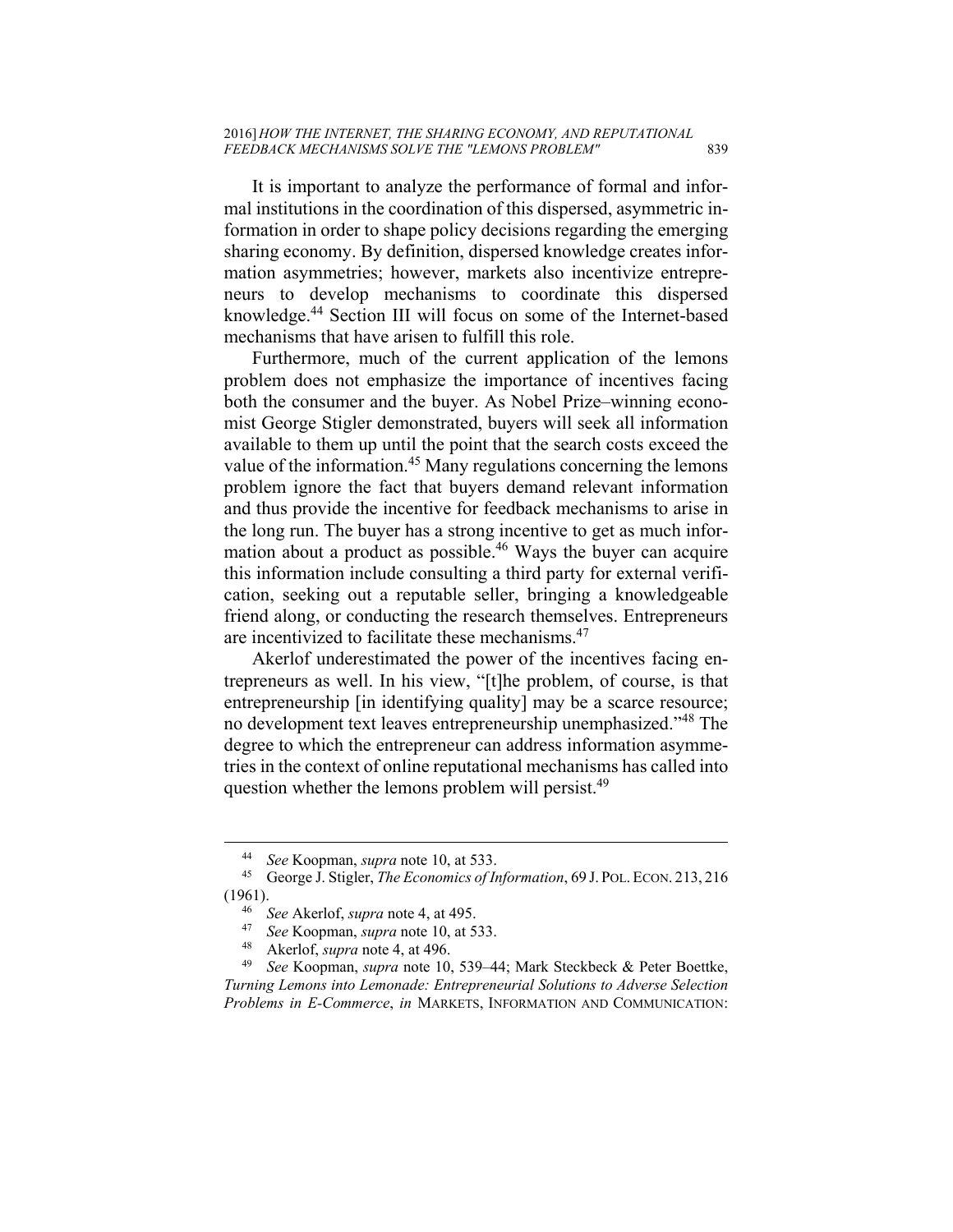It is important to analyze the performance of formal and informal institutions in the coordination of this dispersed, asymmetric information in order to shape policy decisions regarding the emerging sharing economy. By definition, dispersed knowledge creates information asymmetries; however, markets also incentivize entrepreneurs to develop mechanisms to coordinate this dispersed knowledge.[44] Section III will focus on some of the Internet-based mechanisms that have arisen to fulfill this role.

Furthermore, much of the current application of the lemons problem does not emphasize the importance of incentives facing both the consumer and the buyer. As Nobel Prize–winning economist George Stigler demonstrated, buyers will seek all information available to them up until the point that the search costs exceed the value of the information.[45] Many regulations concerning the lemons problem ignore the fact that buyers demand relevant information and thus provide the incentive for feedback mechanisms to arise in the long run. The buyer has a strong incentive to get as much information about a product as possible.[46] Ways the buyer can acquire this information include consulting a third party for external verification, seeking out a reputable seller, bringing a knowledgeable friend along, or conducting the research themselves. Entrepreneurs are incentivized to facilitate these mechanisms.[47]

Akerlof underestimated the power of the incentives facing entrepreneurs as well. In his view, "[t]he problem, of course, is that entrepreneurship [in identifying quality] may be a scarce resource; no development text leaves entrepreneurship unemphasized."[48] The degree to which the entrepreneur can address information asymmetries in the context of online reputational mechanisms has called into question whether the lemons problem will persist.[49]

---

[44] *See* Koopman, *supra* note 10, at 533.

[45] George J. Stigler, *The Economics of Information*, 69 J. POL. ECON. 213, 216 (1961).

[46] *See* Akerlof, *supra* note 4, at 495.

[47] *See* Koopman, *supra* note 10, at 533.

[48] Akerlof, *supra* note 4, at 496.

[49] *See* Koopman, *supra* note 10, 539–44; Mark Steckbeck & Peter Boettke, *Turning Lemons into Lemonade: Entrepreneurial Solutions to Adverse Selection Problems in E-Commerce*, *in* MARKETS, INFORMATION AND COMMUNICATION: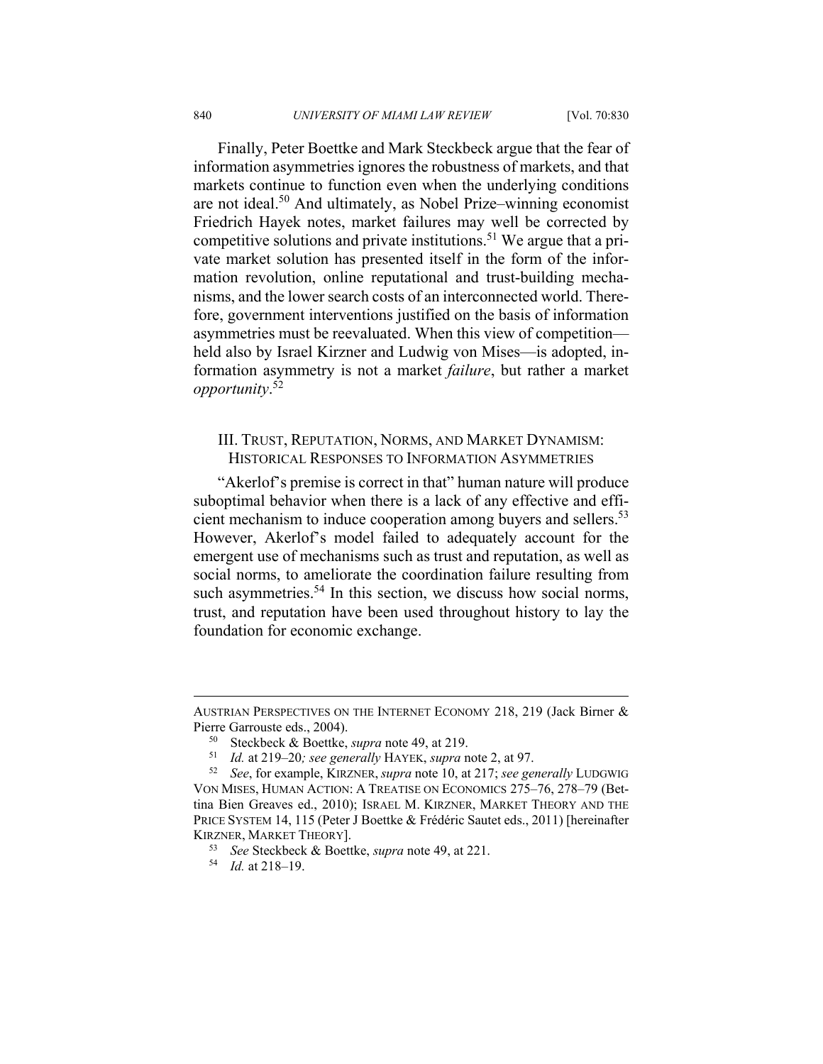Finally, Peter Boettke and Mark Steckbeck argue that the fear of information asymmetries ignores the robustness of markets, and that markets continue to function even when the underlying conditions are not ideal.[50] And ultimately, as Nobel Prize–winning economist Friedrich Hayek notes, market failures may well be corrected by competitive solutions and private institutions.[51] We argue that a private market solution has presented itself in the form of the information revolution, online reputational and trust-building mechanisms, and the lower search costs of an interconnected world. Therefore, government interventions justified on the basis of information asymmetries must be reevaluated. When this view of competition—held also by Israel Kirzner and Ludwig von Mises—is adopted, information asymmetry is not a market *failure*, but rather a market *opportunity*.[52]

## III. Trust, Reputation, Norms, and Market Dynamism: Historical Responses to Information Asymmetries

"Akerlof's premise is correct in that" human nature will produce suboptimal behavior when there is a lack of any effective and efficient mechanism to induce cooperation among buyers and sellers.[53] However, Akerlof's model failed to adequately account for the emergent use of mechanisms such as trust and reputation, as well as social norms, to ameliorate the coordination failure resulting from such asymmetries.[54] In this section, we discuss how social norms, trust, and reputation have been used throughout history to lay the foundation for economic exchange.

---

Austrian Perspectives on the Internet Economy 218, 219 (Jack Birner & Pierre Garrouste eds., 2004).

[50] Steckbeck & Boettke, *supra* note 49, at 219.

[51] *Id.* at 219–20*; see generally* Hayek, *supra* note 2, at 97.

[52] *See*, for example, Kirzner, *supra* note 10, at 217; *see generally* Ludgwig von Mises, Human Action: A Treatise on Economics 275–76, 278–79 (Bettina Bien Greaves ed., 2010); Israel M. Kirzner, Market Theory and the Price System 14, 115 (Peter J Boettke & Frédéric Sautet eds., 2011) [hereinafter Kirzner, Market Theory].

[53] *See* Steckbeck & Boettke, *supra* note 49, at 221.

[54] *Id.* at 218–19.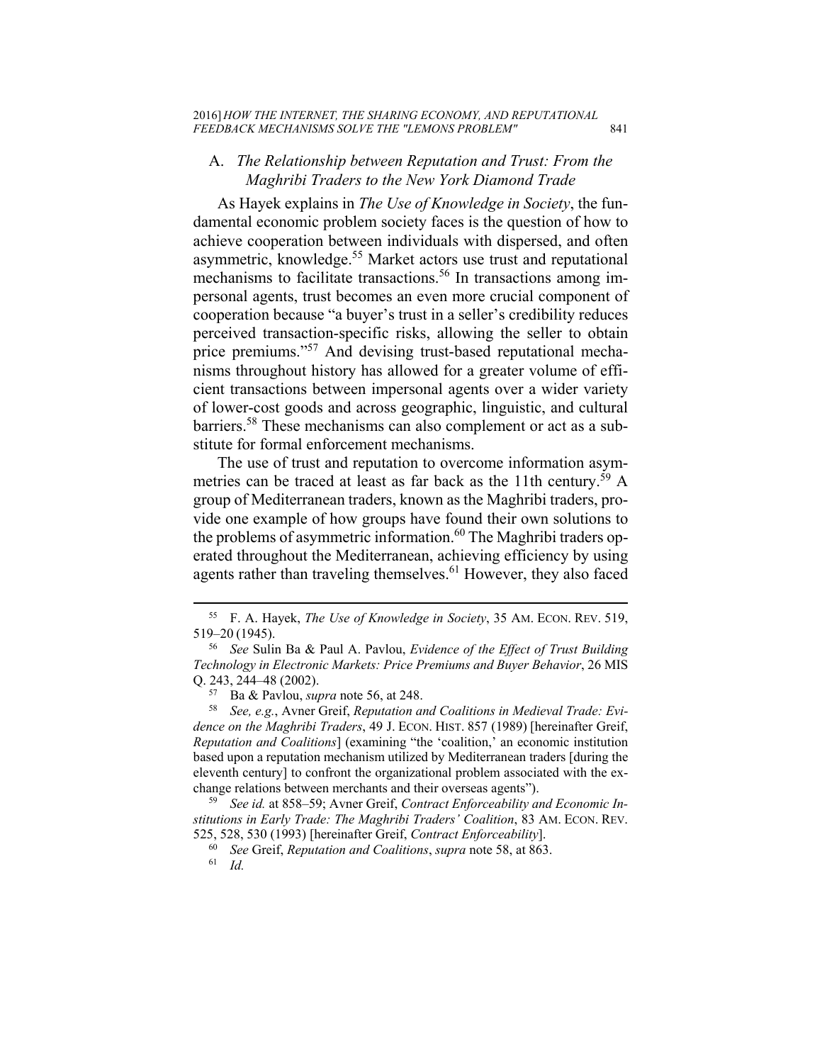### A. *The Relationship between Reputation and Trust: From the Maghribi Traders to the New York Diamond Trade*

As Hayek explains in *The Use of Knowledge in Society*, the fundamental economic problem society faces is the question of how to achieve cooperation between individuals with dispersed, and often asymmetric, knowledge.[55] Market actors use trust and reputational mechanisms to facilitate transactions.[56] In transactions among impersonal agents, trust becomes an even more crucial component of cooperation because "a buyer's trust in a seller's credibility reduces perceived transaction-specific risks, allowing the seller to obtain price premiums."[57] And devising trust-based reputational mechanisms throughout history has allowed for a greater volume of efficient transactions between impersonal agents over a wider variety of lower-cost goods and across geographic, linguistic, and cultural barriers.[58] These mechanisms can also complement or act as a substitute for formal enforcement mechanisms.

The use of trust and reputation to overcome information asymmetries can be traced at least as far back as the 11th century.[59] A group of Mediterranean traders, known as the Maghribi traders, provide one example of how groups have found their own solutions to the problems of asymmetric information.[60] The Maghribi traders operated throughout the Mediterranean, achieving efficiency by using agents rather than traveling themselves.[61] However, they also faced

---

[55] F. A. Hayek, *The Use of Knowledge in Society*, 35 AM. ECON. REV. 519, 519–20 (1945).

[56] *See* Sulin Ba & Paul A. Pavlou, *Evidence of the Effect of Trust Building Technology in Electronic Markets: Price Premiums and Buyer Behavior*, 26 MIS Q. 243, 244–48 (2002).

[57] Ba & Pavlou, *supra* note 56, at 248.

[58] *See, e.g.*, Avner Greif, *Reputation and Coalitions in Medieval Trade: Evidence on the Maghribi Traders*, 49 J. ECON. HIST. 857 (1989) [hereinafter Greif, *Reputation and Coalitions*] (examining "the 'coalition,' an economic institution based upon a reputation mechanism utilized by Mediterranean traders [during the eleventh century] to confront the organizational problem associated with the exchange relations between merchants and their overseas agents").

[59] *See id.* at 858–59; Avner Greif, *Contract Enforceability and Economic Institutions in Early Trade: The Maghribi Traders' Coalition*, 83 AM. ECON. REV. 525, 528, 530 (1993) [hereinafter Greif, *Contract Enforceability*].

[60] *See* Greif, *Reputation and Coalitions*, *supra* note 58, at 863.

[61] *Id.*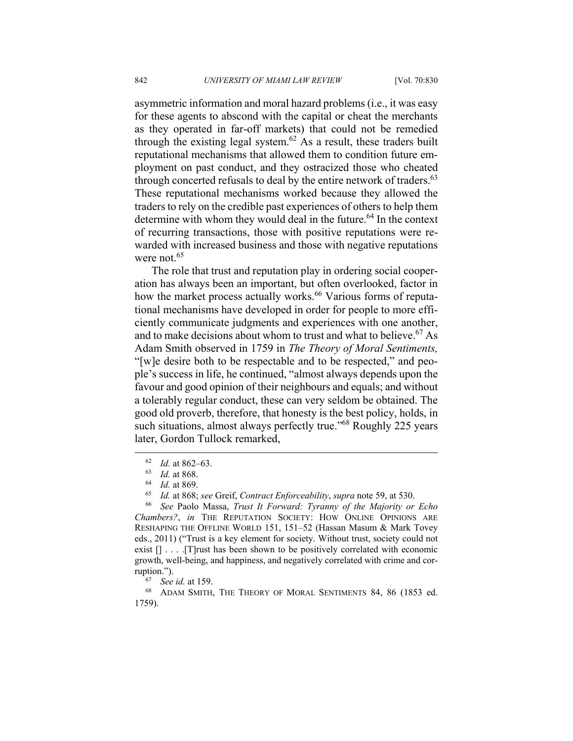asymmetric information and moral hazard problems (i.e., it was easy for these agents to abscond with the capital or cheat the merchants as they operated in far-off markets) that could not be remedied through the existing legal system.[62] As a result, these traders built reputational mechanisms that allowed them to condition future employment on past conduct, and they ostracized those who cheated through concerted refusals to deal by the entire network of traders.[63] These reputational mechanisms worked because they allowed the traders to rely on the credible past experiences of others to help them determine with whom they would deal in the future.[64] In the context of recurring transactions, those with positive reputations were rewarded with increased business and those with negative reputations were not.[65]

The role that trust and reputation play in ordering social cooperation has always been an important, but often overlooked, factor in how the market process actually works.[66] Various forms of reputational mechanisms have developed in order for people to more efficiently communicate judgments and experiences with one another, and to make decisions about whom to trust and what to believe.[67] As Adam Smith observed in 1759 in *The Theory of Moral Sentiments,* "[w]e desire both to be respectable and to be respected," and people's success in life, he continued, "almost always depends upon the favour and good opinion of their neighbours and equals; and without a tolerably regular conduct, these can very seldom be obtained. The good old proverb, therefore, that honesty is the best policy, holds, in such situations, almost always perfectly true."[68] Roughly 225 years later, Gordon Tullock remarked,

---

[62] *Id.* at 862–63.

[63] *Id.* at 868.

[64] *Id.* at 869.

[65] *Id.* at 868; *see* Greif, *Contract Enforceability*, *supra* note 59, at 530.

[66] *See* Paolo Massa, *Trust It Forward: Tyranny of the Majority or Echo Chambers?*, *in* THE REPUTATION SOCIETY: HOW ONLINE OPINIONS ARE RESHAPING THE OFFLINE WORLD 151, 151–52 (Hassan Masum & Mark Tovey eds., 2011) ("Trust is a key element for society. Without trust, society could not exist [] . . . .[T]rust has been shown to be positively correlated with economic growth, well-being, and happiness, and negatively correlated with crime and corruption.").

[67] *See id.* at 159.

[68] ADAM SMITH, THE THEORY OF MORAL SENTIMENTS 84, 86 (1853 ed. 1759).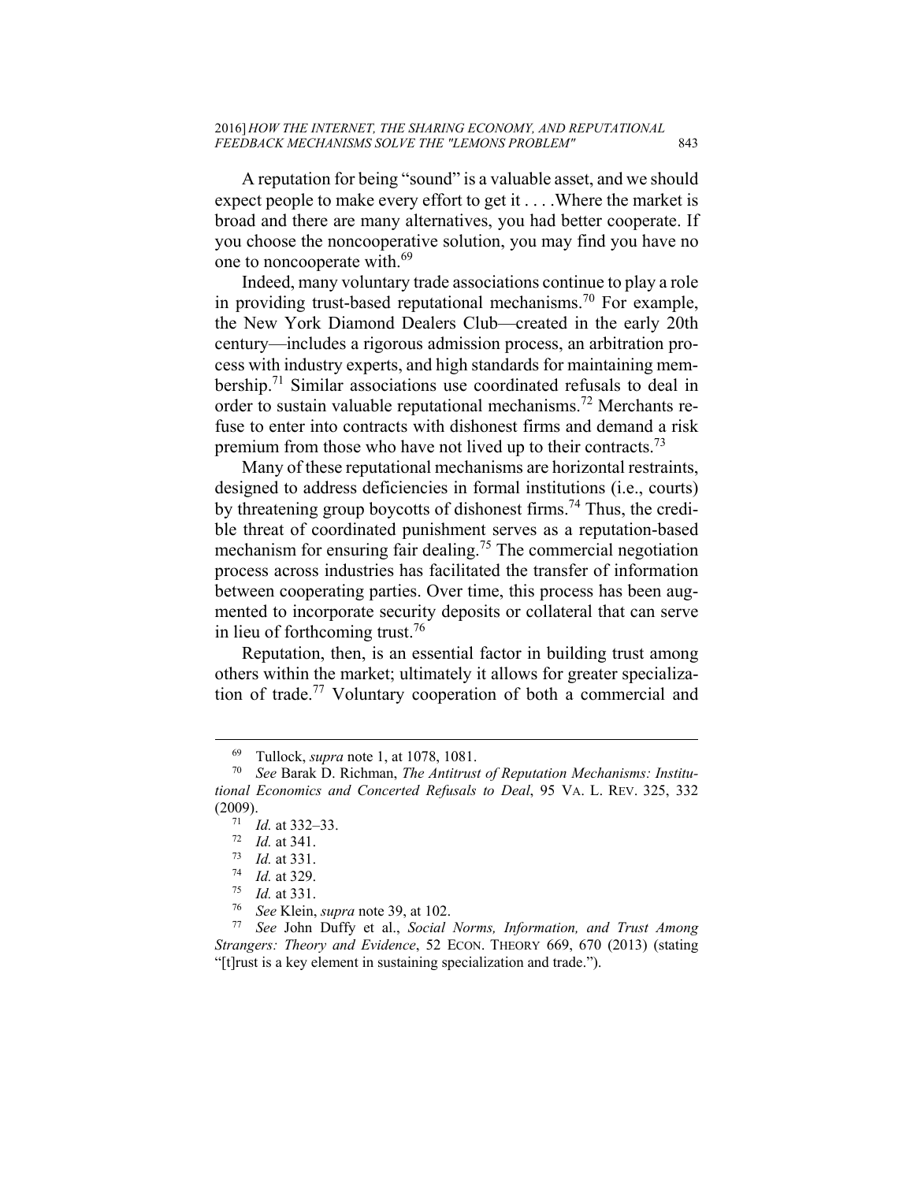A reputation for being "sound" is a valuable asset, and we should expect people to make every effort to get it . . . .Where the market is broad and there are many alternatives, you had better cooperate. If you choose the noncooperative solution, you may find you have no one to noncooperate with.[69]

Indeed, many voluntary trade associations continue to play a role in providing trust-based reputational mechanisms.[70] For example, the New York Diamond Dealers Club—created in the early 20th century—includes a rigorous admission process, an arbitration process with industry experts, and high standards for maintaining membership.[71] Similar associations use coordinated refusals to deal in order to sustain valuable reputational mechanisms.[72] Merchants refuse to enter into contracts with dishonest firms and demand a risk premium from those who have not lived up to their contracts.[73]

Many of these reputational mechanisms are horizontal restraints, designed to address deficiencies in formal institutions (i.e., courts) by threatening group boycotts of dishonest firms.[74] Thus, the credible threat of coordinated punishment serves as a reputation-based mechanism for ensuring fair dealing.[75] The commercial negotiation process across industries has facilitated the transfer of information between cooperating parties. Over time, this process has been augmented to incorporate security deposits or collateral that can serve in lieu of forthcoming trust.[76]

Reputation, then, is an essential factor in building trust among others within the market; ultimately it allows for greater specialization of trade.[77] Voluntary cooperation of both a commercial and

---

[69] Tullock, *supra* note 1, at 1078, 1081.

[70] *See* Barak D. Richman, *The Antitrust of Reputation Mechanisms: Institutional Economics and Concerted Refusals to Deal*, 95 VA. L. REV. 325, 332 (2009).

[71] *Id.* at 332–33.

[72] *Id.* at 341.

[73] *Id.* at 331.

[74] *Id.* at 329.

[75] *Id.* at 331.

[76] *See* Klein, *supra* note 39, at 102.

[77] *See* John Duffy et al., *Social Norms, Information, and Trust Among Strangers: Theory and Evidence*, 52 ECON. THEORY 669, 670 (2013) (stating "[t]rust is a key element in sustaining specialization and trade.").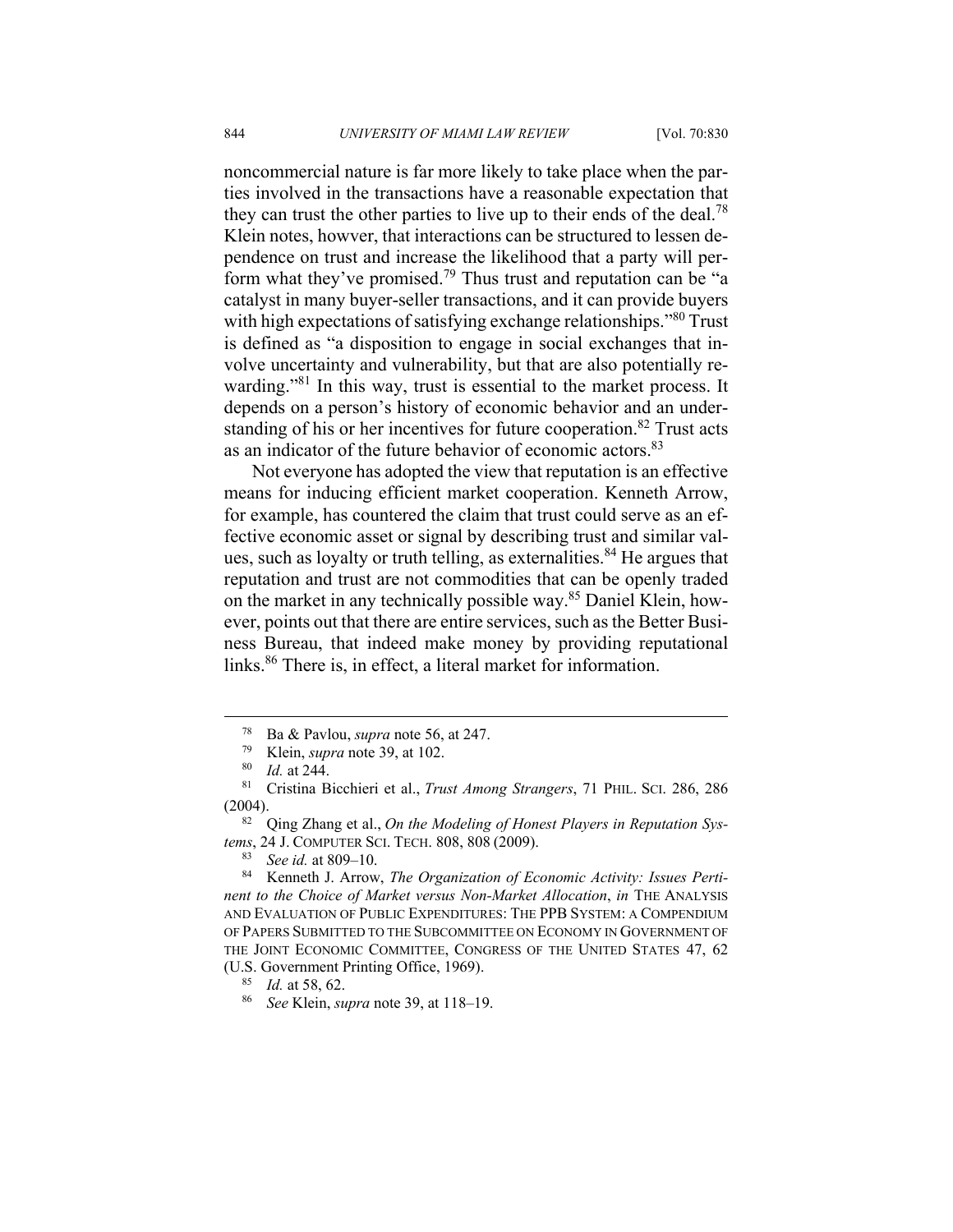noncommercial nature is far more likely to take place when the parties involved in the transactions have a reasonable expectation that they can trust the other parties to live up to their ends of the deal.[78] Klein notes, howver, that interactions can be structured to lessen dependence on trust and increase the likelihood that a party will perform what they've promised.[79] Thus trust and reputation can be "a catalyst in many buyer-seller transactions, and it can provide buyers with high expectations of satisfying exchange relationships."[80] Trust is defined as "a disposition to engage in social exchanges that involve uncertainty and vulnerability, but that are also potentially rewarding."[81] In this way, trust is essential to the market process. It depends on a person's history of economic behavior and an understanding of his or her incentives for future cooperation.[82] Trust acts as an indicator of the future behavior of economic actors.[83]

Not everyone has adopted the view that reputation is an effective means for inducing efficient market cooperation. Kenneth Arrow, for example, has countered the claim that trust could serve as an effective economic asset or signal by describing trust and similar values, such as loyalty or truth telling, as externalities.[84] He argues that reputation and trust are not commodities that can be openly traded on the market in any technically possible way.[85] Daniel Klein, however, points out that there are entire services, such as the Better Business Bureau, that indeed make money by providing reputational links.[86] There is, in effect, a literal market for information.

---

[78] Ba & Pavlou, *supra* note 56, at 247.

[79] Klein, *supra* note 39, at 102.

[80] *Id.* at 244.

[81] Cristina Bicchieri et al., *Trust Among Strangers*, 71 PHIL. SCI. 286, 286 (2004).

[82] Qing Zhang et al., *On the Modeling of Honest Players in Reputation Systems*, 24 J. COMPUTER SCI. TECH. 808, 808 (2009).

[83] *See id.* at 809–10.

[84] Kenneth J. Arrow, *The Organization of Economic Activity: Issues Pertinent to the Choice of Market versus Non-Market Allocation*, *in* THE ANALYSIS AND EVALUATION OF PUBLIC EXPENDITURES: THE PPB SYSTEM: A COMPENDIUM OF PAPERS SUBMITTED TO THE SUBCOMMITTEE ON ECONOMY IN GOVERNMENT OF THE JOINT ECONOMIC COMMITTEE, CONGRESS OF THE UNITED STATES 47, 62 (U.S. Government Printing Office, 1969).

[85] *Id.* at 58, 62.

[86] *See* Klein, *supra* note 39, at 118–19.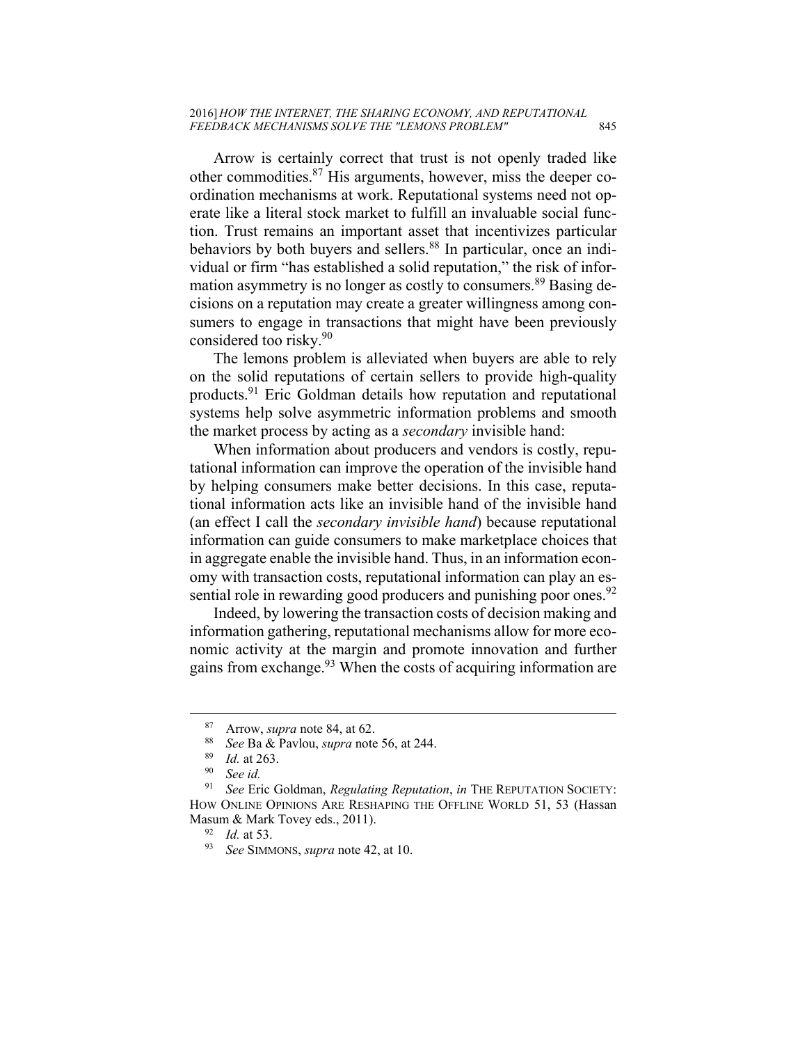Arrow is certainly correct that trust is not openly traded like other commodities.[87] His arguments, however, miss the deeper coordination mechanisms at work. Reputational systems need not operate like a literal stock market to fulfill an invaluable social function. Trust remains an important asset that incentivizes particular behaviors by both buyers and sellers.[88] In particular, once an individual or firm "has established a solid reputation," the risk of information asymmetry is no longer as costly to consumers.[89] Basing decisions on a reputation may create a greater willingness among consumers to engage in transactions that might have been previously considered too risky.[90]

The lemons problem is alleviated when buyers are able to rely on the solid reputations of certain sellers to provide high-quality products.[91] Eric Goldman details how reputation and reputational systems help solve asymmetric information problems and smooth the market process by acting as a *secondary* invisible hand:

> When information about producers and vendors is costly, reputational information can improve the operation of the invisible hand by helping consumers make better decisions. In this case, reputational information acts like an invisible hand of the invisible hand (an effect I call the *secondary invisible hand*) because reputational information can guide consumers to make marketplace choices that in aggregate enable the invisible hand. Thus, in an information economy with transaction costs, reputational information can play an essential role in rewarding good producers and punishing poor ones.[92]

Indeed, by lowering the transaction costs of decision making and information gathering, reputational mechanisms allow for more economic activity at the margin and promote innovation and further gains from exchange.[93] When the costs of acquiring information are

---

[87] Arrow, *supra* note 84, at 62.

[88] *See* Ba & Pavlou, *supra* note 56, at 244.

[89] *Id.* at 263.

[90] *See id.*

[91] *See* Eric Goldman, *Regulating Reputation*, *in* THE REPUTATION SOCIETY: HOW ONLINE OPINIONS ARE RESHAPING THE OFFLINE WORLD 51, 53 (Hassan Masum & Mark Tovey eds., 2011).

[92] *Id.* at 53.

[93] *See* SIMMONS, *supra* note 42, at 10.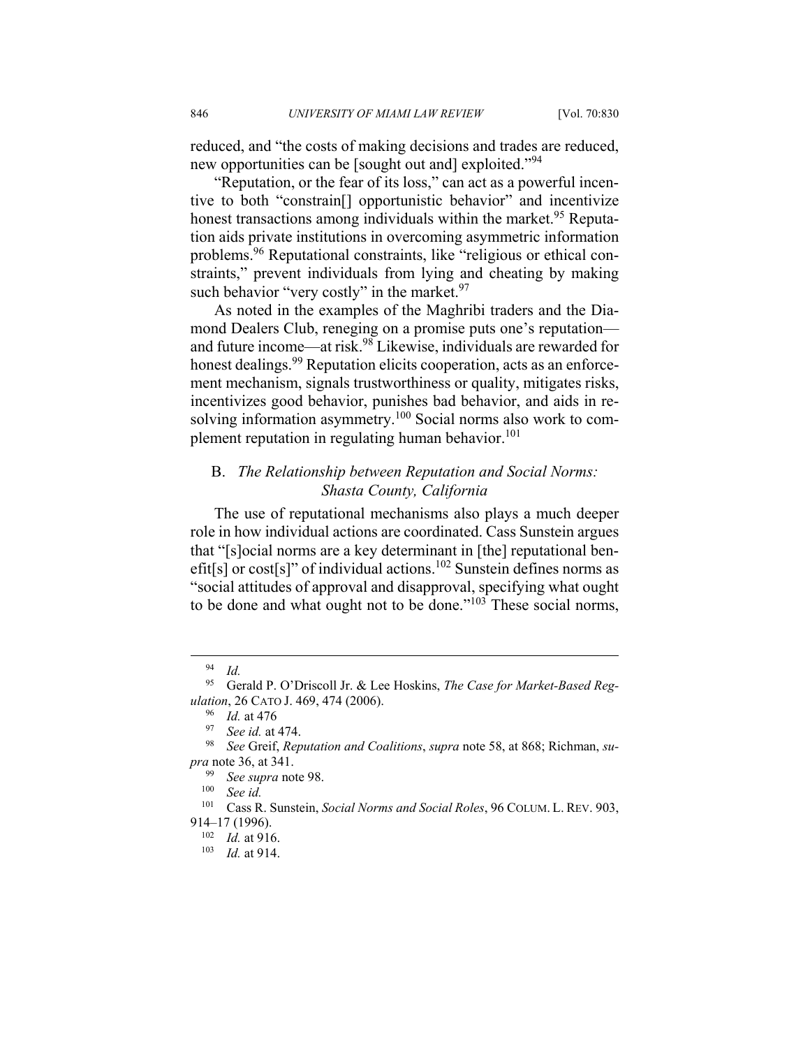reduced, and "the costs of making decisions and trades are reduced, new opportunities can be [sought out and] exploited."[94]

"Reputation, or the fear of its loss," can act as a powerful incentive to both "constrain[] opportunistic behavior" and incentivize honest transactions among individuals within the market.[95] Reputation aids private institutions in overcoming asymmetric information problems.[96] Reputational constraints, like "religious or ethical constraints," prevent individuals from lying and cheating by making such behavior "very costly" in the market.[97]

As noted in the examples of the Maghribi traders and the Diamond Dealers Club, reneging on a promise puts one's reputation—and future income—at risk.[98] Likewise, individuals are rewarded for honest dealings.[99] Reputation elicits cooperation, acts as an enforcement mechanism, signals trustworthiness or quality, mitigates risks, incentivizes good behavior, punishes bad behavior, and aids in resolving information asymmetry.[100] Social norms also work to complement reputation in regulating human behavior.[101]

## B. *The Relationship between Reputation and Social Norms: Shasta County, California*

The use of reputational mechanisms also plays a much deeper role in how individual actions are coordinated. Cass Sunstein argues that "[s]ocial norms are a key determinant in [the] reputational benefit[s] or cost[s]" of individual actions.[102] Sunstein defines norms as "social attitudes of approval and disapproval, specifying what ought to be done and what ought not to be done."[103] These social norms,

---

[94] *Id.*

[95] Gerald P. O'Driscoll Jr. & Lee Hoskins, *The Case for Market-Based Regulation*, 26 CATO J. 469, 474 (2006).

[96] *Id.* at 476

[97] *See id.* at 474.

[98] *See* Greif, *Reputation and Coalitions*, *supra* note 58, at 868; Richman, *supra* note 36, at 341.

[99] *See supra* note 98.

[100] *See id.*

[101] Cass R. Sunstein, *Social Norms and Social Roles*, 96 COLUM. L. REV. 903, 914–17 (1996).

[102] *Id.* at 916.

[103] *Id.* at 914.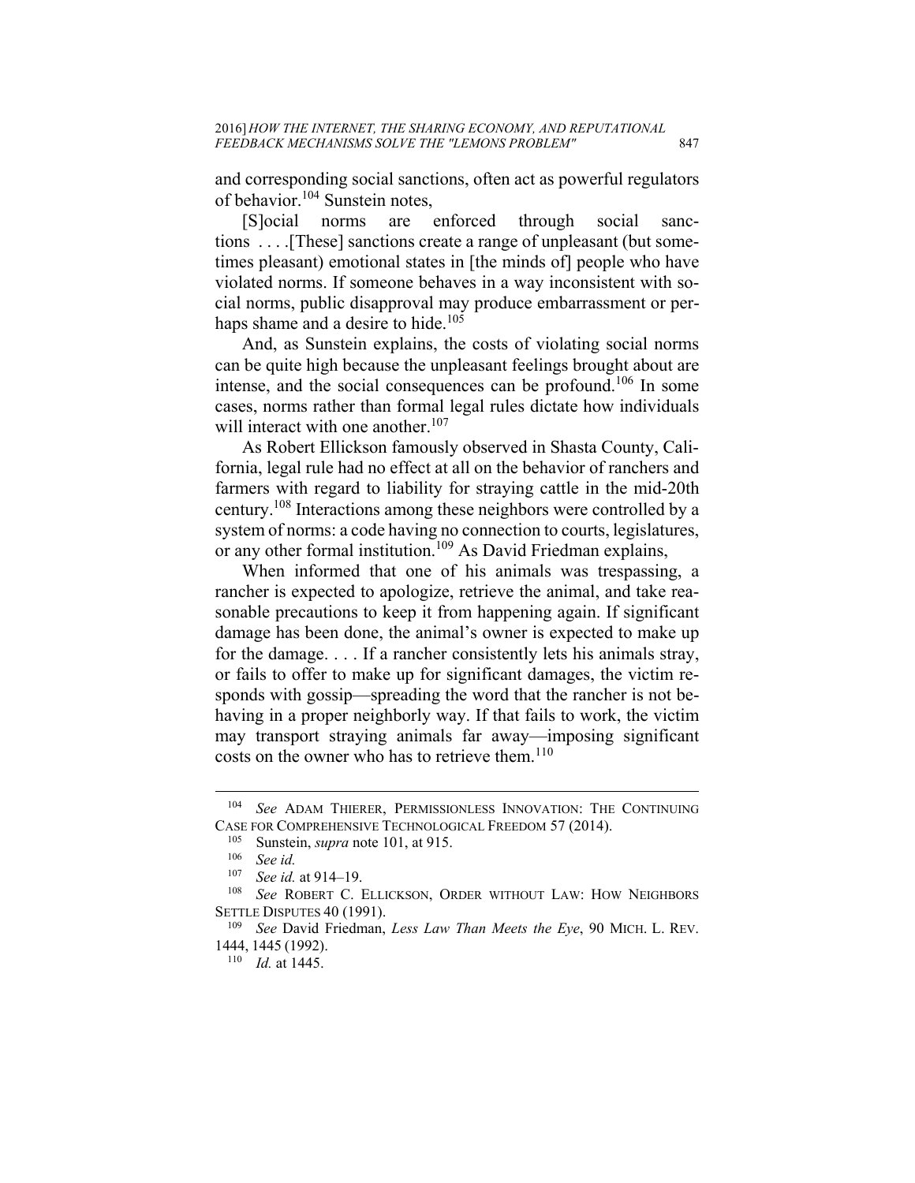and corresponding social sanctions, often act as powerful regulators of behavior.[104] Sunstein notes,

> [S]ocial norms are enforced through social sanctions . . . .[These] sanctions create a range of unpleasant (but sometimes pleasant) emotional states in [the minds of] people who have violated norms. If someone behaves in a way inconsistent with social norms, public disapproval may produce embarrassment or perhaps shame and a desire to hide.[105]

And, as Sunstein explains, the costs of violating social norms can be quite high because the unpleasant feelings brought about are intense, and the social consequences can be profound.[106] In some cases, norms rather than formal legal rules dictate how individuals will interact with one another.[107]

As Robert Ellickson famously observed in Shasta County, California, legal rule had no effect at all on the behavior of ranchers and farmers with regard to liability for straying cattle in the mid-20th century.[108] Interactions among these neighbors were controlled by a system of norms: a code having no connection to courts, legislatures, or any other formal institution.[109] As David Friedman explains,

> When informed that one of his animals was trespassing, a rancher is expected to apologize, retrieve the animal, and take reasonable precautions to keep it from happening again. If significant damage has been done, the animal's owner is expected to make up for the damage. . . . If a rancher consistently lets his animals stray, or fails to offer to make up for significant damages, the victim responds with gossip—spreading the word that the rancher is not behaving in a proper neighborly way. If that fails to work, the victim may transport straying animals far away—imposing significant costs on the owner who has to retrieve them.[110]

---

[104] *See* ADAM THIERER, PERMISSIONLESS INNOVATION: THE CONTINUING CASE FOR COMPREHENSIVE TECHNOLOGICAL FREEDOM 57 (2014).

[105] Sunstein, *supra* note 101, at 915.

[106] *See id.*

[107] *See id.* at 914–19.

[108] *See* ROBERT C. ELLICKSON, ORDER WITHOUT LAW: HOW NEIGHBORS SETTLE DISPUTES 40 (1991).

[109] *See* David Friedman, *Less Law Than Meets the Eye*, 90 MICH. L. REV. 1444, 1445 (1992).

[110] *Id.* at 1445.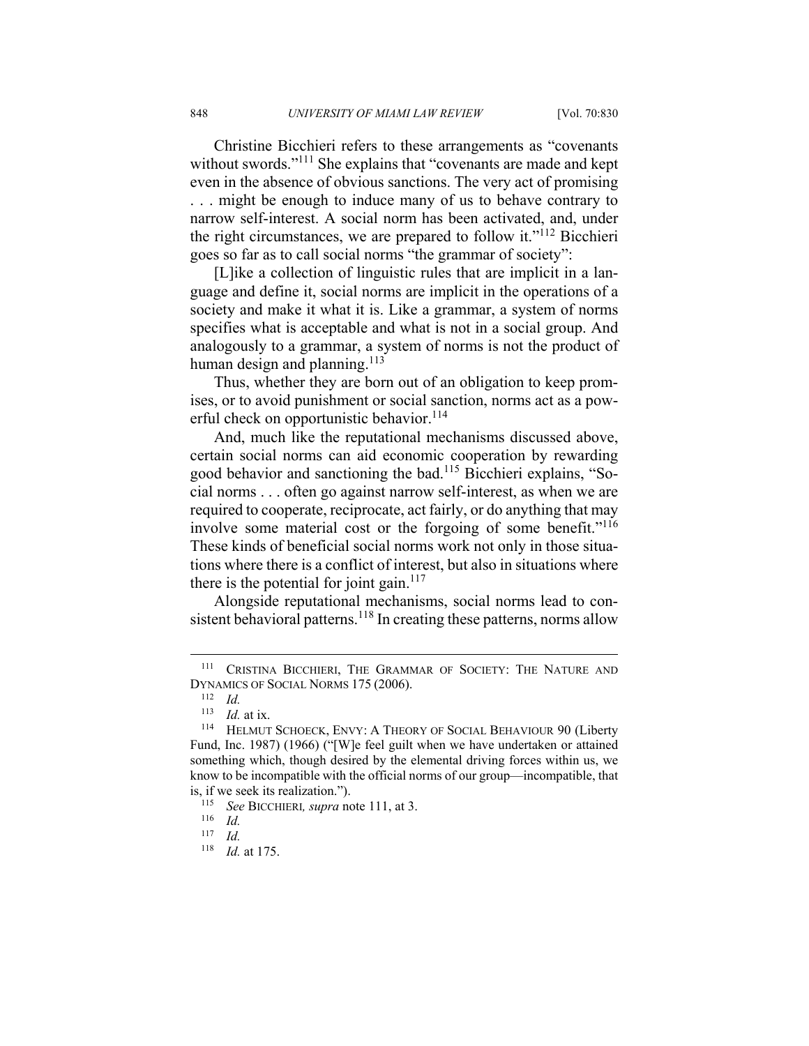Christine Bicchieri refers to these arrangements as "covenants without swords."[111] She explains that "covenants are made and kept even in the absence of obvious sanctions. The very act of promising . . . might be enough to induce many of us to behave contrary to narrow self-interest. A social norm has been activated, and, under the right circumstances, we are prepared to follow it."[112] Bicchieri goes so far as to call social norms "the grammar of society":

> [L]ike a collection of linguistic rules that are implicit in a language and define it, social norms are implicit in the operations of a society and make it what it is. Like a grammar, a system of norms specifies what is acceptable and what is not in a social group. And analogously to a grammar, a system of norms is not the product of human design and planning.[113]

Thus, whether they are born out of an obligation to keep promises, or to avoid punishment or social sanction, norms act as a powerful check on opportunistic behavior.[114]

And, much like the reputational mechanisms discussed above, certain social norms can aid economic cooperation by rewarding good behavior and sanctioning the bad.[115] Bicchieri explains, "Social norms . . . often go against narrow self-interest, as when we are required to cooperate, reciprocate, act fairly, or do anything that may involve some material cost or the forgoing of some benefit."[116] These kinds of beneficial social norms work not only in those situations where there is a conflict of interest, but also in situations where there is the potential for joint gain.[117]

Alongside reputational mechanisms, social norms lead to consistent behavioral patterns.[118] In creating these patterns, norms allow

---

[111] CRISTINA BICCHIERI, THE GRAMMAR OF SOCIETY: THE NATURE AND DYNAMICS OF SOCIAL NORMS 175 (2006).

[112] *Id.*

[113] *Id.* at ix.

[114] HELMUT SCHOECK, ENVY: A THEORY OF SOCIAL BEHAVIOUR 90 (Liberty Fund, Inc. 1987) (1966) ("[W]e feel guilt when we have undertaken or attained something which, though desired by the elemental driving forces within us, we know to be incompatible with the official norms of our group—incompatible, that is, if we seek its realization.").

[115] *See* BICCHIERI*, supra* note 111, at 3.

[116] *Id.*

[117] *Id.*

[118] *Id.* at 175.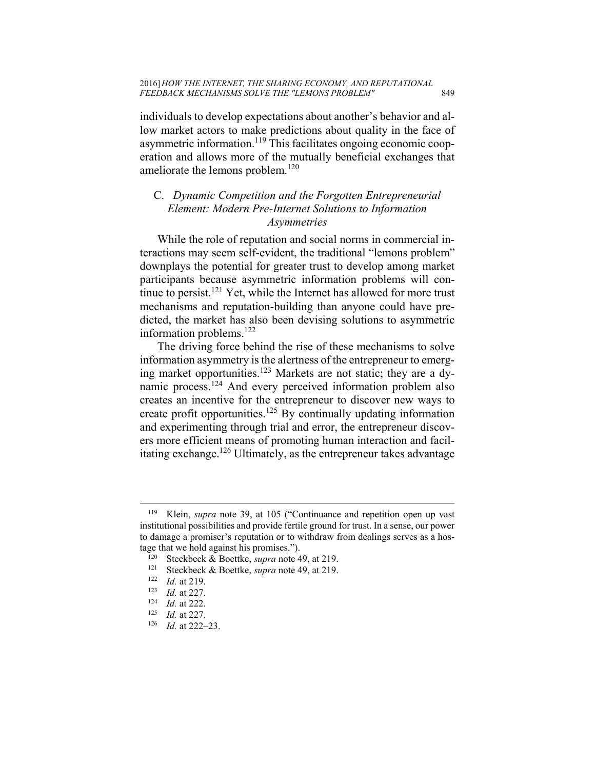individuals to develop expectations about another's behavior and allow market actors to make predictions about quality in the face of asymmetric information.[119] This facilitates ongoing economic cooperation and allows more of the mutually beneficial exchanges that ameliorate the lemons problem.[120]

### C. *Dynamic Competition and the Forgotten Entrepreneurial Element: Modern Pre-Internet Solutions to Information Asymmetries*

While the role of reputation and social norms in commercial interactions may seem self-evident, the traditional "lemons problem" downplays the potential for greater trust to develop among market participants because asymmetric information problems will continue to persist.[121] Yet, while the Internet has allowed for more trust mechanisms and reputation-building than anyone could have predicted, the market has also been devising solutions to asymmetric information problems.[122]

The driving force behind the rise of these mechanisms to solve information asymmetry is the alertness of the entrepreneur to emerging market opportunities.[123] Markets are not static; they are a dynamic process.[124] And every perceived information problem also creates an incentive for the entrepreneur to discover new ways to create profit opportunities.[125] By continually updating information and experimenting through trial and error, the entrepreneur discovers more efficient means of promoting human interaction and facilitating exchange.[126] Ultimately, as the entrepreneur takes advantage

---

[119] Klein, *supra* note 39, at 105 ("Continuance and repetition open up vast institutional possibilities and provide fertile ground for trust. In a sense, our power to damage a promiser's reputation or to withdraw from dealings serves as a hostage that we hold against his promises.").

[120] Steckbeck & Boettke, *supra* note 49, at 219.

[121] Steckbeck & Boettke, *supra* note 49, at 219.

[122] *Id.* at 219.

[123] *Id.* at 227.

[124] *Id.* at 222.

[125] *Id.* at 227.

[126] *Id.* at 222–23.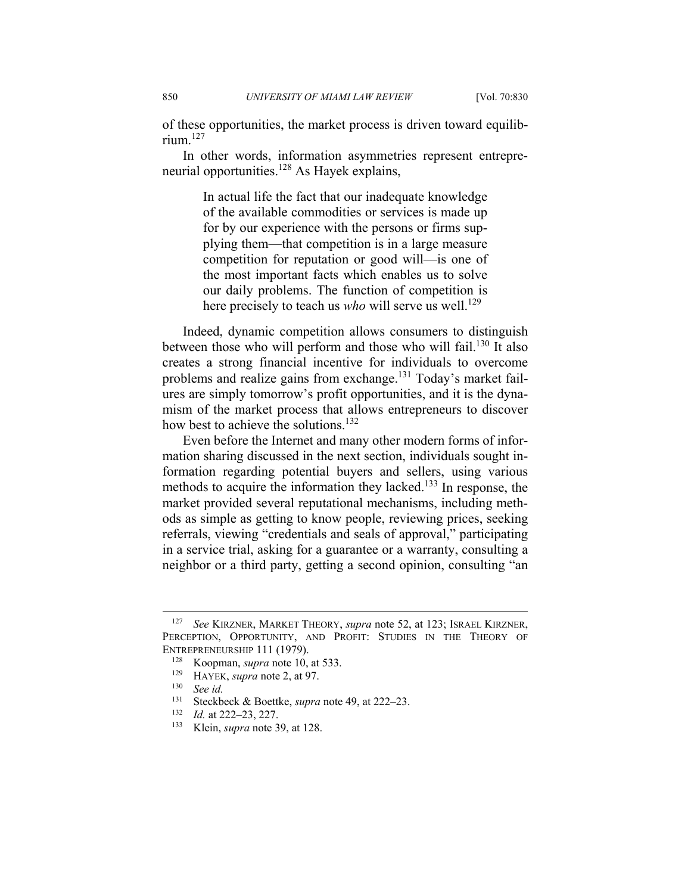of these opportunities, the market process is driven toward equilibrium.[127]

In other words, information asymmetries represent entrepreneurial opportunities.[128] As Hayek explains,

> In actual life the fact that our inadequate knowledge of the available commodities or services is made up for by our experience with the persons or firms supplying them—that competition is in a large measure competition for reputation or good will—is one of the most important facts which enables us to solve our daily problems. The function of competition is here precisely to teach us *who* will serve us well.[129]

Indeed, dynamic competition allows consumers to distinguish between those who will perform and those who will fail.[130] It also creates a strong financial incentive for individuals to overcome problems and realize gains from exchange.[131] Today's market failures are simply tomorrow's profit opportunities, and it is the dynamism of the market process that allows entrepreneurs to discover how best to achieve the solutions.[132]

Even before the Internet and many other modern forms of information sharing discussed in the next section, individuals sought information regarding potential buyers and sellers, using various methods to acquire the information they lacked.[133] In response, the market provided several reputational mechanisms, including methods as simple as getting to know people, reviewing prices, seeking referrals, viewing "credentials and seals of approval," participating in a service trial, asking for a guarantee or a warranty, consulting a neighbor or a third party, getting a second opinion, consulting "an

---

[127] *See* KIRZNER, MARKET THEORY, *supra* note 52, at 123; ISRAEL KIRZNER, PERCEPTION, OPPORTUNITY, AND PROFIT: STUDIES IN THE THEORY OF ENTREPRENEURSHIP 111 (1979).

[128] Koopman, *supra* note 10, at 533.

[129] HAYEK, *supra* note 2, at 97.

[130] *See id.*

[131] Steckbeck & Boettke, *supra* note 49, at 222–23.

[132] *Id.* at 222–23, 227.

[133] Klein, *supra* note 39, at 128.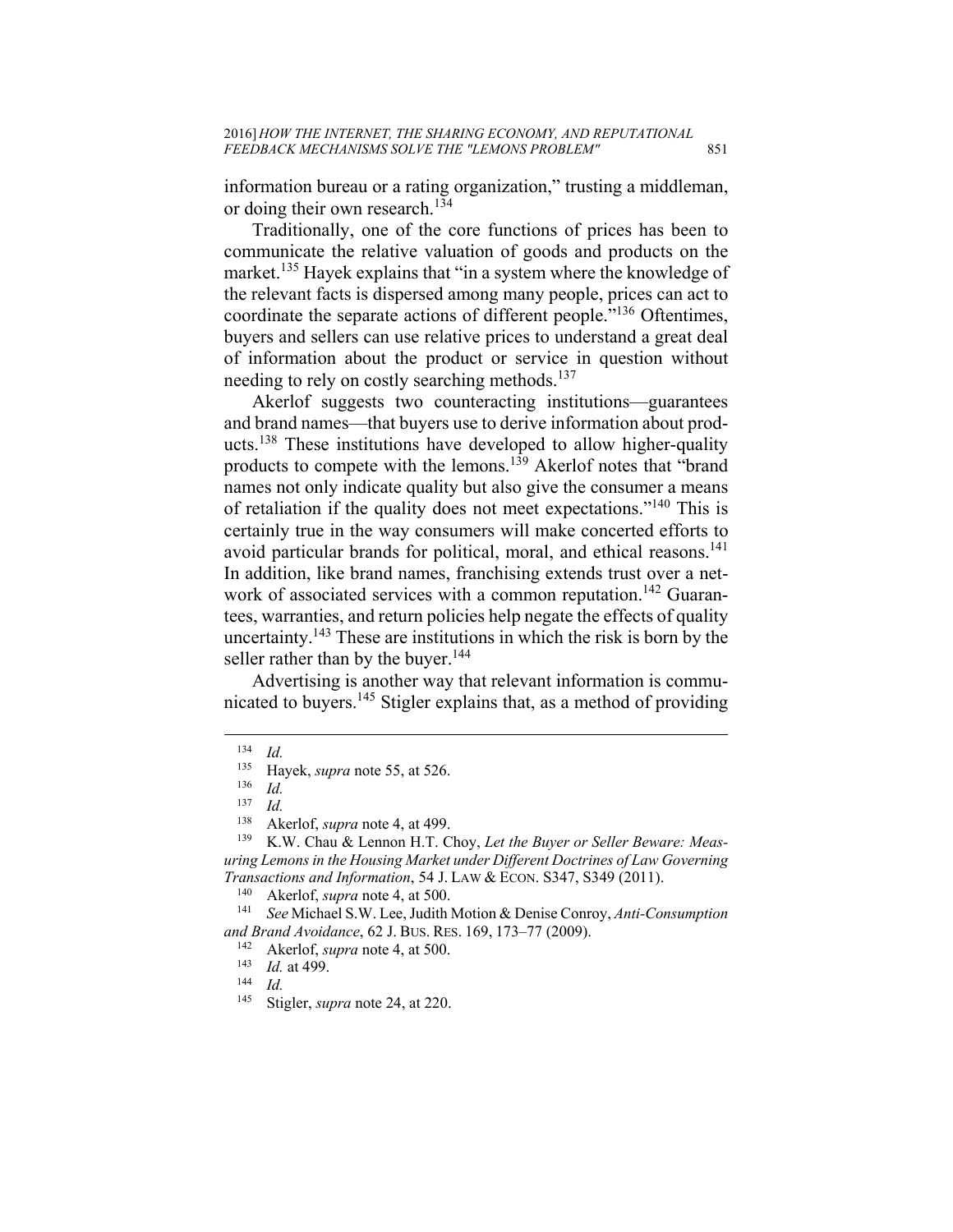information bureau or a rating organization," trusting a middleman, or doing their own research.[134]

Traditionally, one of the core functions of prices has been to communicate the relative valuation of goods and products on the market.[135] Hayek explains that "in a system where the knowledge of the relevant facts is dispersed among many people, prices can act to coordinate the separate actions of different people."[136] Oftentimes, buyers and sellers can use relative prices to understand a great deal of information about the product or service in question without needing to rely on costly searching methods.[137]

Akerlof suggests two counteracting institutions—guarantees and brand names—that buyers use to derive information about products.[138] These institutions have developed to allow higher-quality products to compete with the lemons.[139] Akerlof notes that "brand names not only indicate quality but also give the consumer a means of retaliation if the quality does not meet expectations."[140] This is certainly true in the way consumers will make concerted efforts to avoid particular brands for political, moral, and ethical reasons.[141] In addition, like brand names, franchising extends trust over a network of associated services with a common reputation.[142] Guarantees, warranties, and return policies help negate the effects of quality uncertainty.[143] These are institutions in which the risk is born by the seller rather than by the buyer.[144]

Advertising is another way that relevant information is communicated to buyers.[145] Stigler explains that, as a method of providing

---

[134] *Id.*

[135] Hayek, *supra* note 55, at 526.

[136] *Id.*

[137] *Id.*

[138] Akerlof, *supra* note 4, at 499.

[139] K.W. Chau & Lennon H.T. Choy, *Let the Buyer or Seller Beware: Measuring Lemons in the Housing Market under Different Doctrines of Law Governing Transactions and Information*, 54 J. LAW & ECON. S347, S349 (2011).

[140] Akerlof, *supra* note 4, at 500.

[141] *See* Michael S.W. Lee, Judith Motion & Denise Conroy, *Anti-Consumption and Brand Avoidance*, 62 J. BUS. RES. 169, 173–77 (2009).

[142] Akerlof, *supra* note 4, at 500.

[143] *Id.* at 499.

[144] *Id.*

[145] Stigler, *supra* note 24, at 220.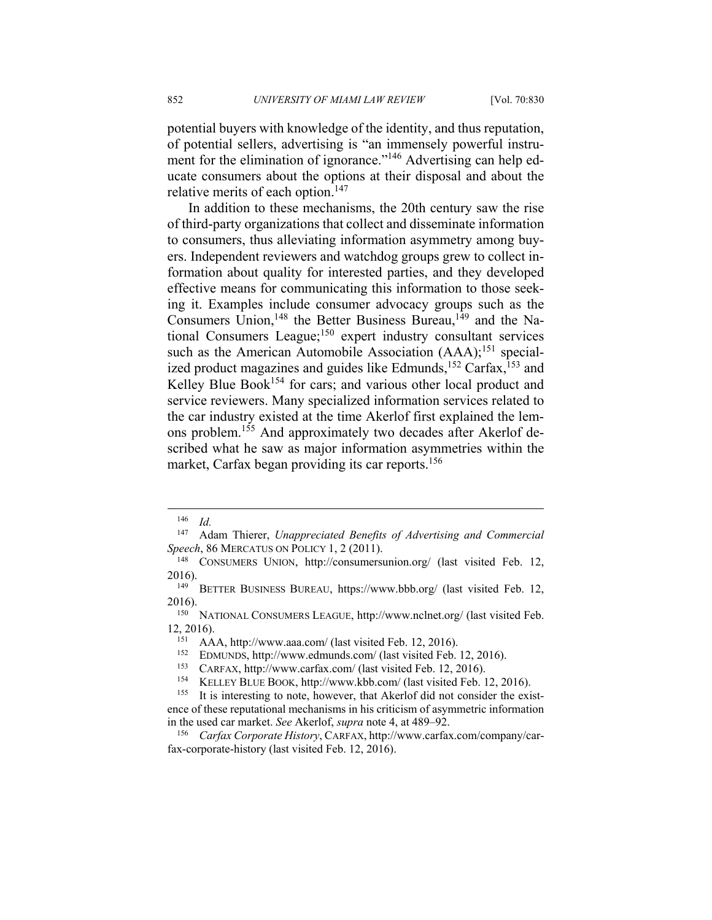potential buyers with knowledge of the identity, and thus reputation, of potential sellers, advertising is "an immensely powerful instrument for the elimination of ignorance."[146] Advertising can help educate consumers about the options at their disposal and about the relative merits of each option.[147]

In addition to these mechanisms, the 20th century saw the rise of third-party organizations that collect and disseminate information to consumers, thus alleviating information asymmetry among buyers. Independent reviewers and watchdog groups grew to collect information about quality for interested parties, and they developed effective means for communicating this information to those seeking it. Examples include consumer advocacy groups such as the Consumers Union,[148] the Better Business Bureau,[149] and the National Consumers League;[150] expert industry consultant services such as the American Automobile Association (AAA);[151] specialized product magazines and guides like Edmunds,[152] Carfax,[153] and Kelley Blue Book[154] for cars; and various other local product and service reviewers. Many specialized information services related to the car industry existed at the time Akerlof first explained the lemons problem.[155] And approximately two decades after Akerlof described what he saw as major information asymmetries within the market, Carfax began providing its car reports.[156]

---

[146] *Id.*

[147] Adam Thierer, *Unappreciated Benefits of Advertising and Commercial Speech*, 86 MERCATUS ON POLICY 1, 2 (2011).

[148] CONSUMERS UNION, http://consumersunion.org/ (last visited Feb. 12, 2016).

[149] BETTER BUSINESS BUREAU, https://www.bbb.org/ (last visited Feb. 12, 2016).

[150] NATIONAL CONSUMERS LEAGUE, http://www.nclnet.org/ (last visited Feb. 12, 2016).

[151] AAA, http://www.aaa.com/ (last visited Feb. 12, 2016).

[152] EDMUNDS, http://www.edmunds.com/ (last visited Feb. 12, 2016).

[153] CARFAX, http://www.carfax.com/ (last visited Feb. 12, 2016).

[154] KELLEY BLUE BOOK, http://www.kbb.com/ (last visited Feb. 12, 2016).

[155] It is interesting to note, however, that Akerlof did not consider the existence of these reputational mechanisms in his criticism of asymmetric information in the used car market. *See* Akerlof, *supra* note 4, at 489–92.

[156] *Carfax Corporate History*, CARFAX, http://www.carfax.com/company/carfax-corporate-history (last visited Feb. 12, 2016).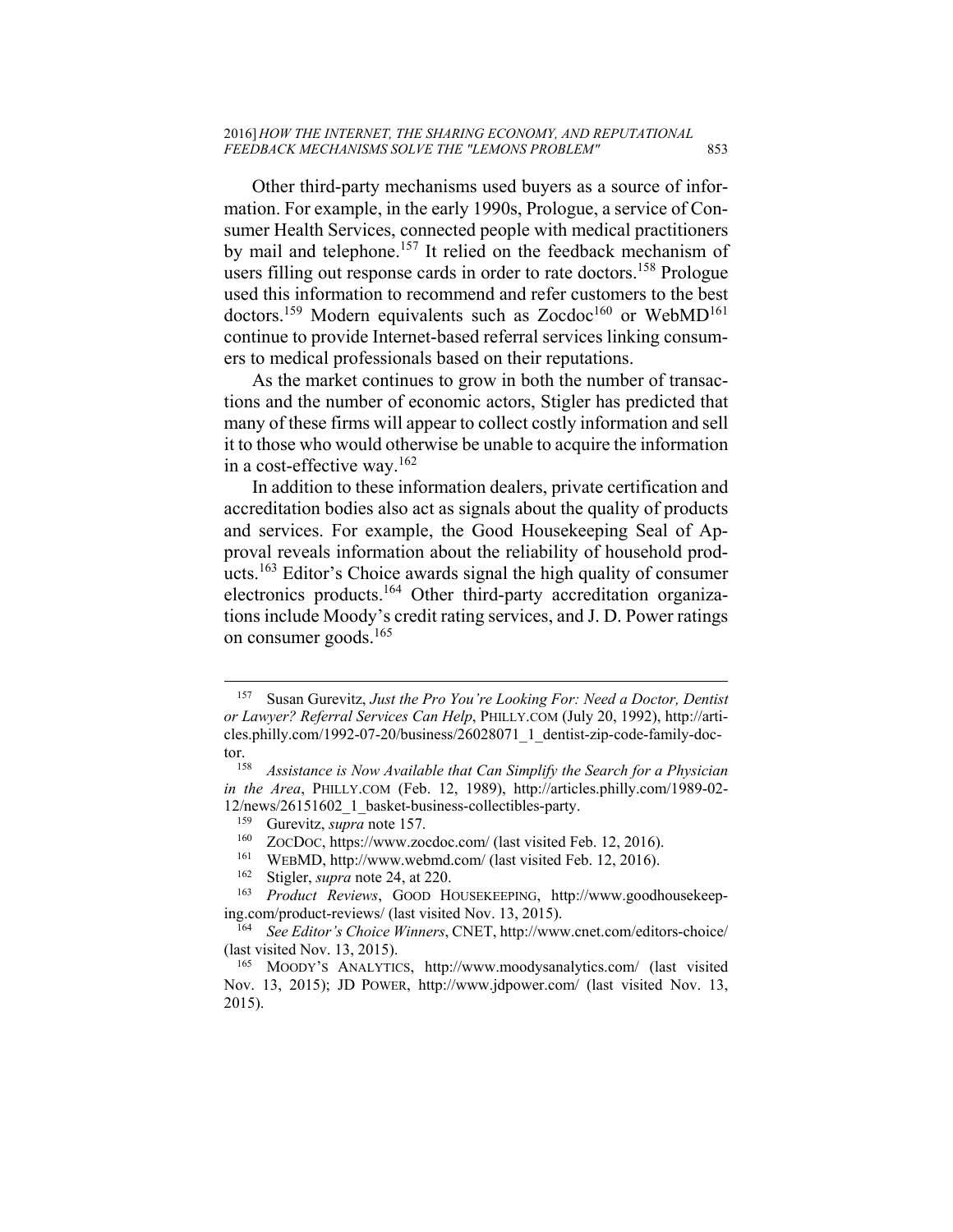Other third-party mechanisms used buyers as a source of information. For example, in the early 1990s, Prologue, a service of Consumer Health Services, connected people with medical practitioners by mail and telephone.[157] It relied on the feedback mechanism of users filling out response cards in order to rate doctors.[158] Prologue used this information to recommend and refer customers to the best doctors.[159] Modern equivalents such as Zocdoc[160] or WebMD[161] continue to provide Internet-based referral services linking consumers to medical professionals based on their reputations.

As the market continues to grow in both the number of transactions and the number of economic actors, Stigler has predicted that many of these firms will appear to collect costly information and sell it to those who would otherwise be unable to acquire the information in a cost-effective way.[162]

In addition to these information dealers, private certification and accreditation bodies also act as signals about the quality of products and services. For example, the Good Housekeeping Seal of Approval reveals information about the reliability of household products.[163] Editor's Choice awards signal the high quality of consumer electronics products.[164] Other third-party accreditation organizations include Moody's credit rating services, and J. D. Power ratings on consumer goods.[165]

---

[157] Susan Gurevitz, *Just the Pro You're Looking For: Need a Doctor, Dentist or Lawyer? Referral Services Can Help*, PHILLY.COM (July 20, 1992), http://articles.philly.com/1992-07-20/business/26028071_1_dentist-zip-code-family-doctor.

[158] *Assistance is Now Available that Can Simplify the Search for a Physician in the Area*, PHILLY.COM (Feb. 12, 1989), http://articles.philly.com/1989-02-12/news/26151602_1_basket-business-collectibles-party.

[159] Gurevitz, *supra* note 157.

[160] ZOCDOC, https://www.zocdoc.com/ (last visited Feb. 12, 2016).

[161] WEBMD, http://www.webmd.com/ (last visited Feb. 12, 2016).

[162] Stigler, *supra* note 24, at 220.

[163] *Product Reviews*, GOOD HOUSEKEEPING, http://www.goodhousekeeping.com/product-reviews/ (last visited Nov. 13, 2015).

[164] *See Editor's Choice Winners*, CNET, http://www.cnet.com/editors-choice/ (last visited Nov. 13, 2015).

[165] MOODY'S ANALYTICS, http://www.moodysanalytics.com/ (last visited Nov. 13, 2015); JD POWER, http://www.jdpower.com/ (last visited Nov. 13, 2015).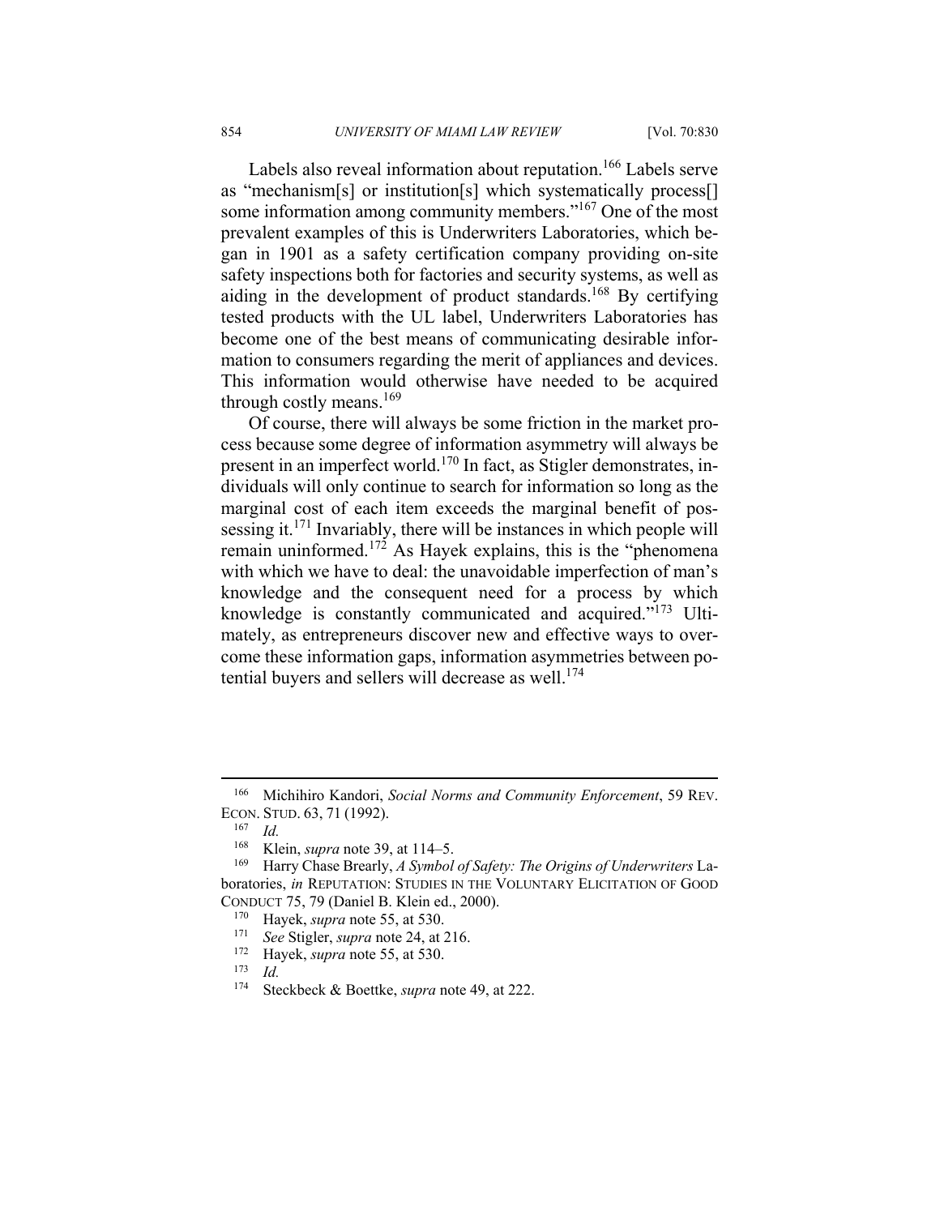Labels also reveal information about reputation.[166] Labels serve as "mechanism[s] or institution[s] which systematically process[] some information among community members."[167] One of the most prevalent examples of this is Underwriters Laboratories, which began in 1901 as a safety certification company providing on-site safety inspections both for factories and security systems, as well as aiding in the development of product standards.[168] By certifying tested products with the UL label, Underwriters Laboratories has become one of the best means of communicating desirable information to consumers regarding the merit of appliances and devices. This information would otherwise have needed to be acquired through costly means.[169]

Of course, there will always be some friction in the market process because some degree of information asymmetry will always be present in an imperfect world.[170] In fact, as Stigler demonstrates, individuals will only continue to search for information so long as the marginal cost of each item exceeds the marginal benefit of possessing it.[171] Invariably, there will be instances in which people will remain uninformed.[172] As Hayek explains, this is the "phenomena with which we have to deal: the unavoidable imperfection of man's knowledge and the consequent need for a process by which knowledge is constantly communicated and acquired."[173] Ultimately, as entrepreneurs discover new and effective ways to overcome these information gaps, information asymmetries between potential buyers and sellers will decrease as well.[174]

---

[166] Michihiro Kandori, *Social Norms and Community Enforcement*, 59 REV. ECON. STUD. 63, 71 (1992).

[167] *Id.*

[168] Klein, *supra* note 39, at 114–5.

[169] Harry Chase Brearly, *A Symbol of Safety: The Origins of Underwriters* Laboratories, *in* REPUTATION: STUDIES IN THE VOLUNTARY ELICITATION OF GOOD CONDUCT 75, 79 (Daniel B. Klein ed., 2000).

[170] Hayek, *supra* note 55, at 530.

[171] *See* Stigler, *supra* note 24, at 216.

[172] Hayek, *supra* note 55, at 530.

[173] *Id.*

[174] Steckbeck & Boettke, *supra* note 49, at 222.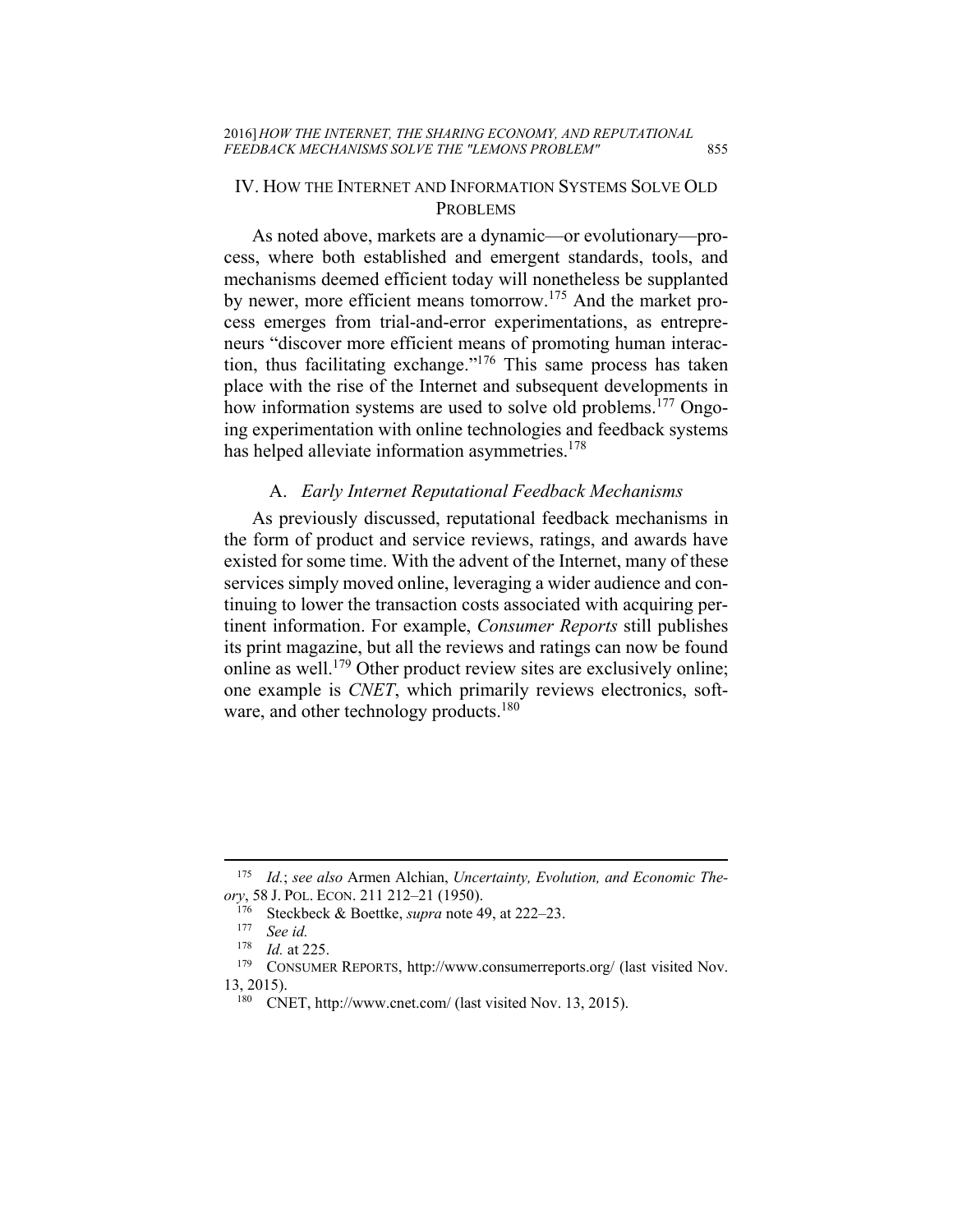## IV. HOW THE INTERNET AND INFORMATION SYSTEMS SOLVE OLD PROBLEMS

As noted above, markets are a dynamic—or evolutionary—process, where both established and emergent standards, tools, and mechanisms deemed efficient today will nonetheless be supplanted by newer, more efficient means tomorrow.[175] And the market process emerges from trial-and-error experimentations, as entrepreneurs "discover more efficient means of promoting human interaction, thus facilitating exchange."[176] This same process has taken place with the rise of the Internet and subsequent developments in how information systems are used to solve old problems.[177] Ongoing experimentation with online technologies and feedback systems has helped alleviate information asymmetries.[178]

### A. *Early Internet Reputational Feedback Mechanisms*

As previously discussed, reputational feedback mechanisms in the form of product and service reviews, ratings, and awards have existed for some time. With the advent of the Internet, many of these services simply moved online, leveraging a wider audience and continuing to lower the transaction costs associated with acquiring pertinent information. For example, *Consumer Reports* still publishes its print magazine, but all the reviews and ratings can now be found online as well.[179] Other product review sites are exclusively online; one example is *CNET*, which primarily reviews electronics, software, and other technology products.[180]

---

[175] *Id.*; *see also* Armen Alchian, *Uncertainty, Evolution, and Economic Theory*, 58 J. POL. ECON. 211 212–21 (1950).

[176] Steckbeck & Boettke, *supra* note 49, at 222–23.

[177] *See id.*

[178] *Id.* at 225.

[179] CONSUMER REPORTS, http://www.consumerreports.org/ (last visited Nov. 13, 2015).

[180] CNET, http://www.cnet.com/ (last visited Nov. 13, 2015).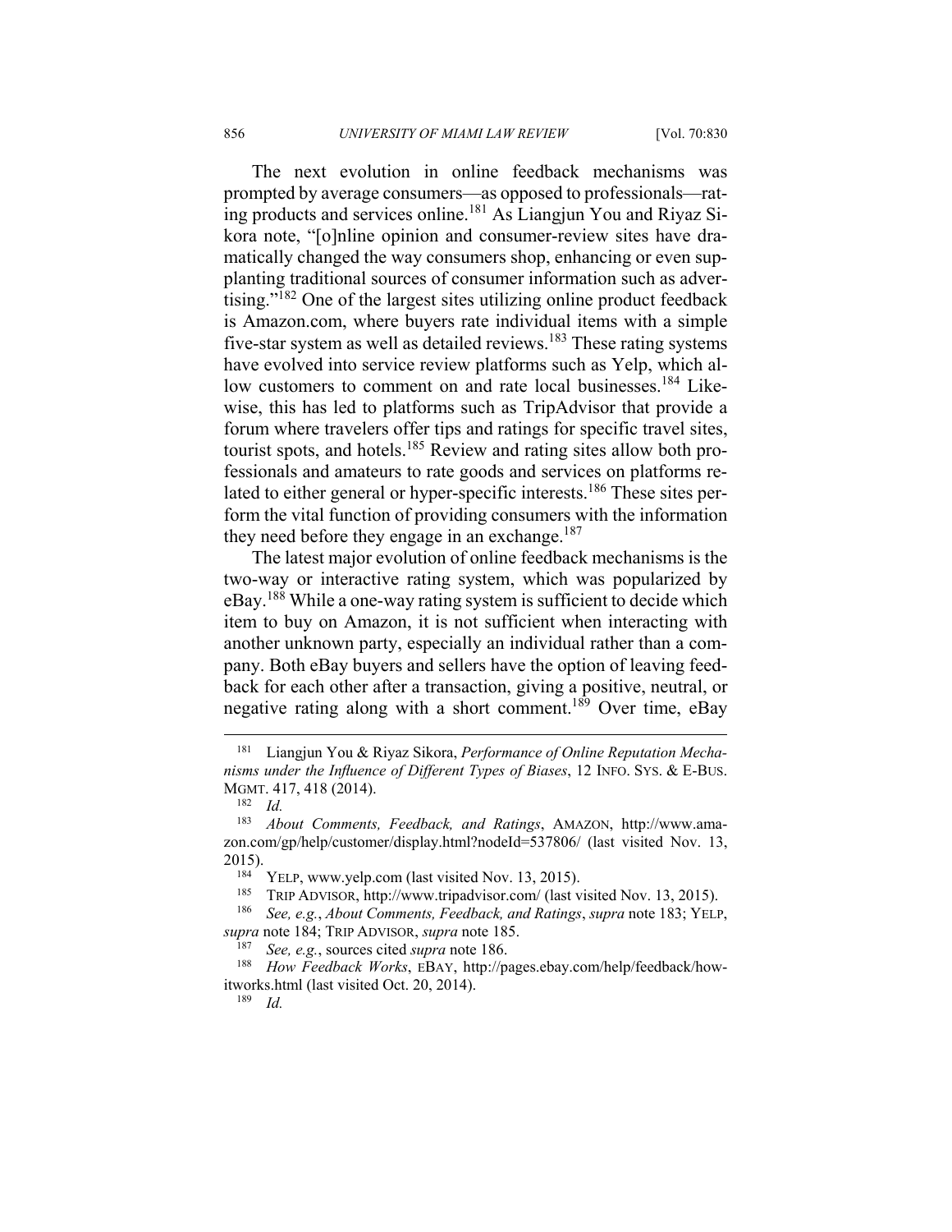The next evolution in online feedback mechanisms was prompted by average consumers—as opposed to professionals—rating products and services online.[181] As Liangjun You and Riyaz Sikora note, "[o]nline opinion and consumer-review sites have dramatically changed the way consumers shop, enhancing or even supplanting traditional sources of consumer information such as advertising."[182] One of the largest sites utilizing online product feedback is Amazon.com, where buyers rate individual items with a simple five-star system as well as detailed reviews.[183] These rating systems have evolved into service review platforms such as Yelp, which allow customers to comment on and rate local businesses.[184] Likewise, this has led to platforms such as TripAdvisor that provide a forum where travelers offer tips and ratings for specific travel sites, tourist spots, and hotels.[185] Review and rating sites allow both professionals and amateurs to rate goods and services on platforms related to either general or hyper-specific interests.[186] These sites perform the vital function of providing consumers with the information they need before they engage in an exchange.[187]

The latest major evolution of online feedback mechanisms is the two-way or interactive rating system, which was popularized by eBay.[188] While a one-way rating system is sufficient to decide which item to buy on Amazon, it is not sufficient when interacting with another unknown party, especially an individual rather than a company. Both eBay buyers and sellers have the option of leaving feedback for each other after a transaction, giving a positive, neutral, or negative rating along with a short comment.[189] Over time, eBay

---

[181] Liangjun You & Riyaz Sikora, *Performance of Online Reputation Mechanisms under the Influence of Different Types of Biases*, 12 INFO. SYS. & E-BUS. MGMT. 417, 418 (2014).

[182] *Id.*

[183] *About Comments, Feedback, and Ratings*, AMAZON, http://www.amazon.com/gp/help/customer/display.html?nodeId=537806/ (last visited Nov. 13, 2015).

[184] YELP, www.yelp.com (last visited Nov. 13, 2015).

[185] TRIP ADVISOR, http://www.tripadvisor.com/ (last visited Nov. 13, 2015).

[186] *See, e.g.*, *About Comments, Feedback, and Ratings*, *supra* note 183; YELP, *supra* note 184; TRIP ADVISOR, *supra* note 185.

[187] *See, e.g.*, sources cited *supra* note 186.

[188] *How Feedback Works*, EBAY, http://pages.ebay.com/help/feedback/howitworks.html (last visited Oct. 20, 2014).

[189] *Id.*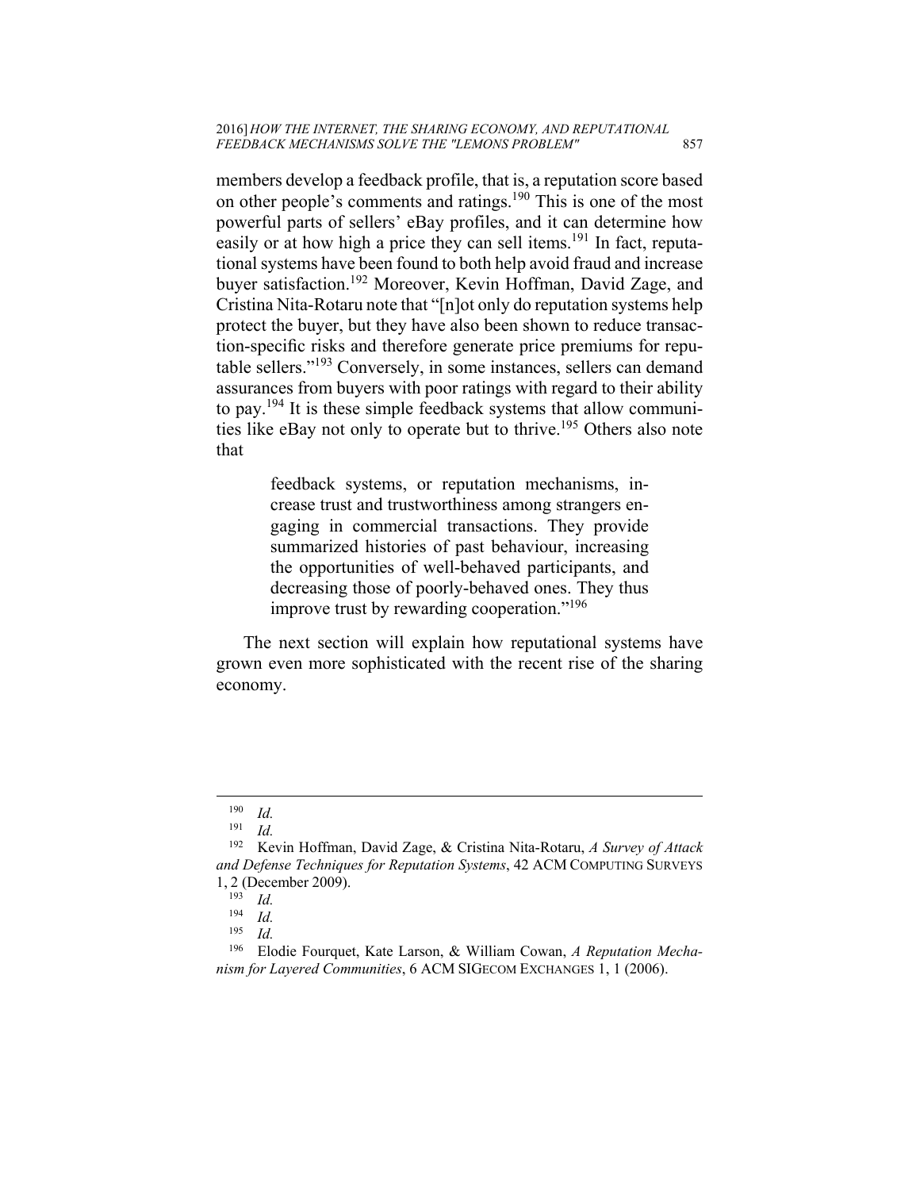members develop a feedback profile, that is, a reputation score based on other people's comments and ratings.[190] This is one of the most powerful parts of sellers' eBay profiles, and it can determine how easily or at how high a price they can sell items.[191] In fact, reputational systems have been found to both help avoid fraud and increase buyer satisfaction.[192] Moreover, Kevin Hoffman, David Zage, and Cristina Nita-Rotaru note that "[n]ot only do reputation systems help protect the buyer, but they have also been shown to reduce transaction-specific risks and therefore generate price premiums for reputable sellers."[193] Conversely, in some instances, sellers can demand assurances from buyers with poor ratings with regard to their ability to pay.[194] It is these simple feedback systems that allow communities like eBay not only to operate but to thrive.[195] Others also note that

> feedback systems, or reputation mechanisms, increase trust and trustworthiness among strangers engaging in commercial transactions. They provide summarized histories of past behaviour, increasing the opportunities of well-behaved participants, and decreasing those of poorly-behaved ones. They thus improve trust by rewarding cooperation."[196]

The next section will explain how reputational systems have grown even more sophisticated with the recent rise of the sharing economy.

---

[190] *Id.*

[191] *Id.*

[192] Kevin Hoffman, David Zage, & Cristina Nita-Rotaru, *A Survey of Attack and Defense Techniques for Reputation Systems*, 42 ACM COMPUTING SURVEYS 1, 2 (December 2009).

[193] *Id.*

[194] *Id.*

[195] *Id.*

[196] Elodie Fourquet, Kate Larson, & William Cowan, *A Reputation Mechanism for Layered Communities*, 6 ACM SIGECOM EXCHANGES 1, 1 (2006).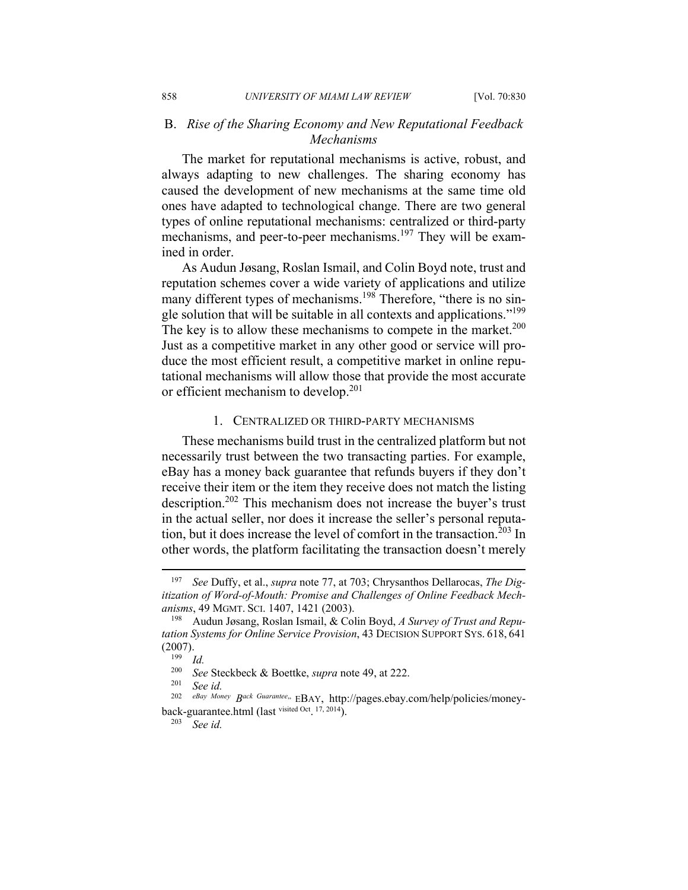### B. *Rise of the Sharing Economy and New Reputational Feedback Mechanisms*

The market for reputational mechanisms is active, robust, and always adapting to new challenges. The sharing economy has caused the development of new mechanisms at the same time old ones have adapted to technological change. There are two general types of online reputational mechanisms: centralized or third-party mechanisms, and peer-to-peer mechanisms.[197] They will be examined in order.

As Audun Jøsang, Roslan Ismail, and Colin Boyd note, trust and reputation schemes cover a wide variety of applications and utilize many different types of mechanisms.[198] Therefore, "there is no single solution that will be suitable in all contexts and applications."[199] The key is to allow these mechanisms to compete in the market.[200] Just as a competitive market in any other good or service will produce the most efficient result, a competitive market in online reputational mechanisms will allow those that provide the most accurate or efficient mechanism to develop.[201]

#### 1. CENTRALIZED OR THIRD-PARTY MECHANISMS

These mechanisms build trust in the centralized platform but not necessarily trust between the two transacting parties. For example, eBay has a money back guarantee that refunds buyers if they don't receive their item or the item they receive does not match the listing description.[202] This mechanism does not increase the buyer's trust in the actual seller, nor does it increase the seller's personal reputation, but it does increase the level of comfort in the transaction.[203] In other words, the platform facilitating the transaction doesn't merely

---

[197] *See* Duffy, et al., *supra* note 77, at 703; Chrysanthos Dellarocas, *The Digitization of Word-of-Mouth: Promise and Challenges of Online Feedback Mechanisms*, 49 MGMT. SCI. 1407, 1421 (2003).

[198] Audun Jøsang, Roslan Ismail, & Colin Boyd, *A Survey of Trust and Reputation Systems for Online Service Provision*, 43 DECISION SUPPORT SYS. 618, 641 (2007).

[199] *Id.*

[200] *See* Steckbeck & Boettke, *supra* note 49, at 222.

[201] *See id.*

[202] *eBay Money Back Guarantee*, EBAY, http://pages.ebay.com/help/policies/money-back-guarantee.html (last visited Oct. 17, 2014).

[203] *See id.*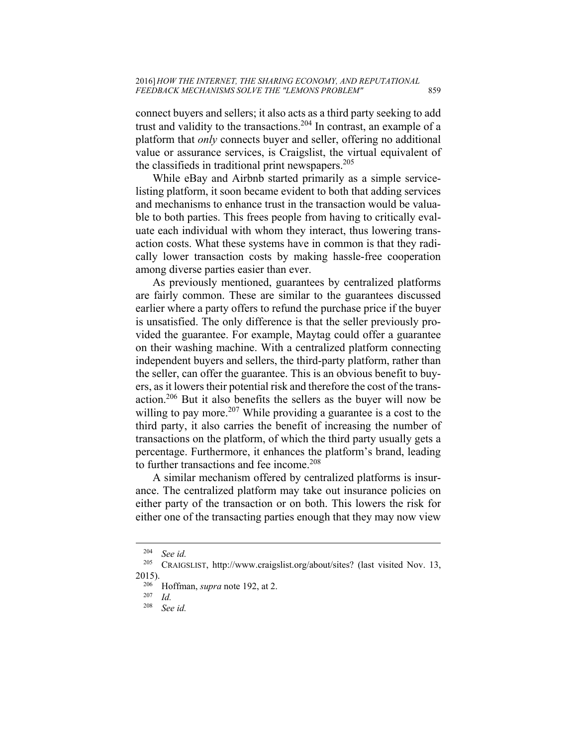connect buyers and sellers; it also acts as a third party seeking to add trust and validity to the transactions.[204] In contrast, an example of a platform that *only* connects buyer and seller, offering no additional value or assurance services, is Craigslist, the virtual equivalent of the classifieds in traditional print newspapers.[205]

While eBay and Airbnb started primarily as a simple service-listing platform, it soon became evident to both that adding services and mechanisms to enhance trust in the transaction would be valuable to both parties. This frees people from having to critically evaluate each individual with whom they interact, thus lowering transaction costs. What these systems have in common is that they radically lower transaction costs by making hassle-free cooperation among diverse parties easier than ever.

As previously mentioned, guarantees by centralized platforms are fairly common. These are similar to the guarantees discussed earlier where a party offers to refund the purchase price if the buyer is unsatisfied. The only difference is that the seller previously provided the guarantee. For example, Maytag could offer a guarantee on their washing machine. With a centralized platform connecting independent buyers and sellers, the third-party platform, rather than the seller, can offer the guarantee. This is an obvious benefit to buyers, as it lowers their potential risk and therefore the cost of the transaction.[206] But it also benefits the sellers as the buyer will now be willing to pay more.[207] While providing a guarantee is a cost to the third party, it also carries the benefit of increasing the number of transactions on the platform, of which the third party usually gets a percentage. Furthermore, it enhances the platform's brand, leading to further transactions and fee income.[208]

A similar mechanism offered by centralized platforms is insurance. The centralized platform may take out insurance policies on either party of the transaction or on both. This lowers the risk for either one of the transacting parties enough that they may now view

---

[204] *See id.*

[205] CRAIGSLIST, http://www.craigslist.org/about/sites? (last visited Nov. 13, 2015).

[206] Hoffman, *supra* note 192, at 2.

[207] *Id.*

[208] *See id.*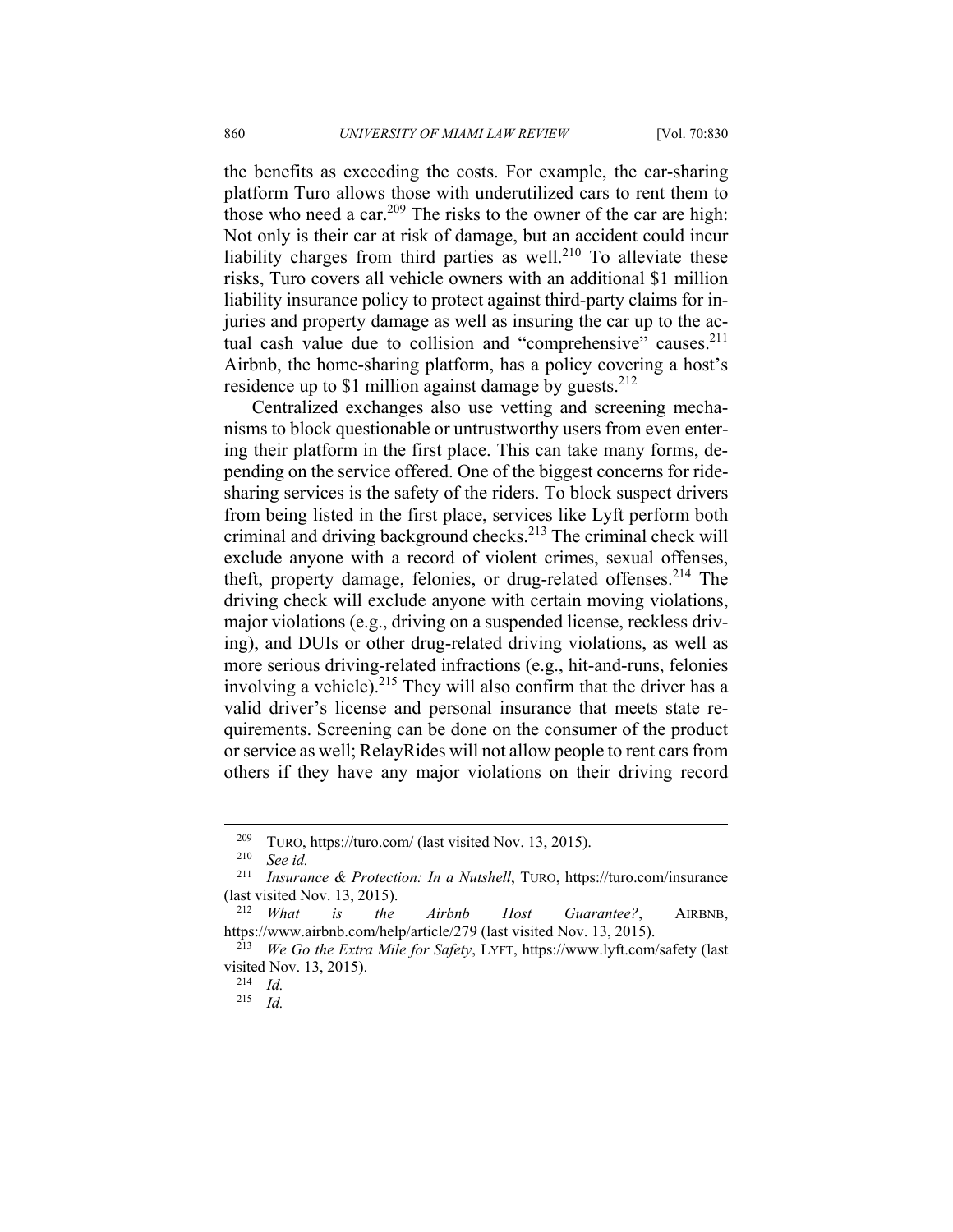the benefits as exceeding the costs. For example, the car-sharing platform Turo allows those with underutilized cars to rent them to those who need a car.[209] The risks to the owner of the car are high: Not only is their car at risk of damage, but an accident could incur liability charges from third parties as well.[210] To alleviate these risks, Turo covers all vehicle owners with an additional $1 million liability insurance policy to protect against third-party claims for injuries and property damage as well as insuring the car up to the actual cash value due to collision and "comprehensive" causes.[211] Airbnb, the home-sharing platform, has a policy covering a host's residence up to $1 million against damage by guests.[212]

Centralized exchanges also use vetting and screening mechanisms to block questionable or untrustworthy users from even entering their platform in the first place. This can take many forms, depending on the service offered. One of the biggest concerns for ride-sharing services is the safety of the riders. To block suspect drivers from being listed in the first place, services like Lyft perform both criminal and driving background checks.[213] The criminal check will exclude anyone with a record of violent crimes, sexual offenses, theft, property damage, felonies, or drug-related offenses.[214] The driving check will exclude anyone with certain moving violations, major violations (e.g., driving on a suspended license, reckless driving), and DUIs or other drug-related driving violations, as well as more serious driving-related infractions (e.g., hit-and-runs, felonies involving a vehicle).[215] They will also confirm that the driver has a valid driver's license and personal insurance that meets state requirements. Screening can be done on the consumer of the product or service as well; RelayRides will not allow people to rent cars from others if they have any major violations on their driving record

---

[209] TURO, https://turo.com/ (last visited Nov. 13, 2015).

[210] *See id.*

[211] *Insurance & Protection: In a Nutshell*, TURO, https://turo.com/insurance (last visited Nov. 13, 2015).

[212] *What is the Airbnb Host Guarantee?*, AIRBNB, https://www.airbnb.com/help/article/279 (last visited Nov. 13, 2015).

[213] *We Go the Extra Mile for Safety*, LYFT, https://www.lyft.com/safety (last visited Nov. 13, 2015).

[214] *Id.*

[215] *Id.*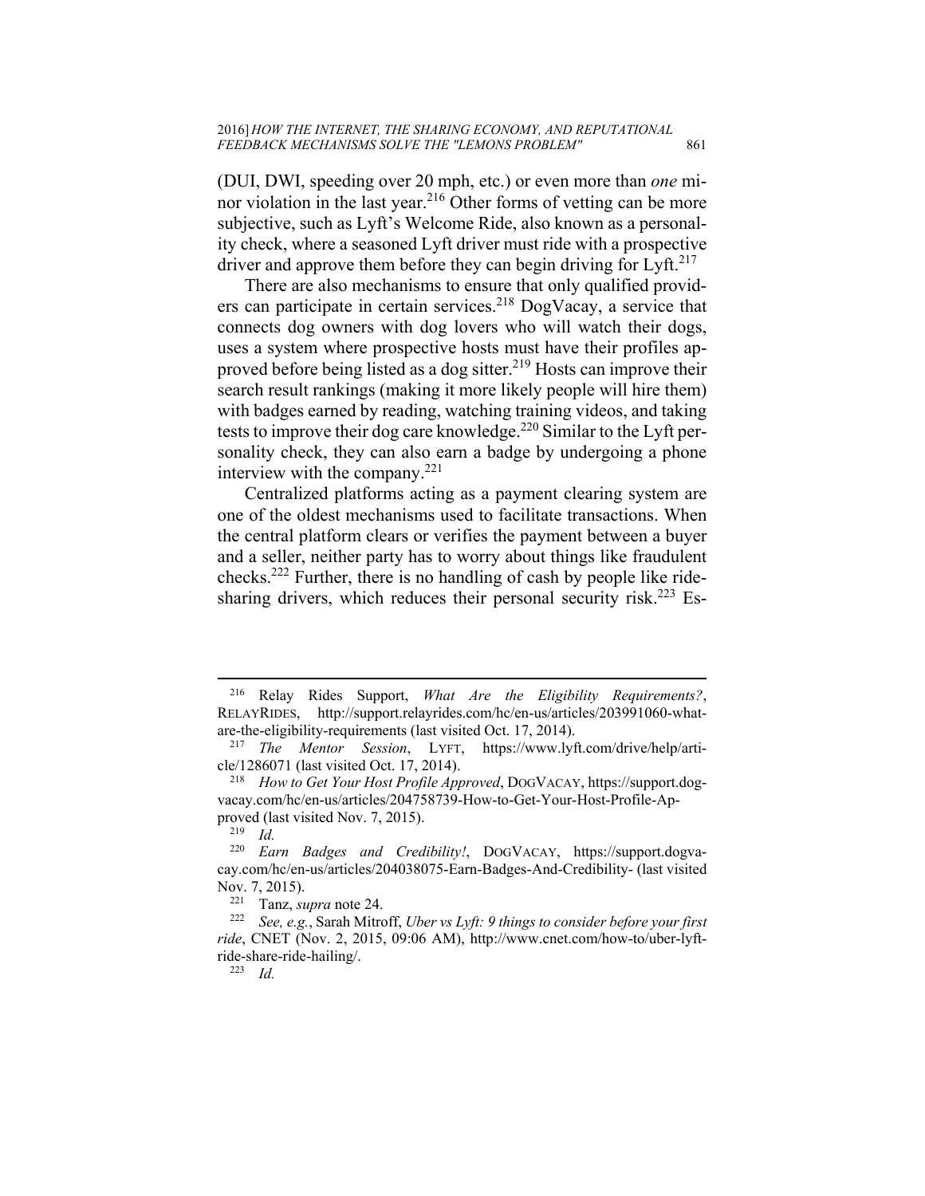(DUI, DWI, speeding over 20 mph, etc.) or even more than *one* minor violation in the last year.[216] Other forms of vetting can be more subjective, such as Lyft's Welcome Ride, also known as a personality check, where a seasoned Lyft driver must ride with a prospective driver and approve them before they can begin driving for Lyft.[217]

There are also mechanisms to ensure that only qualified providers can participate in certain services.[218] DogVacay, a service that connects dog owners with dog lovers who will watch their dogs, uses a system where prospective hosts must have their profiles approved before being listed as a dog sitter.[219] Hosts can improve their search result rankings (making it more likely people will hire them) with badges earned by reading, watching training videos, and taking tests to improve their dog care knowledge.[220] Similar to the Lyft personality check, they can also earn a badge by undergoing a phone interview with the company.[221]

Centralized platforms acting as a payment clearing system are one of the oldest mechanisms used to facilitate transactions. When the central platform clears or verifies the payment between a buyer and a seller, neither party has to worry about things like fraudulent checks.[222] Further, there is no handling of cash by people like ridesharing drivers, which reduces their personal security risk.[223] Es-

---

[216] Relay Rides Support, *What Are the Eligibility Requirements?*, RELAYRIDES, http://support.relayrides.com/hc/en-us/articles/203991060-what-are-the-eligibility-requirements (last visited Oct. 17, 2014).

[217] *The Mentor Session*, LYFT, https://www.lyft.com/drive/help/article/1286071 (last visited Oct. 17, 2014).

[218] *How to Get Your Host Profile Approved*, DOGVACAY, https://support.dogvacay.com/hc/en-us/articles/204758739-How-to-Get-Your-Host-Profile-Approved (last visited Nov. 7, 2015).

[219] *Id.*

[220] *Earn Badges and Credibility!*, DOGVACAY, https://support.dogvacay.com/hc/en-us/articles/204038075-Earn-Badges-And-Credibility- (last visited Nov. 7, 2015).

[221] Tanz, *supra* note 24.

[222] *See, e.g.*, Sarah Mitroff, *Uber vs Lyft: 9 things to consider before your first ride*, CNET (Nov. 2, 2015, 09:06 AM), http://www.cnet.com/how-to/uber-lyft-ride-share-ride-hailing/.

[223] *Id.*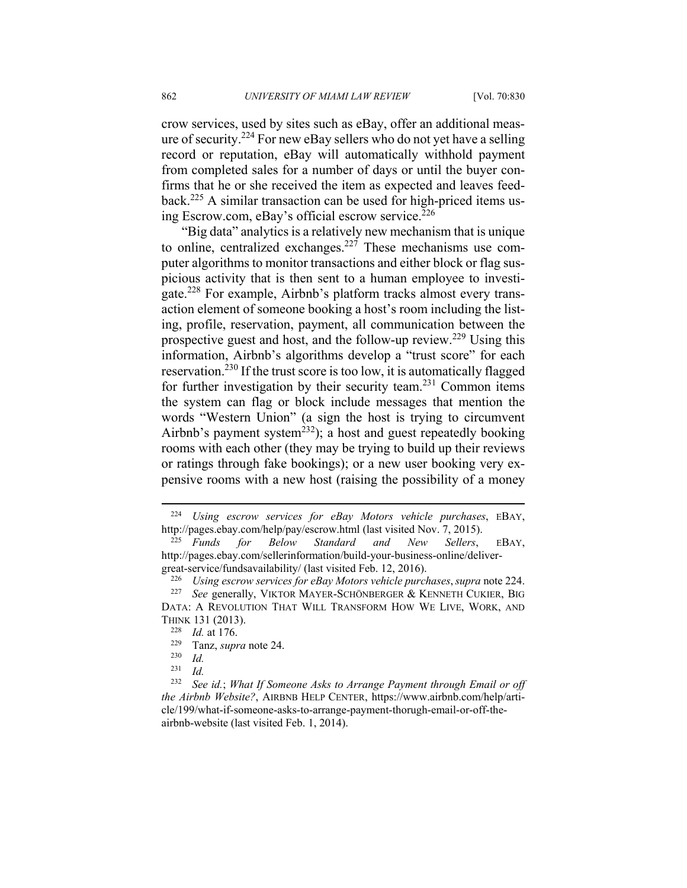crow services, used by sites such as eBay, offer an additional measure of security.[224] For new eBay sellers who do not yet have a selling record or reputation, eBay will automatically withhold payment from completed sales for a number of days or until the buyer confirms that he or she received the item as expected and leaves feedback.[225] A similar transaction can be used for high-priced items using Escrow.com, eBay's official escrow service.[226]

"Big data" analytics is a relatively new mechanism that is unique to online, centralized exchanges.[227] These mechanisms use computer algorithms to monitor transactions and either block or flag suspicious activity that is then sent to a human employee to investigate.[228] For example, Airbnb's platform tracks almost every transaction element of someone booking a host's room including the listing, profile, reservation, payment, all communication between the prospective guest and host, and the follow-up review.[229] Using this information, Airbnb's algorithms develop a "trust score" for each reservation.[230] If the trust score is too low, it is automatically flagged for further investigation by their security team.[231] Common items the system can flag or block include messages that mention the words "Western Union" (a sign the host is trying to circumvent Airbnb's payment system[232]); a host and guest repeatedly booking rooms with each other (they may be trying to build up their reviews or ratings through fake bookings); or a new user booking very expensive rooms with a new host (raising the possibility of a money

---

[224] *Using escrow services for eBay Motors vehicle purchases*, EBAY, http://pages.ebay.com/help/pay/escrow.html (last visited Nov. 7, 2015).

[225] *Funds for Below Standard and New Sellers*, EBAY, http://pages.ebay.com/sellerinformation/build-your-business-online/deliver-great-service/fundsavailability/ (last visited Feb. 12, 2016).

[226] *Using escrow services for eBay Motors vehicle purchases*, *supra* note 224.

[227] *See* generally, VIKTOR MAYER-SCHÖNBERGER & KENNETH CUKIER, BIG DATA: A REVOLUTION THAT WILL TRANSFORM HOW WE LIVE, WORK, AND THINK 131 (2013).

[228] *Id.* at 176.

[229] Tanz, *supra* note 24.

[230] *Id.*

[231] *Id.*

[232] *See id.*; *What If Someone Asks to Arrange Payment through Email or off the Airbnb Website?*, AIRBNB HELP CENTER, https://www.airbnb.com/help/article/199/what-if-someone-asks-to-arrange-payment-thorugh-email-or-off-the-airbnb-website (last visited Feb. 1, 2014).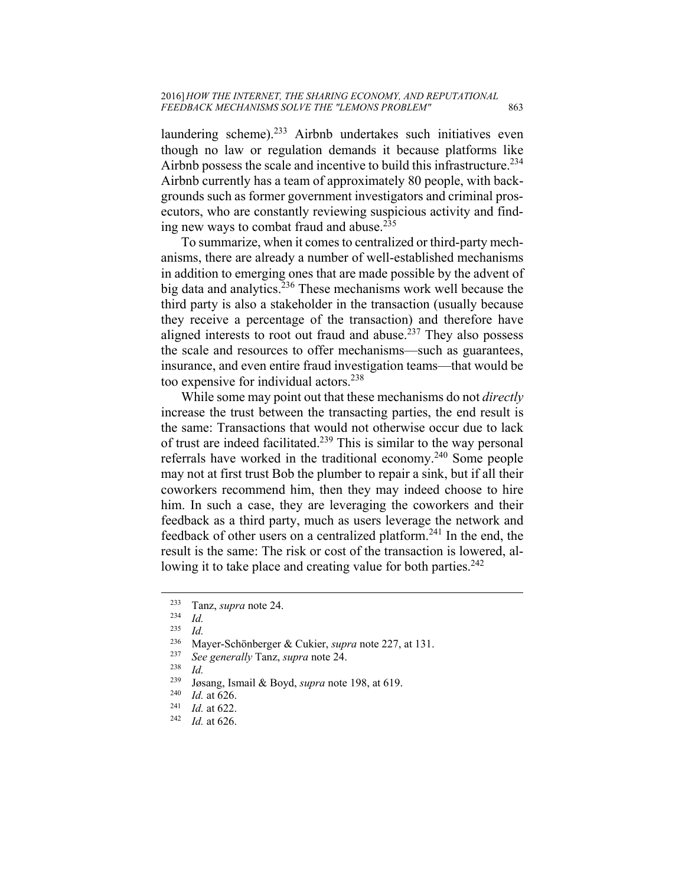laundering scheme).[233] Airbnb undertakes such initiatives even though no law or regulation demands it because platforms like Airbnb possess the scale and incentive to build this infrastructure.[234] Airbnb currently has a team of approximately 80 people, with backgrounds such as former government investigators and criminal prosecutors, who are constantly reviewing suspicious activity and finding new ways to combat fraud and abuse.[235]

To summarize, when it comes to centralized or third-party mechanisms, there are already a number of well-established mechanisms in addition to emerging ones that are made possible by the advent of big data and analytics.[236] These mechanisms work well because the third party is also a stakeholder in the transaction (usually because they receive a percentage of the transaction) and therefore have aligned interests to root out fraud and abuse.[237] They also possess the scale and resources to offer mechanisms—such as guarantees, insurance, and even entire fraud investigation teams—that would be too expensive for individual actors.[238]

While some may point out that these mechanisms do not *directly* increase the trust between the transacting parties, the end result is the same: Transactions that would not otherwise occur due to lack of trust are indeed facilitated.[239] This is similar to the way personal referrals have worked in the traditional economy.[240] Some people may not at first trust Bob the plumber to repair a sink, but if all their coworkers recommend him, then they may indeed choose to hire him. In such a case, they are leveraging the coworkers and their feedback as a third party, much as users leverage the network and feedback of other users on a centralized platform.[241] In the end, the result is the same: The risk or cost of the transaction is lowered, allowing it to take place and creating value for both parties.[242]

---

[233] Tanz, *supra* note 24.

[234] *Id.*

[235] *Id.*

[236] Mayer-Schönberger & Cukier, *supra* note 227, at 131.

[237] *See generally* Tanz, *supra* note 24.

[238] *Id.*

[239] Jøsang, Ismail & Boyd, *supra* note 198, at 619.

[240] *Id.* at 626.

[241] *Id.* at 622.

[242] *Id.* at 626.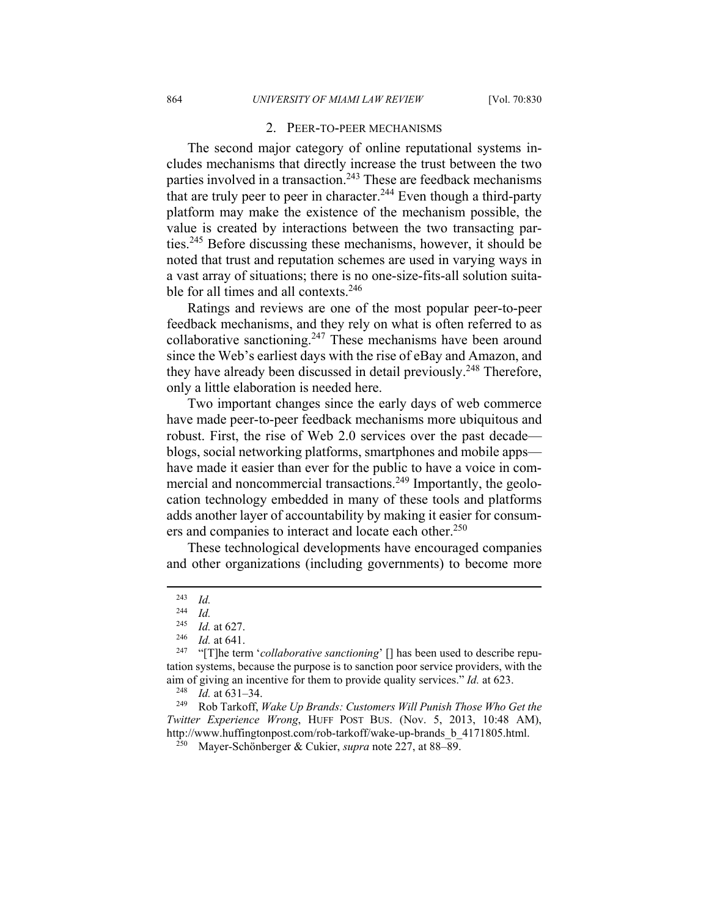### 2. PEER-TO-PEER MECHANISMS

The second major category of online reputational systems includes mechanisms that directly increase the trust between the two parties involved in a transaction.[243] These are feedback mechanisms that are truly peer to peer in character.[244] Even though a third-party platform may make the existence of the mechanism possible, the value is created by interactions between the two transacting parties.[245] Before discussing these mechanisms, however, it should be noted that trust and reputation schemes are used in varying ways in a vast array of situations; there is no one-size-fits-all solution suitable for all times and all contexts.[246]

Ratings and reviews are one of the most popular peer-to-peer feedback mechanisms, and they rely on what is often referred to as collaborative sanctioning.[247] These mechanisms have been around since the Web's earliest days with the rise of eBay and Amazon, and they have already been discussed in detail previously.[248] Therefore, only a little elaboration is needed here.

Two important changes since the early days of web commerce have made peer-to-peer feedback mechanisms more ubiquitous and robust. First, the rise of Web 2.0 services over the past decade—blogs, social networking platforms, smartphones and mobile apps—have made it easier than ever for the public to have a voice in commercial and noncommercial transactions.[249] Importantly, the geolocation technology embedded in many of these tools and platforms adds another layer of accountability by making it easier for consumers and companies to interact and locate each other.[250]

These technological developments have encouraged companies and other organizations (including governments) to become more

---

[243] *Id.*

[244] *Id.*

[245] *Id.* at 627.

[246] *Id.* at 641.

[247] "[T]he term '*collaborative sanctioning*' [] has been used to describe reputation systems, because the purpose is to sanction poor service providers, with the aim of giving an incentive for them to provide quality services." *Id.* at 623.

[248] *Id.* at 631–34.

[249] Rob Tarkoff, *Wake Up Brands: Customers Will Punish Those Who Get the Twitter Experience Wrong*, HUFF POST BUS. (Nov. 5, 2013, 10:48 AM), http://www.huffingtonpost.com/rob-tarkoff/wake-up-brands_b_4171805.html.

[250] Mayer-Schönberger & Cukier, *supra* note 227, at 88–89.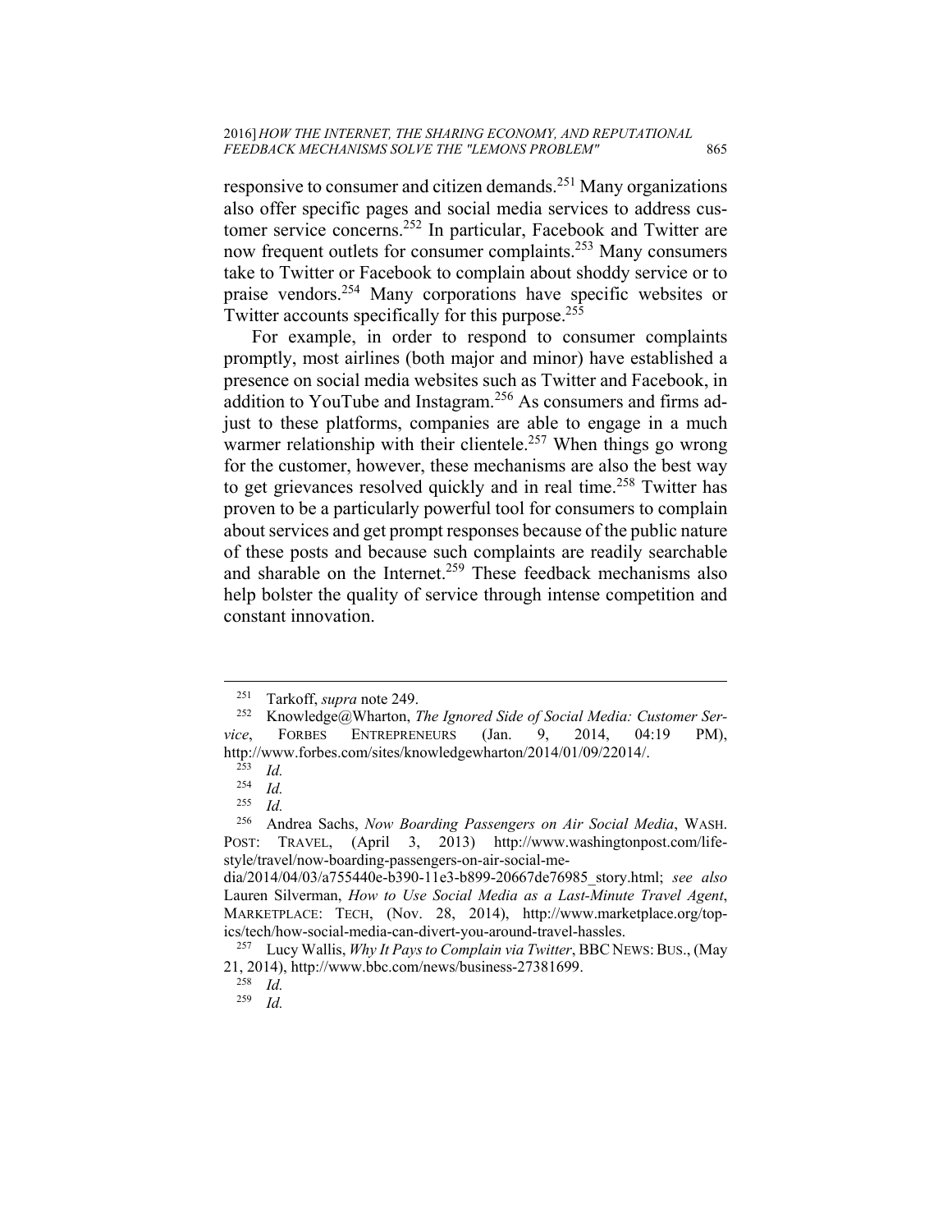responsive to consumer and citizen demands.[251] Many organizations also offer specific pages and social media services to address customer service concerns.[252] In particular, Facebook and Twitter are now frequent outlets for consumer complaints.[253] Many consumers take to Twitter or Facebook to complain about shoddy service or to praise vendors.[254] Many corporations have specific websites or Twitter accounts specifically for this purpose.[255]

For example, in order to respond to consumer complaints promptly, most airlines (both major and minor) have established a presence on social media websites such as Twitter and Facebook, in addition to YouTube and Instagram.[256] As consumers and firms adjust to these platforms, companies are able to engage in a much warmer relationship with their clientele.[257] When things go wrong for the customer, however, these mechanisms are also the best way to get grievances resolved quickly and in real time.[258] Twitter has proven to be a particularly powerful tool for consumers to complain about services and get prompt responses because of the public nature of these posts and because such complaints are readily searchable and sharable on the Internet.[259] These feedback mechanisms also help bolster the quality of service through intense competition and constant innovation.

---

[251] Tarkoff, *supra* note 249.

[252] Knowledge@Wharton, *The Ignored Side of Social Media: Customer Service*, FORBES ENTREPRENEURS (Jan. 9, 2014, 04:19 PM), http://www.forbes.com/sites/knowledgewharton/2014/01/09/22014/.

[253] *Id.*

[254] *Id.*

[255] *Id.*

[256] Andrea Sachs, *Now Boarding Passengers on Air Social Media*, WASH. POST: TRAVEL, (April 3, 2013) http://www.washingtonpost.com/lifestyle/travel/now-boarding-passengers-on-air-social-media/2014/04/03/a755440e-b390-11e3-b899-20667de76985_story.html; *see also* Lauren Silverman, *How to Use Social Media as a Last-Minute Travel Agent*, MARKETPLACE: TECH, (Nov. 28, 2014), http://www.marketplace.org/topics/tech/how-social-media-can-divert-you-around-travel-hassles.

[257] Lucy Wallis, *Why It Pays to Complain via Twitter*, BBC NEWS: BUS., (May 21, 2014), http://www.bbc.com/news/business-27381699.

[258] *Id.*

[259] *Id.*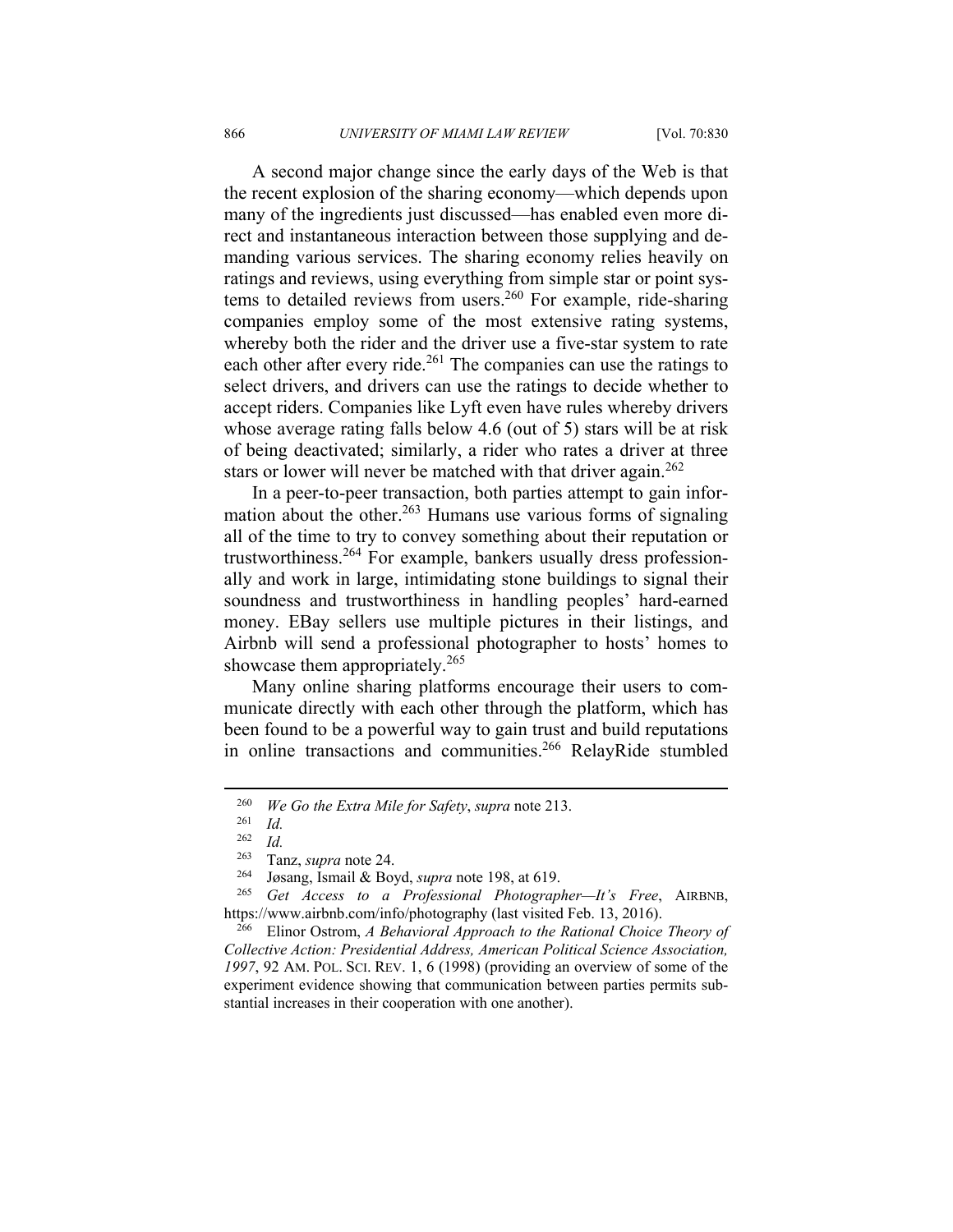A second major change since the early days of the Web is that the recent explosion of the sharing economy—which depends upon many of the ingredients just discussed—has enabled even more direct and instantaneous interaction between those supplying and demanding various services. The sharing economy relies heavily on ratings and reviews, using everything from simple star or point systems to detailed reviews from users.[260] For example, ride-sharing companies employ some of the most extensive rating systems, whereby both the rider and the driver use a five-star system to rate each other after every ride.[261] The companies can use the ratings to select drivers, and drivers can use the ratings to decide whether to accept riders. Companies like Lyft even have rules whereby drivers whose average rating falls below 4.6 (out of 5) stars will be at risk of being deactivated; similarly, a rider who rates a driver at three stars or lower will never be matched with that driver again.[262]

In a peer-to-peer transaction, both parties attempt to gain information about the other.[263] Humans use various forms of signaling all of the time to try to convey something about their reputation or trustworthiness.[264] For example, bankers usually dress professionally and work in large, intimidating stone buildings to signal their soundness and trustworthiness in handling peoples' hard-earned money. EBay sellers use multiple pictures in their listings, and Airbnb will send a professional photographer to hosts' homes to showcase them appropriately.[265]

Many online sharing platforms encourage their users to communicate directly with each other through the platform, which has been found to be a powerful way to gain trust and build reputations in online transactions and communities.[266] RelayRide stumbled

---

[260] *We Go the Extra Mile for Safety*, *supra* note 213.

[261] *Id.*

[262] *Id.*

[263] Tanz, *supra* note 24.

[264] Jøsang, Ismail & Boyd, *supra* note 198, at 619.

[265] *Get Access to a Professional Photographer—It's Free*, AIRBNB, https://www.airbnb.com/info/photography (last visited Feb. 13, 2016).

[266] Elinor Ostrom, *A Behavioral Approach to the Rational Choice Theory of Collective Action: Presidential Address, American Political Science Association, 1997*, 92 AM. POL. SCI. REV. 1, 6 (1998) (providing an overview of some of the experiment evidence showing that communication between parties permits substantial increases in their cooperation with one another).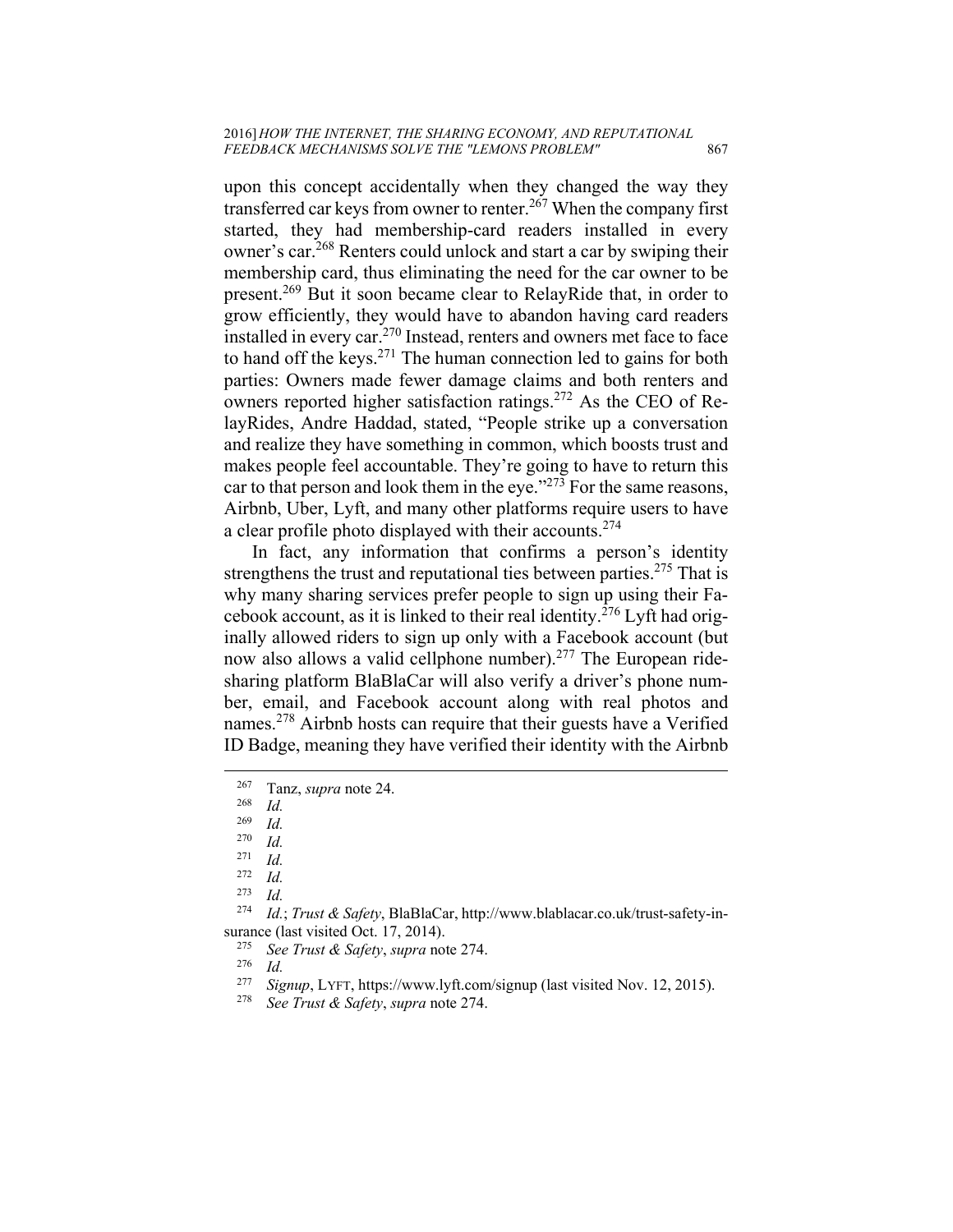upon this concept accidentally when they changed the way they transferred car keys from owner to renter.[267] When the company first started, they had membership-card readers installed in every owner's car.[268] Renters could unlock and start a car by swiping their membership card, thus eliminating the need for the car owner to be present.[269] But it soon became clear to RelayRide that, in order to grow efficiently, they would have to abandon having card readers installed in every car.[270] Instead, renters and owners met face to face to hand off the keys.[271] The human connection led to gains for both parties: Owners made fewer damage claims and both renters and owners reported higher satisfaction ratings.[272] As the CEO of RelayRides, Andre Haddad, stated, "People strike up a conversation and realize they have something in common, which boosts trust and makes people feel accountable. They're going to have to return this car to that person and look them in the eye."[273] For the same reasons, Airbnb, Uber, Lyft, and many other platforms require users to have a clear profile photo displayed with their accounts.[274]

In fact, any information that confirms a person's identity strengthens the trust and reputational ties between parties.[275] That is why many sharing services prefer people to sign up using their Facebook account, as it is linked to their real identity.[276] Lyft had originally allowed riders to sign up only with a Facebook account (but now also allows a valid cellphone number).[277] The European ride-sharing platform BlaBlaCar will also verify a driver's phone number, email, and Facebook account along with real photos and names.[278] Airbnb hosts can require that their guests have a Verified ID Badge, meaning they have verified their identity with the Airbnb

---

[267] Tanz, *supra* note 24.

[268] *Id.*

[269] *Id.*

[270] *Id.*

[271] *Id.*

[272] *Id.*

[273] *Id.*

[274] *Id.*; *Trust & Safety*, BlaBlaCar, http://www.blablacar.co.uk/trust-safety-insurance (last visited Oct. 17, 2014).

[275] *See Trust & Safety*, *supra* note 274.

[276] *Id.*

[277] *Signup*, LYFT, https://www.lyft.com/signup (last visited Nov. 12, 2015).

[278] *See Trust & Safety*, *supra* note 274.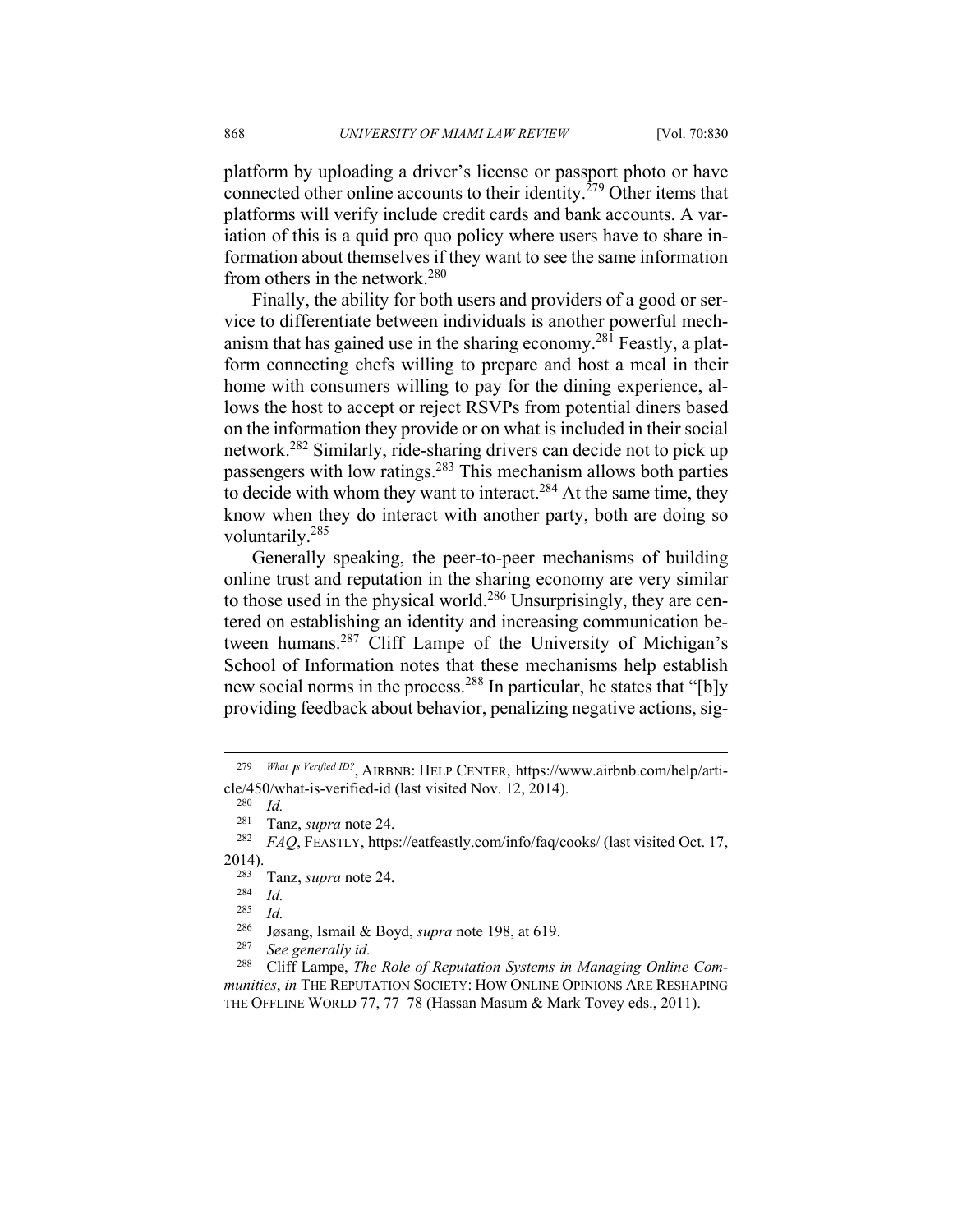platform by uploading a driver's license or passport photo or have connected other online accounts to their identity.[279] Other items that platforms will verify include credit cards and bank accounts. A variation of this is a quid pro quo policy where users have to share information about themselves if they want to see the same information from others in the network.[280]

Finally, the ability for both users and providers of a good or service to differentiate between individuals is another powerful mechanism that has gained use in the sharing economy.[281] Feastly, a platform connecting chefs willing to prepare and host a meal in their home with consumers willing to pay for the dining experience, allows the host to accept or reject RSVPs from potential diners based on the information they provide or on what is included in their social network.[282] Similarly, ride-sharing drivers can decide not to pick up passengers with low ratings.[283] This mechanism allows both parties to decide with whom they want to interact.[284] At the same time, they know when they do interact with another party, both are doing so voluntarily.[285]

Generally speaking, the peer-to-peer mechanisms of building online trust and reputation in the sharing economy are very similar to those used in the physical world.[286] Unsurprisingly, they are centered on establishing an identity and increasing communication between humans.[287] Cliff Lampe of the University of Michigan's School of Information notes that these mechanisms help establish new social norms in the process.[288] In particular, he states that "[b]y providing feedback about behavior, penalizing negative actions, sig-

---

[279] *What Is Verified ID?*, AIRBNB: HELP CENTER, https://www.airbnb.com/help/article/450/what-is-verified-id (last visited Nov. 12, 2014).

[280] *Id.*

[281] Tanz, *supra* note 24.

[282] *FAQ*, FEASTLY, https://eatfeastly.com/info/faq/cooks/ (last visited Oct. 17, 2014).

[283] Tanz, *supra* note 24.

[284] *Id.*

[285] *Id.*

[286] Jøsang, Ismail & Boyd, *supra* note 198, at 619.

[287] *See generally id.*

[288] Cliff Lampe, *The Role of Reputation Systems in Managing Online Communities*, *in* THE REPUTATION SOCIETY: HOW ONLINE OPINIONS ARE RESHAPING THE OFFLINE WORLD 77, 77–78 (Hassan Masum & Mark Tovey eds., 2011).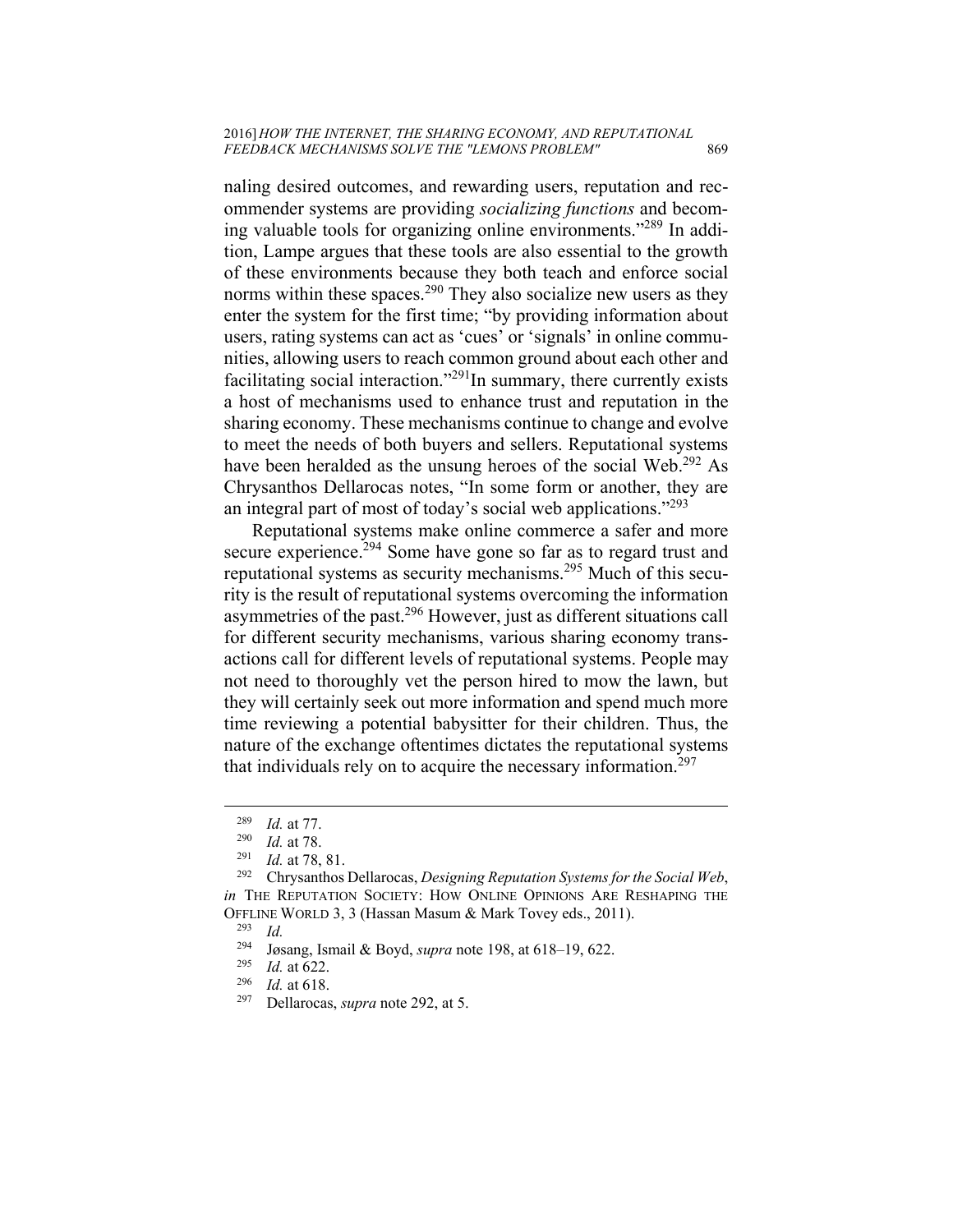naling desired outcomes, and rewarding users, reputation and recommender systems are providing *socializing functions* and becoming valuable tools for organizing online environments."[289] In addition, Lampe argues that these tools are also essential to the growth of these environments because they both teach and enforce social norms within these spaces.[290] They also socialize new users as they enter the system for the first time; "by providing information about users, rating systems can act as 'cues' or 'signals' in online communities, allowing users to reach common ground about each other and facilitating social interaction."[291]In summary, there currently exists a host of mechanisms used to enhance trust and reputation in the sharing economy. These mechanisms continue to change and evolve to meet the needs of both buyers and sellers. Reputational systems have been heralded as the unsung heroes of the social Web.[292] As Chrysanthos Dellarocas notes, "In some form or another, they are an integral part of most of today's social web applications."[293]

Reputational systems make online commerce a safer and more secure experience.[294] Some have gone so far as to regard trust and reputational systems as security mechanisms.[295] Much of this security is the result of reputational systems overcoming the information asymmetries of the past.[296] However, just as different situations call for different security mechanisms, various sharing economy transactions call for different levels of reputational systems. People may not need to thoroughly vet the person hired to mow the lawn, but they will certainly seek out more information and spend much more time reviewing a potential babysitter for their children. Thus, the nature of the exchange oftentimes dictates the reputational systems that individuals rely on to acquire the necessary information.[297]

---

[289] *Id.* at 77.

[290] *Id.* at 78.

[291] *Id.* at 78, 81.

[292] Chrysanthos Dellarocas, *Designing Reputation Systems for the Social Web*, *in* THE REPUTATION SOCIETY: HOW ONLINE OPINIONS ARE RESHAPING THE OFFLINE WORLD 3, 3 (Hassan Masum & Mark Tovey eds., 2011).

[293] *Id.*

[294] Jøsang, Ismail & Boyd, *supra* note 198, at 618–19, 622.

[295] *Id.* at 622.

[296] *Id.* at 618.

[297] Dellarocas, *supra* note 292, at 5.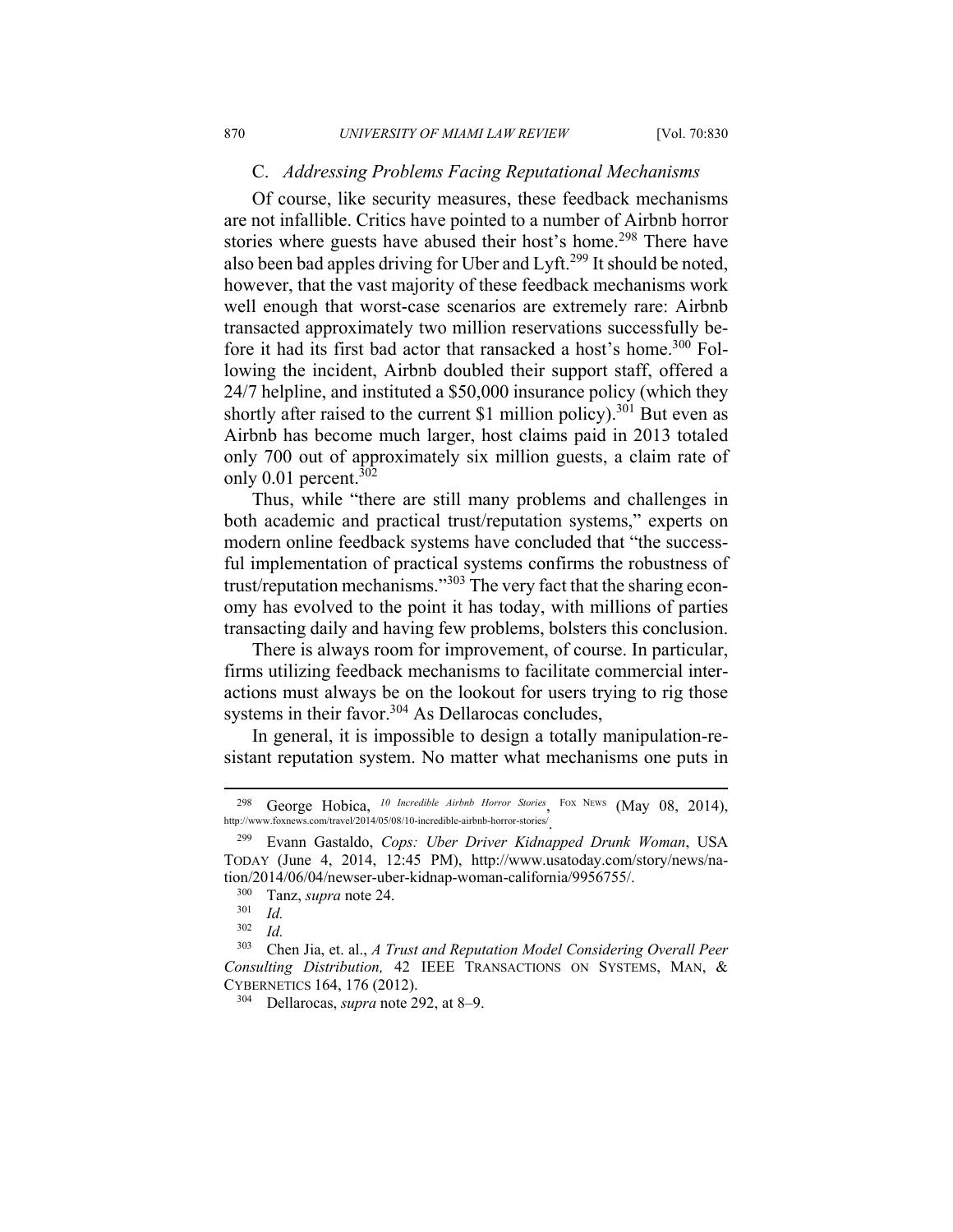### C. *Addressing Problems Facing Reputational Mechanisms*

Of course, like security measures, these feedback mechanisms are not infallible. Critics have pointed to a number of Airbnb horror stories where guests have abused their host's home.[298] There have also been bad apples driving for Uber and Lyft.[299] It should be noted, however, that the vast majority of these feedback mechanisms work well enough that worst-case scenarios are extremely rare: Airbnb transacted approximately two million reservations successfully before it had its first bad actor that ransacked a host's home.[300] Following the incident, Airbnb doubled their support staff, offered a 24/7 helpline, and instituted a $50,000 insurance policy (which they shortly after raised to the current $1 million policy).[301] But even as Airbnb has become much larger, host claims paid in 2013 totaled only 700 out of approximately six million guests, a claim rate of only 0.01 percent.[302]

Thus, while "there are still many problems and challenges in both academic and practical trust/reputation systems," experts on modern online feedback systems have concluded that "the successful implementation of practical systems confirms the robustness of trust/reputation mechanisms."[303] The very fact that the sharing economy has evolved to the point it has today, with millions of parties transacting daily and having few problems, bolsters this conclusion.

There is always room for improvement, of course. In particular, firms utilizing feedback mechanisms to facilitate commercial interactions must always be on the lookout for users trying to rig those systems in their favor.[304] As Dellarocas concludes,

> In general, it is impossible to design a totally manipulation-resistant reputation system. No matter what mechanisms one puts in

---

[298] George Hobica, *10 Incredible Airbnb Horror Stories*, FOX NEWS (May 08, 2014), http://www.foxnews.com/travel/2014/05/08/10-incredible-airbnb-horror-stories/.

[299] Evann Gastaldo, *Cops: Uber Driver Kidnapped Drunk Woman*, USA TODAY (June 4, 2014, 12:45 PM), http://www.usatoday.com/story/news/nation/2014/06/04/newser-uber-kidnap-woman-california/9956755/.

[300] Tanz, *supra* note 24.

[301] *Id.*

[302] *Id.*

[303] Chen Jia, et. al., *A Trust and Reputation Model Considering Overall Peer Consulting Distribution,* 42 IEEE TRANSACTIONS ON SYSTEMS, MAN, & CYBERNETICS 164, 176 (2012).

[304] Dellarocas, *supra* note 292, at 8–9.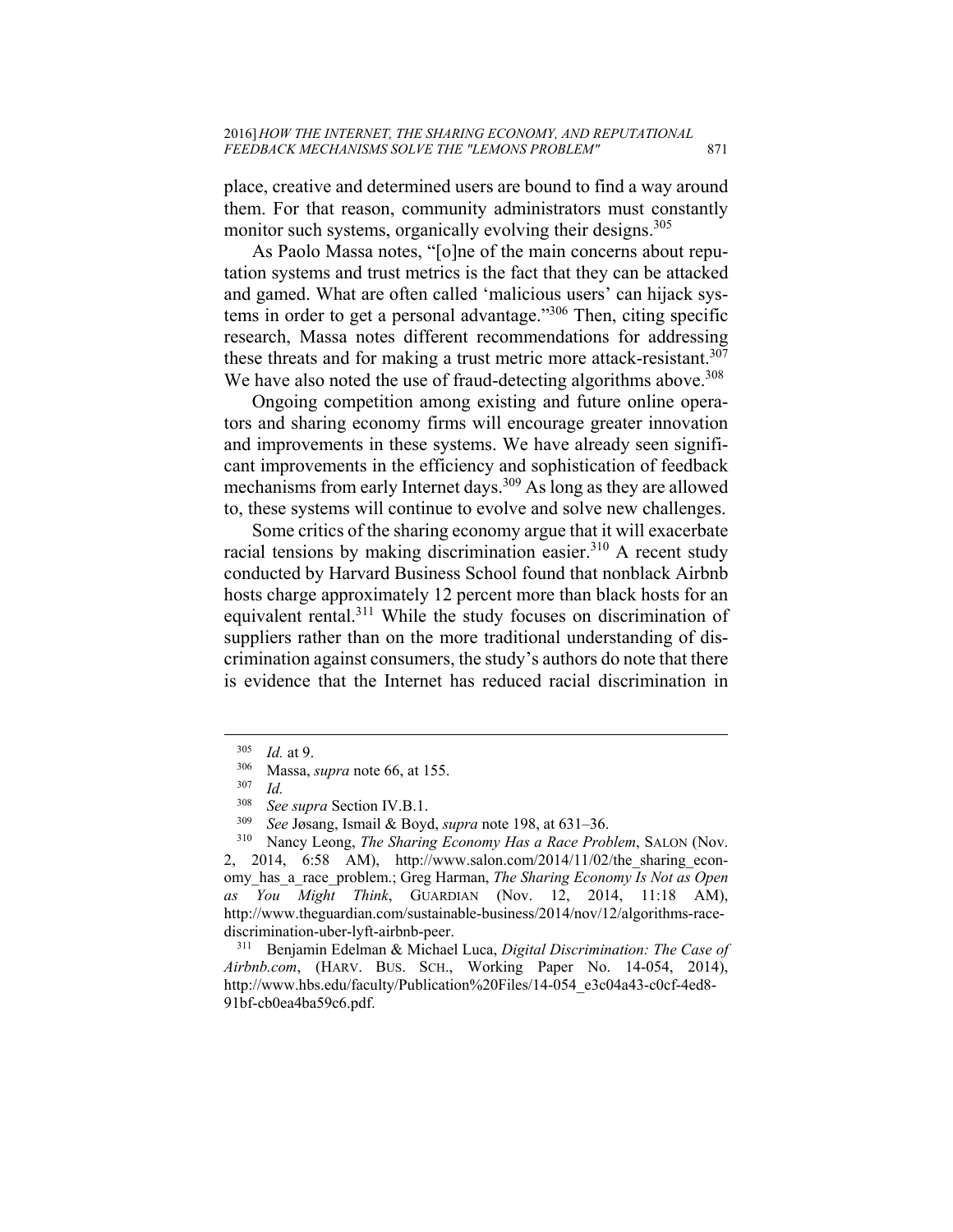place, creative and determined users are bound to find a way around them. For that reason, community administrators must constantly monitor such systems, organically evolving their designs.[305]

As Paolo Massa notes, "[o]ne of the main concerns about reputation systems and trust metrics is the fact that they can be attacked and gamed. What are often called 'malicious users' can hijack systems in order to get a personal advantage."[306] Then, citing specific research, Massa notes different recommendations for addressing these threats and for making a trust metric more attack-resistant.[307] We have also noted the use of fraud-detecting algorithms above.[308]

Ongoing competition among existing and future online operators and sharing economy firms will encourage greater innovation and improvements in these systems. We have already seen significant improvements in the efficiency and sophistication of feedback mechanisms from early Internet days.[309] As long as they are allowed to, these systems will continue to evolve and solve new challenges.

Some critics of the sharing economy argue that it will exacerbate racial tensions by making discrimination easier.[310] A recent study conducted by Harvard Business School found that nonblack Airbnb hosts charge approximately 12 percent more than black hosts for an equivalent rental.[311] While the study focuses on discrimination of suppliers rather than on the more traditional understanding of discrimination against consumers, the study's authors do note that there is evidence that the Internet has reduced racial discrimination in

---

[305] *Id.* at 9.

[306] Massa, *supra* note 66, at 155.

[307] *Id.*

[308] *See supra* Section IV.B.1.

[309] *See* Jøsang, Ismail & Boyd, *supra* note 198, at 631–36.

[310] Nancy Leong, *The Sharing Economy Has a Race Problem*, SALON (Nov. 2, 2014, 6:58 AM), http://www.salon.com/2014/11/02/the_sharing_economy_has_a_race_problem.; Greg Harman, *The Sharing Economy Is Not as Open as You Might Think*, GUARDIAN (Nov. 12, 2014, 11:18 AM), http://www.theguardian.com/sustainable-business/2014/nov/12/algorithms-race-discrimination-uber-lyft-airbnb-peer.

[311] Benjamin Edelman & Michael Luca, *Digital Discrimination: The Case of Airbnb.com*, (HARV. BUS. SCH., Working Paper No. 14-054, 2014), http://www.hbs.edu/faculty/Publication%20Files/14-054_e3c04a43-c0cf-4ed8-91bf-cb0ea4ba59c6.pdf.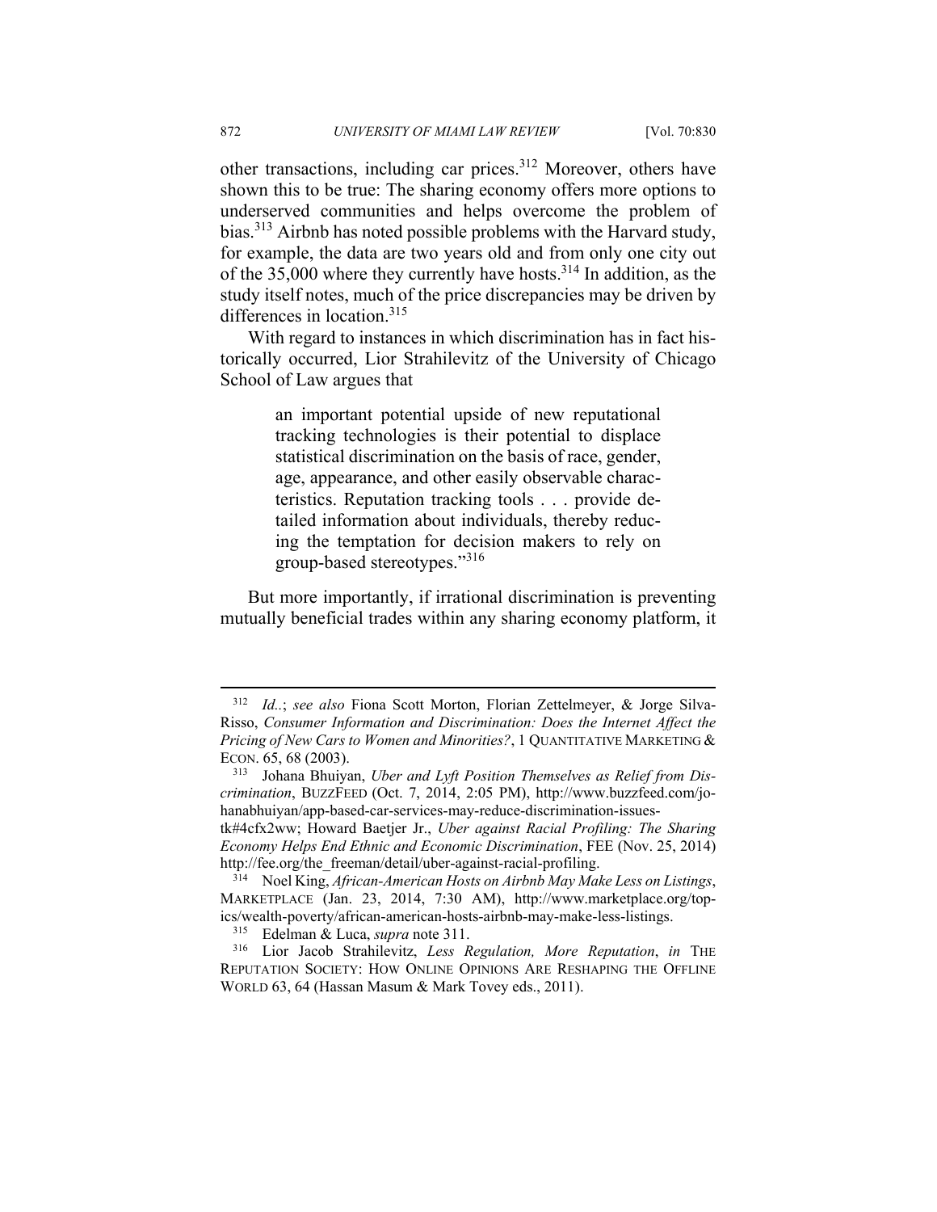other transactions, including car prices.[312] Moreover, others have shown this to be true: The sharing economy offers more options to underserved communities and helps overcome the problem of bias.[313] Airbnb has noted possible problems with the Harvard study, for example, the data are two years old and from only one city out of the 35,000 where they currently have hosts.[314] In addition, as the study itself notes, much of the price discrepancies may be driven by differences in location.[315]

With regard to instances in which discrimination has in fact historically occurred, Lior Strahilevitz of the University of Chicago School of Law argues that

> an important potential upside of new reputational tracking technologies is their potential to displace statistical discrimination on the basis of race, gender, age, appearance, and other easily observable characteristics. Reputation tracking tools . . . provide detailed information about individuals, thereby reducing the temptation for decision makers to rely on group-based stereotypes."[316]

But more importantly, if irrational discrimination is preventing mutually beneficial trades within any sharing economy platform, it

---

[312] *Id.*.; *see also* Fiona Scott Morton, Florian Zettelmeyer, & Jorge Silva-Risso, *Consumer Information and Discrimination: Does the Internet Affect the Pricing of New Cars to Women and Minorities?*, 1 QUANTITATIVE MARKETING & ECON. 65, 68 (2003).

[313] Johana Bhuiyan, *Uber and Lyft Position Themselves as Relief from Discrimination*, BUZZFEED (Oct. 7, 2014, 2:05 PM), http://www.buzzfeed.com/johanabhuiyan/app-based-car-services-may-reduce-discrimination-issues-tk#4cfx2ww; Howard Baetjer Jr., *Uber against Racial Profiling: The Sharing Economy Helps End Ethnic and Economic Discrimination*, FEE (Nov. 25, 2014) http://fee.org/the_freeman/detail/uber-against-racial-profiling.

[314] Noel King, *African-American Hosts on Airbnb May Make Less on Listings*, MARKETPLACE (Jan. 23, 2014, 7:30 AM), http://www.marketplace.org/topics/wealth-poverty/african-american-hosts-airbnb-may-make-less-listings.

[315] Edelman & Luca, *supra* note 311.

[316] Lior Jacob Strahilevitz, *Less Regulation, More Reputation*, *in* THE REPUTATION SOCIETY: HOW ONLINE OPINIONS ARE RESHAPING THE OFFLINE WORLD 63, 64 (Hassan Masum & Mark Tovey eds., 2011).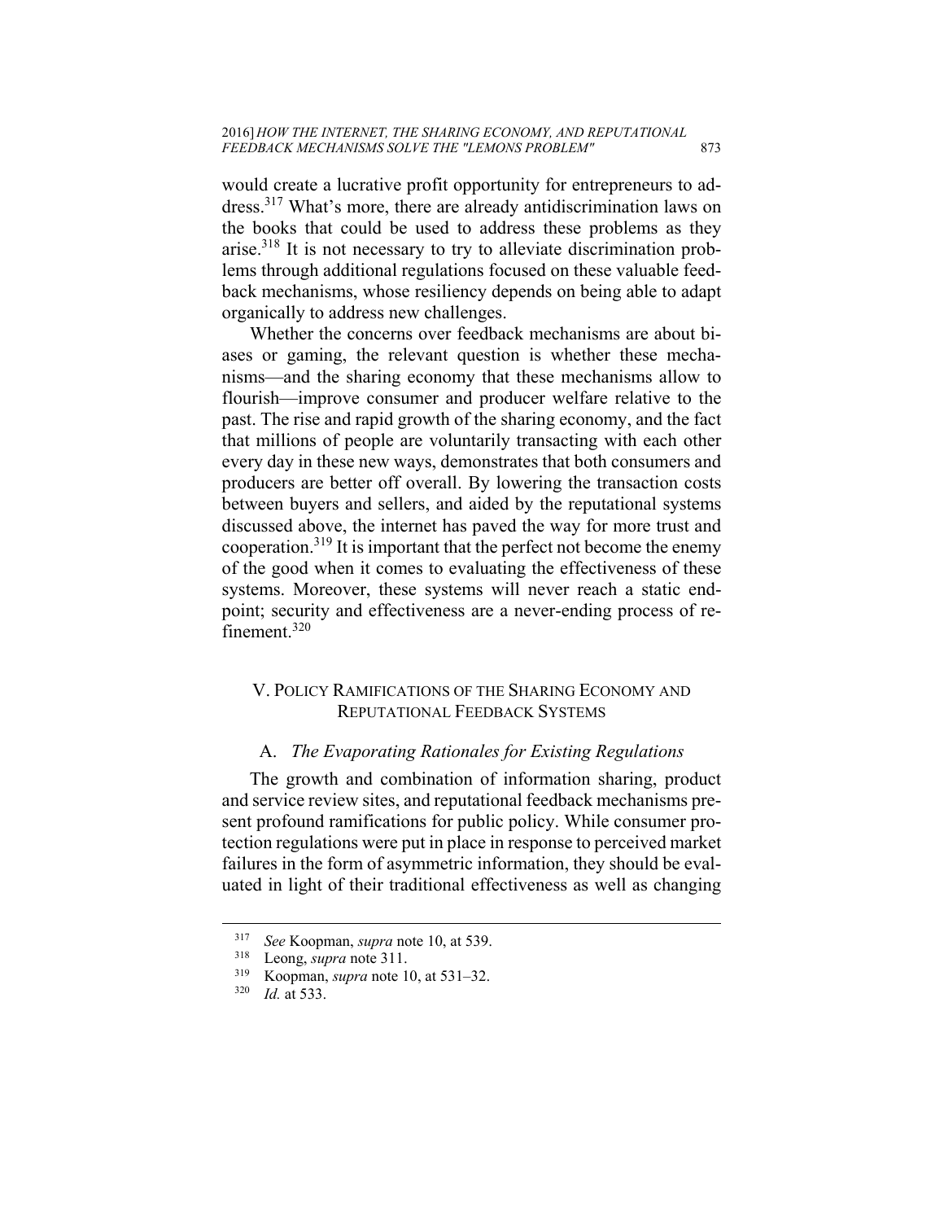would create a lucrative profit opportunity for entrepreneurs to address.[317] What's more, there are already antidiscrimination laws on the books that could be used to address these problems as they arise.[318] It is not necessary to try to alleviate discrimination problems through additional regulations focused on these valuable feedback mechanisms, whose resiliency depends on being able to adapt organically to address new challenges.

Whether the concerns over feedback mechanisms are about biases or gaming, the relevant question is whether these mechanisms—and the sharing economy that these mechanisms allow to flourish—improve consumer and producer welfare relative to the past. The rise and rapid growth of the sharing economy, and the fact that millions of people are voluntarily transacting with each other every day in these new ways, demonstrates that both consumers and producers are better off overall. By lowering the transaction costs between buyers and sellers, and aided by the reputational systems discussed above, the internet has paved the way for more trust and cooperation.[319] It is important that the perfect not become the enemy of the good when it comes to evaluating the effectiveness of these systems. Moreover, these systems will never reach a static endpoint; security and effectiveness are a never-ending process of refinement.[320]

## V. Policy Ramifications of the Sharing Economy and Reputational Feedback Systems

### A. *The Evaporating Rationales for Existing Regulations*

The growth and combination of information sharing, product and service review sites, and reputational feedback mechanisms present profound ramifications for public policy. While consumer protection regulations were put in place in response to perceived market failures in the form of asymmetric information, they should be evaluated in light of their traditional effectiveness as well as changing

---

[317] *See* Koopman, *supra* note 10, at 539.

[318] Leong, *supra* note 311.

[319] Koopman, *supra* note 10, at 531–32.

[320] *Id.* at 533.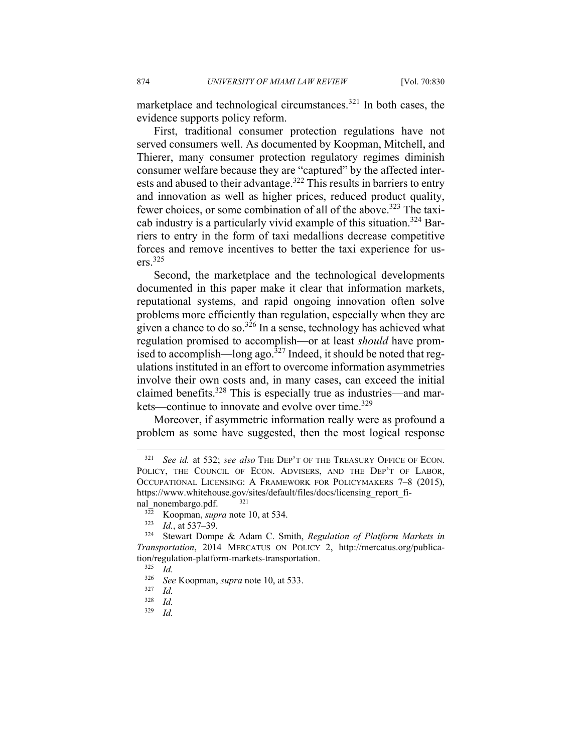marketplace and technological circumstances.[321] In both cases, the evidence supports policy reform.

First, traditional consumer protection regulations have not served consumers well. As documented by Koopman, Mitchell, and Thierer, many consumer protection regulatory regimes diminish consumer welfare because they are "captured" by the affected interests and abused to their advantage.[322] This results in barriers to entry and innovation as well as higher prices, reduced product quality, fewer choices, or some combination of all of the above.[323] The taxicab industry is a particularly vivid example of this situation.[324] Barriers to entry in the form of taxi medallions decrease competitive forces and remove incentives to better the taxi experience for users.[325]

Second, the marketplace and the technological developments documented in this paper make it clear that information markets, reputational systems, and rapid ongoing innovation often solve problems more efficiently than regulation, especially when they are given a chance to do so.[326] In a sense, technology has achieved what regulation promised to accomplish—or at least *should* have promised to accomplish—long ago.[327] Indeed, it should be noted that regulations instituted in an effort to overcome information asymmetries involve their own costs and, in many cases, can exceed the initial claimed benefits.[328] This is especially true as industries—and markets—continue to innovate and evolve over time.[329]

Moreover, if asymmetric information really were as profound a problem as some have suggested, then the most logical response

---

[321] *See id.* at 532; *see also* THE DEP'T OF THE TREASURY OFFICE OF ECON. POLICY, THE COUNCIL OF ECON. ADVISERS, AND THE DEP'T OF LABOR, OCCUPATIONAL LICENSING: A FRAMEWORK FOR POLICYMAKERS 7–8 (2015), https://www.whitehouse.gov/sites/default/files/docs/licensing_report_final_nonembargo.pdf. [321]

[322] Koopman, *supra* note 10, at 534.

[323] *Id.*, at 537–39.

[324] Stewart Dompe & Adam C. Smith, *Regulation of Platform Markets in Transportation*, 2014 MERCATUS ON POLICY 2, http://mercatus.org/publication/regulation-platform-markets-transportation.

[325] *Id.*

[326] *See* Koopman, *supra* note 10, at 533.

[327] *Id.*

[328] *Id.*

[329] *Id.*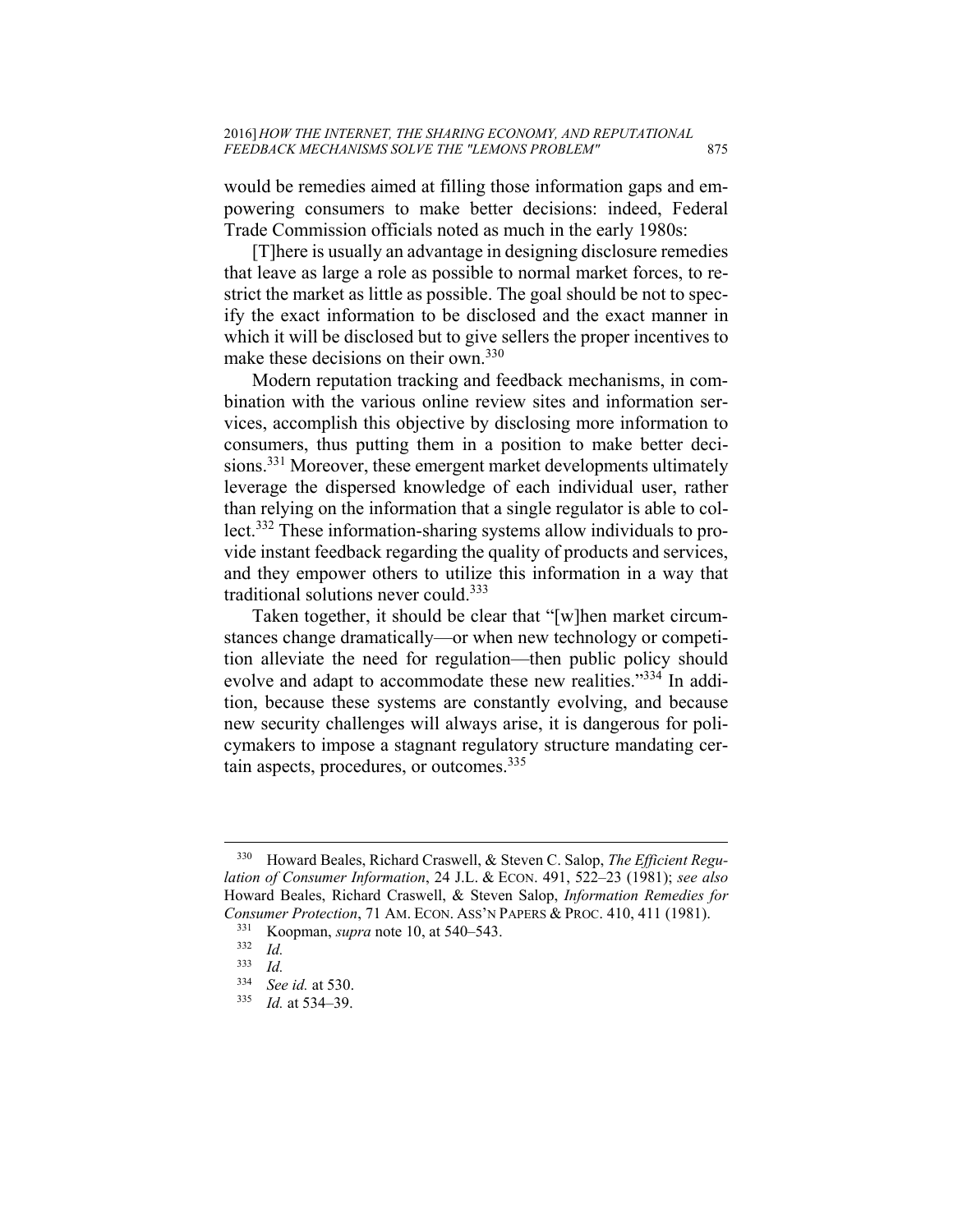would be remedies aimed at filling those information gaps and empowering consumers to make better decisions: indeed, Federal Trade Commission officials noted as much in the early 1980s:

> [T]here is usually an advantage in designing disclosure remedies that leave as large a role as possible to normal market forces, to restrict the market as little as possible. The goal should be not to specify the exact information to be disclosed and the exact manner in which it will be disclosed but to give sellers the proper incentives to make these decisions on their own.[330]

Modern reputation tracking and feedback mechanisms, in combination with the various online review sites and information services, accomplish this objective by disclosing more information to consumers, thus putting them in a position to make better decisions.[331] Moreover, these emergent market developments ultimately leverage the dispersed knowledge of each individual user, rather than relying on the information that a single regulator is able to collect.[332] These information-sharing systems allow individuals to provide instant feedback regarding the quality of products and services, and they empower others to utilize this information in a way that traditional solutions never could.[333]

Taken together, it should be clear that "[w]hen market circumstances change dramatically—or when new technology or competition alleviate the need for regulation—then public policy should evolve and adapt to accommodate these new realities."[334] In addition, because these systems are constantly evolving, and because new security challenges will always arise, it is dangerous for policymakers to impose a stagnant regulatory structure mandating certain aspects, procedures, or outcomes.[335]

---

[330] Howard Beales, Richard Craswell, & Steven C. Salop, *The Efficient Regulation of Consumer Information*, 24 J.L. & ECON. 491, 522–23 (1981); *see also* Howard Beales, Richard Craswell, & Steven Salop, *Information Remedies for Consumer Protection*, 71 AM. ECON. ASS'N PAPERS & PROC. 410, 411 (1981).

[331] Koopman, *supra* note 10, at 540–543.

[332] *Id.*

[333] *Id.*

[334] *See id.* at 530.

[335] *Id.* at 534–39.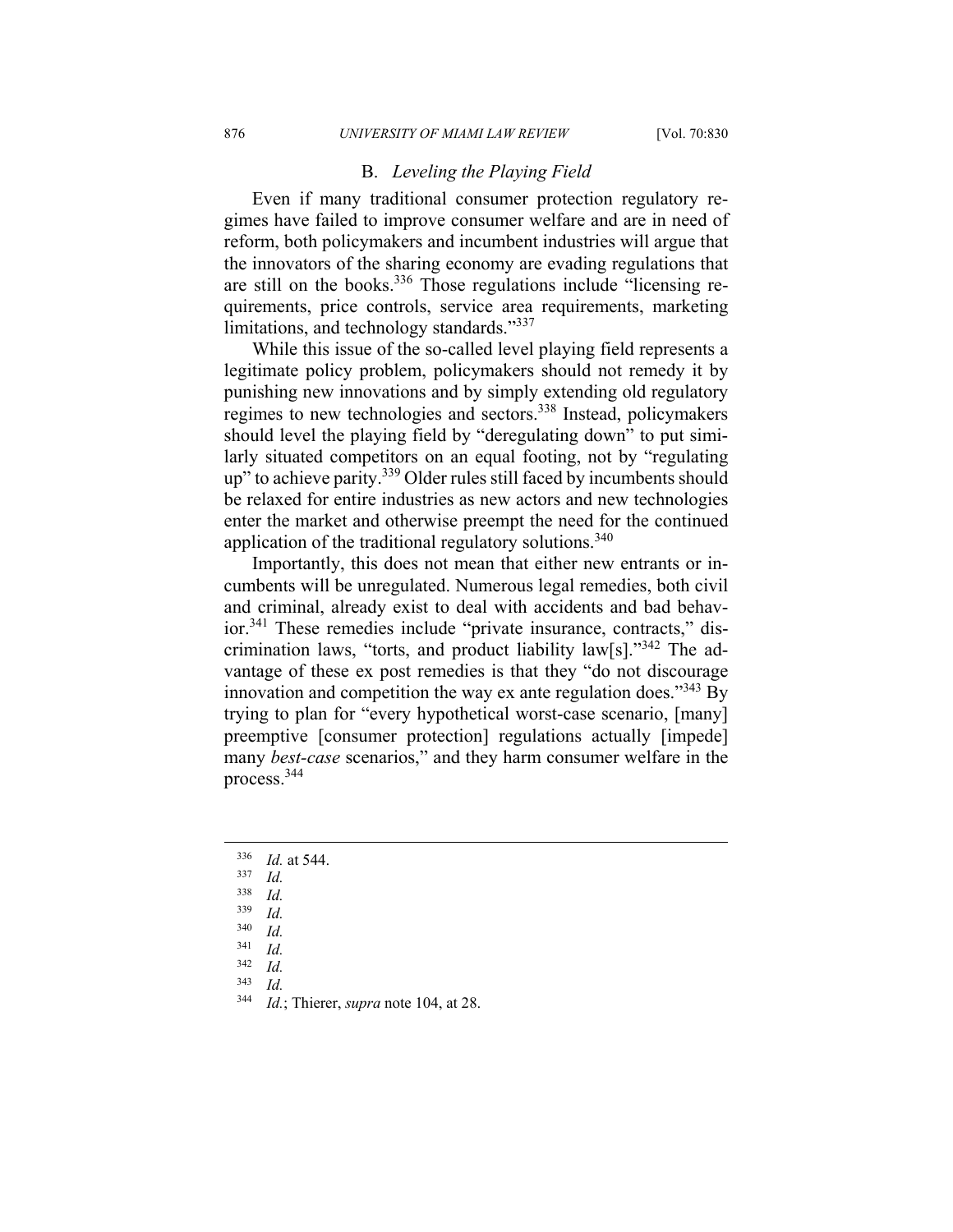### B. *Leveling the Playing Field*

Even if many traditional consumer protection regulatory regimes have failed to improve consumer welfare and are in need of reform, both policymakers and incumbent industries will argue that the innovators of the sharing economy are evading regulations that are still on the books.[336] Those regulations include "licensing requirements, price controls, service area requirements, marketing limitations, and technology standards."[337]

While this issue of the so-called level playing field represents a legitimate policy problem, policymakers should not remedy it by punishing new innovations and by simply extending old regulatory regimes to new technologies and sectors.[338] Instead, policymakers should level the playing field by "deregulating down" to put similarly situated competitors on an equal footing, not by "regulating up" to achieve parity.[339] Older rules still faced by incumbents should be relaxed for entire industries as new actors and new technologies enter the market and otherwise preempt the need for the continued application of the traditional regulatory solutions.[340]

Importantly, this does not mean that either new entrants or incumbents will be unregulated. Numerous legal remedies, both civil and criminal, already exist to deal with accidents and bad behavior.[341] These remedies include "private insurance, contracts," discrimination laws, "torts, and product liability law[s]."[342] The advantage of these ex post remedies is that they "do not discourage innovation and competition the way ex ante regulation does."[343] By trying to plan for "every hypothetical worst-case scenario, [many] preemptive [consumer protection] regulations actually [impede] many *best-case* scenarios," and they harm consumer welfare in the process.[344]

---

[336] *Id.* at 544.
[337] *Id.*
[338] *Id.*
[339] *Id.*
[340] *Id.*
[341] *Id.*
[342] *Id.*
[343] *Id.*
[344] *Id.*; Thierer, *supra* note 104, at 28.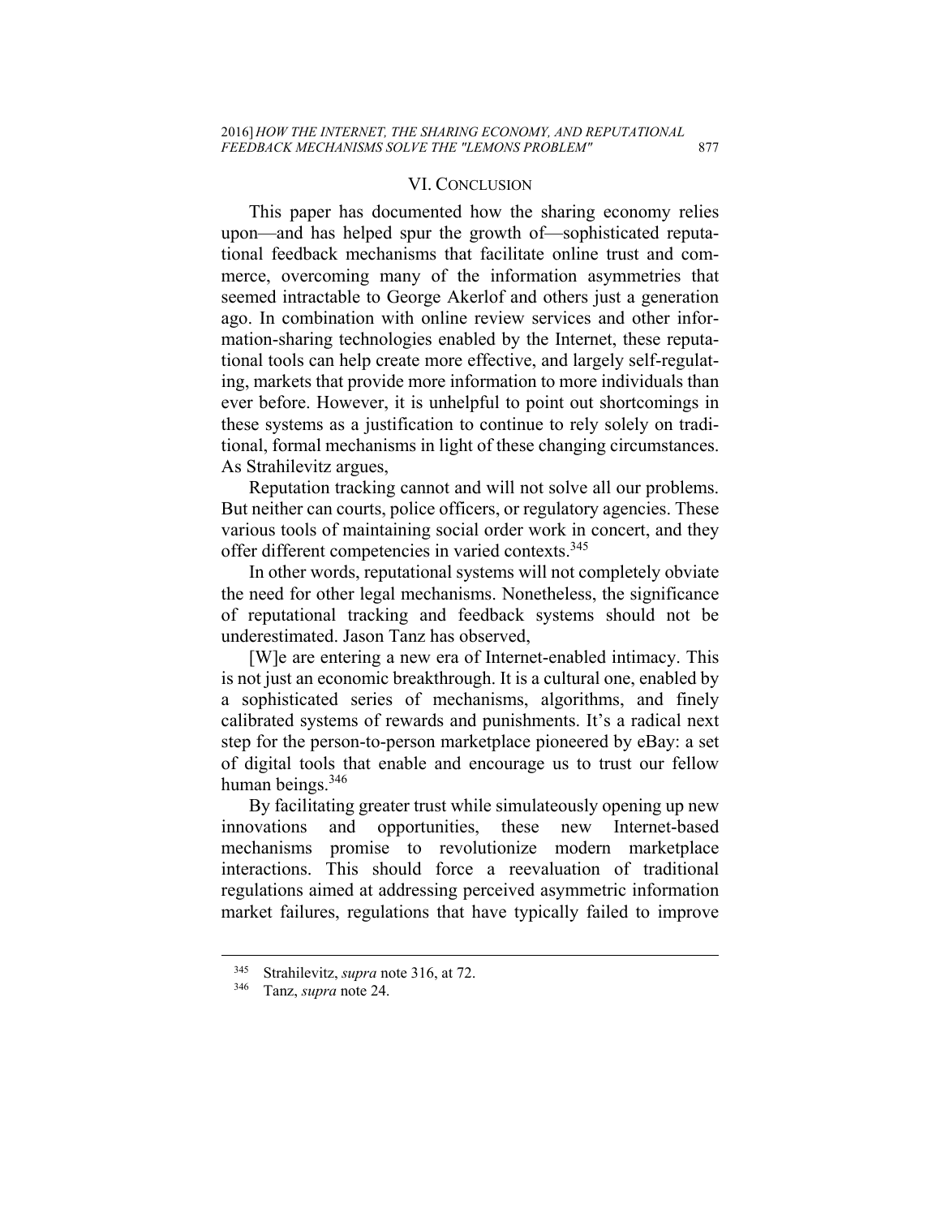## VI. Conclusion

This paper has documented how the sharing economy relies upon—and has helped spur the growth of—sophisticated reputational feedback mechanisms that facilitate online trust and commerce, overcoming many of the information asymmetries that seemed intractable to George Akerlof and others just a generation ago. In combination with online review services and other information-sharing technologies enabled by the Internet, these reputational tools can help create more effective, and largely self-regulating, markets that provide more information to more individuals than ever before. However, it is unhelpful to point out shortcomings in these systems as a justification to continue to rely solely on traditional, formal mechanisms in light of these changing circumstances. As Strahilevitz argues,

Reputation tracking cannot and will not solve all our problems. But neither can courts, police officers, or regulatory agencies. These various tools of maintaining social order work in concert, and they offer different competencies in varied contexts.[345]

In other words, reputational systems will not completely obviate the need for other legal mechanisms. Nonetheless, the significance of reputational tracking and feedback systems should not be underestimated. Jason Tanz has observed,

[W]e are entering a new era of Internet-enabled intimacy. This is not just an economic breakthrough. It is a cultural one, enabled by a sophisticated series of mechanisms, algorithms, and finely calibrated systems of rewards and punishments. It's a radical next step for the person-to-person marketplace pioneered by eBay: a set of digital tools that enable and encourage us to trust our fellow human beings.[346]

By facilitating greater trust while simulateously opening up new innovations and opportunities, these new Internet-based mechanisms promise to revolutionize modern marketplace interactions. This should force a reevaluation of traditional regulations aimed at addressing perceived asymmetric information market failures, regulations that have typically failed to improve

---

345 Strahilevitz, *supra* note 316, at 72.

346 Tanz, *supra* note 24.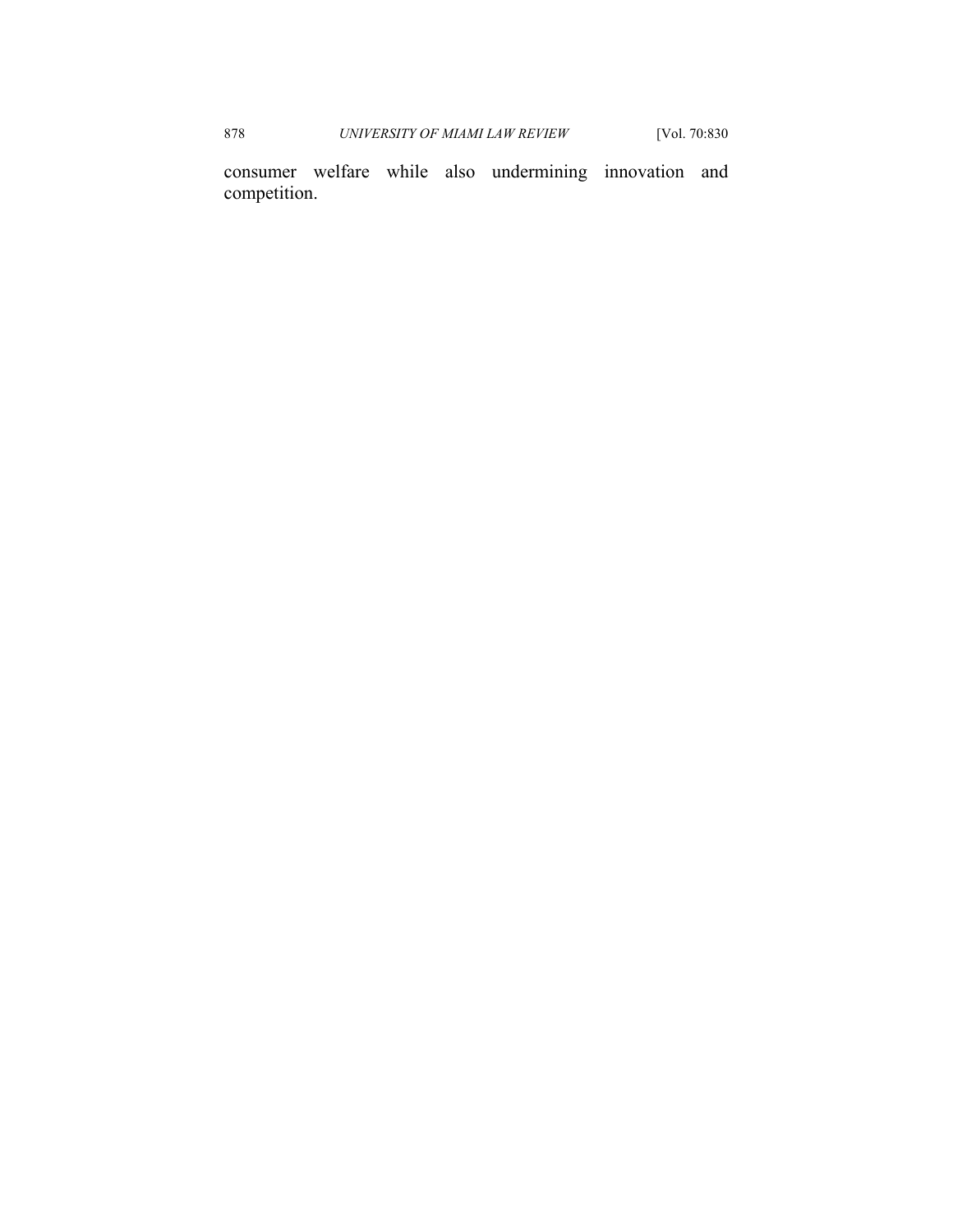consumer welfare while also undermining innovation and competition.